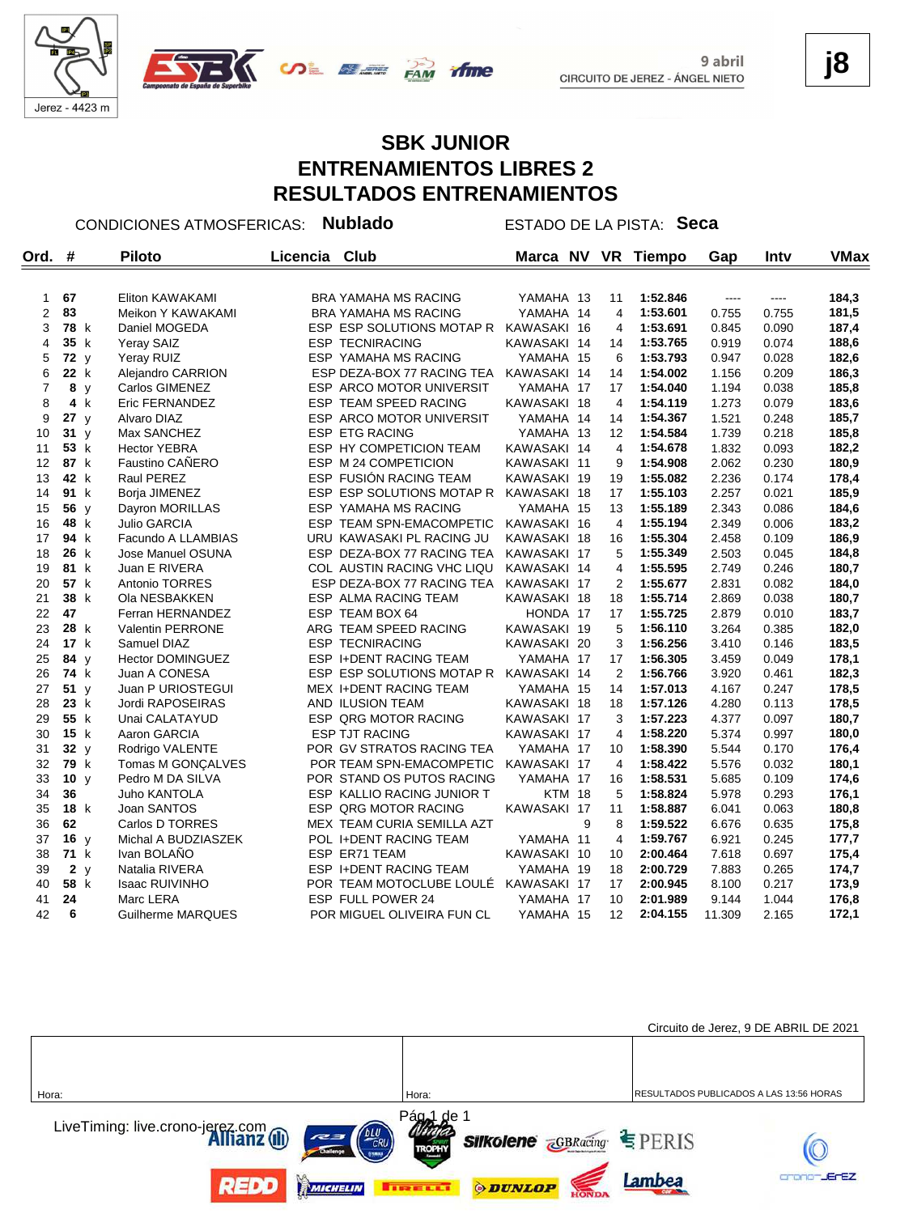Jerez - 4423 m

9 abril
CIRCUITO DE JEREZ - ÁNGEL NIETO

**j8**

# SBK JUNIOR
# ENTRENAMIENTOS LIBRES 2
# RESULTADOS ENTRENAMIENTOS

CONDICIONES ATMOSFERICAS: **Nublado** ESTADO DE LA PISTA: **Seca**

| Ord. | # | | Piloto | Licencia | Club | Marca | NV | VR | Tiempo | Gap | Intv | VMax |
|---|---|---|---|---|---|---|---|---|---|---|---|---|
| 1 | 67 | | Eliton KAWAKAMI | BRA | YAMAHA MS RACING | YAMAHA | 13 | 11 | 1:52.846 | ---- | ---- | 184,3 |
| 2 | 83 | | Meikon Y KAWAKAMI | BRA | YAMAHA MS RACING | YAMAHA | 14 | 4 | 1:53.601 | 0.755 | 0.755 | 181,5 |
| 3 | 78 | k | Daniel MOGEDA | ESP | ESP SOLUTIONS MOTAP R | KAWASAKI | 16 | 4 | 1:53.691 | 0.845 | 0.090 | 187,4 |
| 4 | 35 | k | Yeray SAIZ | ESP | TECNIRACING | KAWASAKI | 14 | 14 | 1:53.765 | 0.919 | 0.074 | 188,6 |
| 5 | 72 | y | Yeray RUIZ | ESP | YAMAHA MS RACING | YAMAHA | 15 | 6 | 1:53.793 | 0.947 | 0.028 | 182,6 |
| 6 | 22 | k | Alejandro CARRION | ESP | DEZA-BOX 77 RACING TEA | KAWASAKI | 14 | 14 | 1:54.002 | 1.156 | 0.209 | 186,3 |
| 7 | 8 | y | Carlos GIMENEZ | ESP | ARCO MOTOR UNIVERSIT | YAMAHA | 17 | 17 | 1:54.040 | 1.194 | 0.038 | 185,8 |
| 8 | 4 | k | Eric FERNANDEZ | ESP | TEAM SPEED RACING | KAWASAKI | 18 | 4 | 1:54.119 | 1.273 | 0.079 | 183,6 |
| 9 | 27 | y | Alvaro DIAZ | ESP | ARCO MOTOR UNIVERSIT | YAMAHA | 14 | 14 | 1:54.367 | 1.521 | 0.248 | 185,7 |
| 10 | 31 | y | Max SANCHEZ | ESP | ETG RACING | YAMAHA | 13 | 12 | 1:54.584 | 1.739 | 0.218 | 185,8 |
| 11 | 53 | k | Hector YEBRA | ESP | HY COMPETICION TEAM | KAWASAKI | 14 | 4 | 1:54.678 | 1.832 | 0.093 | 182,2 |
| 12 | 87 | k | Faustino CAÑERO | ESP | M 24 COMPETICION | KAWASAKI | 11 | 9 | 1:54.908 | 2.062 | 0.230 | 180,9 |
| 13 | 42 | k | Raul PEREZ | ESP | FUSIÓN RACING TEAM | KAWASAKI | 19 | 19 | 1:55.082 | 2.236 | 0.174 | 178,4 |
| 14 | 91 | k | Borja JIMENEZ | ESP | ESP SOLUTIONS MOTAP R | KAWASAKI | 18 | 17 | 1:55.103 | 2.257 | 0.021 | 185,9 |
| 15 | 56 | y | Dayron MORILLAS | ESP | YAMAHA MS RACING | YAMAHA | 15 | 13 | 1:55.189 | 2.343 | 0.086 | 184,6 |
| 16 | 48 | k | Julio GARCIA | ESP | TEAM SPN-EMACOMPETIC | KAWASAKI | 16 | 4 | 1:55.194 | 2.349 | 0.006 | 183,2 |
| 17 | 94 | k | Facundo A LLAMBIAS | URU | KAWASAKI PL RACING JU | KAWASAKI | 18 | 16 | 1:55.304 | 2.458 | 0.109 | 186,9 |
| 18 | 26 | k | Jose Manuel OSUNA | ESP | DEZA-BOX 77 RACING TEA | KAWASAKI | 17 | 5 | 1:55.349 | 2.503 | 0.045 | 184,8 |
| 19 | 81 | k | Juan E RIVERA | COL | AUSTIN RACING VHC LIQU | KAWASAKI | 14 | 4 | 1:55.595 | 2.749 | 0.246 | 180,7 |
| 20 | 57 | k | Antonio TORRES | ESP | DEZA-BOX 77 RACING TEA | KAWASAKI | 17 | 2 | 1:55.677 | 2.831 | 0.082 | 184,0 |
| 21 | 38 | k | Ola NESBAKKEN | ESP | ALMA RACING TEAM | KAWASAKI | 18 | 18 | 1:55.714 | 2.869 | 0.038 | 180,7 |
| 22 | 47 | | Ferran HERNANDEZ | ESP | TEAM BOX 64 | HONDA | 17 | 17 | 1:55.725 | 2.879 | 0.010 | 183,7 |
| 23 | 28 | k | Valentin PERRONE | ARG | TEAM SPEED RACING | KAWASAKI | 19 | 5 | 1:56.110 | 3.264 | 0.385 | 182,0 |
| 24 | 17 | k | Samuel DIAZ | ESP | TECNIRACING | KAWASAKI | 20 | 3 | 1:56.256 | 3.410 | 0.146 | 183,5 |
| 25 | 84 | y | Hector DOMINGUEZ | ESP | I+DENT RACING TEAM | YAMAHA | 17 | 17 | 1:56.305 | 3.459 | 0.049 | 178,1 |
| 26 | 74 | k | Juan A CONESA | ESP | ESP SOLUTIONS MOTAP R | KAWASAKI | 14 | 2 | 1:56.766 | 3.920 | 0.461 | 182,3 |
| 27 | 51 | y | Juan P URIOSTEGUI | MEX | I+DENT RACING TEAM | YAMAHA | 15 | 14 | 1:57.013 | 4.167 | 0.247 | 178,5 |
| 28 | 23 | k | Jordi RAPOSEIRAS | AND | ILUSION TEAM | KAWASAKI | 18 | 18 | 1:57.126 | 4.280 | 0.113 | 178,5 |
| 29 | 55 | k | Unai CALATAYUD | ESP | QRG MOTOR RACING | KAWASAKI | 17 | 3 | 1:57.223 | 4.377 | 0.097 | 180,7 |
| 30 | 15 | k | Aaron GARCIA | ESP | TJT RACING | KAWASAKI | 17 | 4 | 1:58.220 | 5.374 | 0.997 | 180,0 |
| 31 | 32 | y | Rodrigo VALENTE | POR | GV STRATOS RACING TEA | YAMAHA | 17 | 10 | 1:58.390 | 5.544 | 0.170 | 176,4 |
| 32 | 79 | k | Tomas M GONÇALVES | POR | TEAM SPN-EMACOMPETIC | KAWASAKI | 17 | 4 | 1:58.422 | 5.576 | 0.032 | 180,1 |
| 33 | 10 | y | Pedro M DA SILVA | POR | STAND OS PUTOS RACING | YAMAHA | 17 | 16 | 1:58.531 | 5.685 | 0.109 | 174,6 |
| 34 | 36 | | Juho KANTOLA | ESP | KALLIO RACING JUNIOR T | KTM | 18 | 5 | 1:58.824 | 5.978 | 0.293 | 176,1 |
| 35 | 18 | k | Joan SANTOS | ESP | QRG MOTOR RACING | KAWASAKI | 17 | 11 | 1:58.887 | 6.041 | 0.063 | 180,8 |
| 36 | 62 | | Carlos D TORRES | MEX | TEAM CURIA SEMILLA AZT | | 9 | 8 | 1:59.522 | 6.676 | 0.635 | 175,8 |
| 37 | 16 | y | Michal A BUDZIASZEK | POL | I+DENT RACING TEAM | YAMAHA | 11 | 4 | 1:59.767 | 6.921 | 0.245 | 177,7 |
| 38 | 71 | k | Ivan BOLAÑO | ESP | ER71 TEAM | KAWASAKI | 10 | 10 | 2:00.464 | 7.618 | 0.697 | 175,4 |
| 39 | 2 | y | Natalia RIVERA | ESP | I+DENT RACING TEAM | YAMAHA | 19 | 18 | 2:00.729 | 7.883 | 0.265 | 174,7 |
| 40 | 58 | k | Isaac RUIVINHO | POR | TEAM MOTOCLUBE LOULÉ | KAWASAKI | 17 | 17 | 2:00.945 | 8.100 | 0.217 | 173,9 |
| 41 | 24 | | Marc LERA | ESP | FULL POWER 24 | YAMAHA | 17 | 10 | 2:01.989 | 9.144 | 1.044 | 176,8 |
| 42 | 6 | | Guilherme MARQUES | POR | MIGUEL OLIVEIRA FUN CL | YAMAHA | 15 | 12 | 2:04.155 | 11.309 | 2.165 | 172,1 |

Circuito de Jerez, 9 DE ABRIL DE 2021

| Hora: | Hora: | RESULTADOS PUBLICADOS A LAS 13:56 HORAS |
|---|---|---|

LiveTiming: live.crono-jerez.com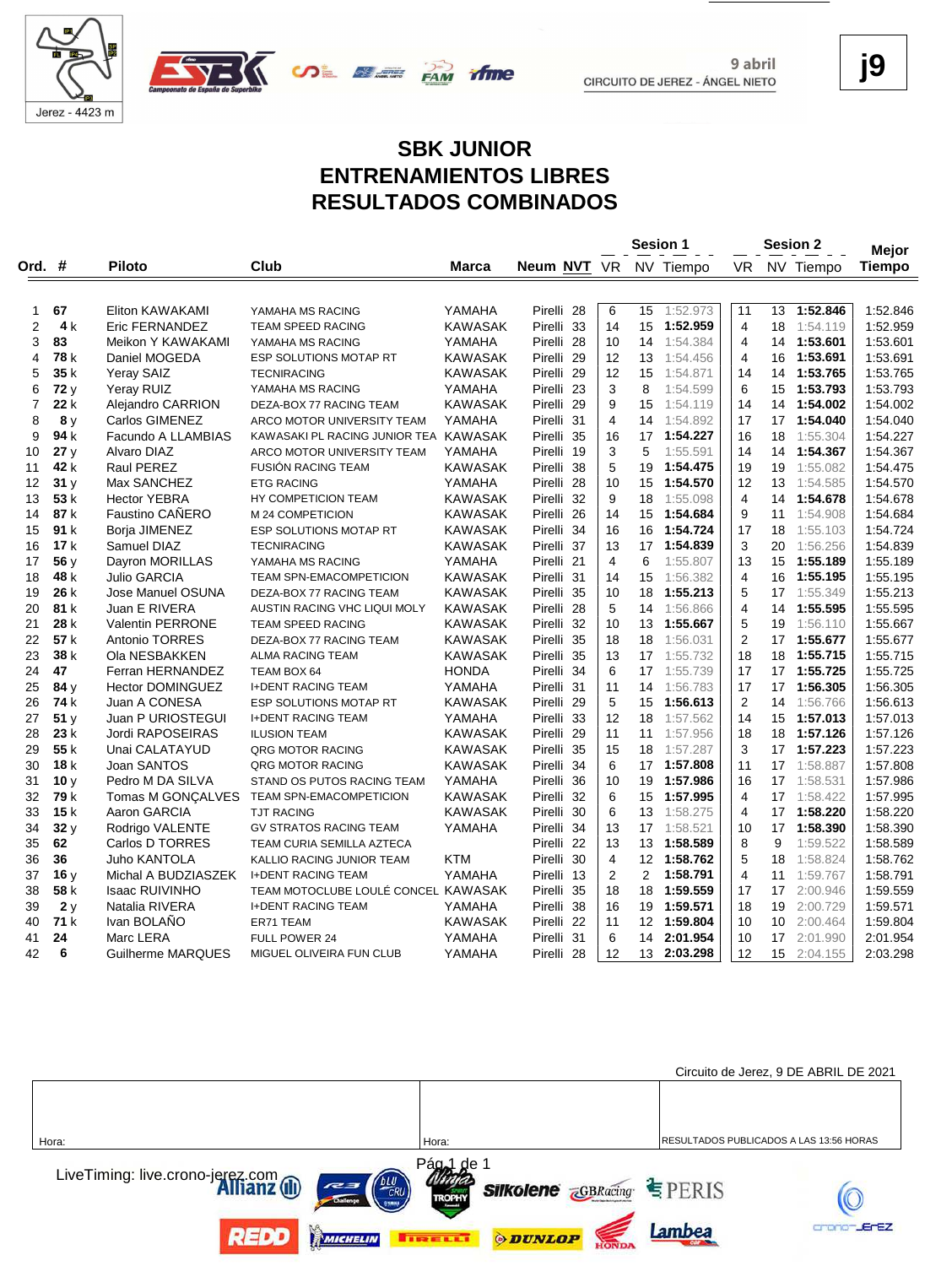Jerez - 4423 m

9 abril
CIRCUITO DE JEREZ - ÁNGEL NIETO

**j9**

# SBK JUNIOR
# ENTRENAMIENTOS LIBRES
# RESULTADOS COMBINADOS

| Ord. | # | Piloto | Club | Marca | Neum | NVT | Sesion 1 VR | Sesion 1 NV | Sesion 1 Tiempo | Sesion 2 VR | Sesion 2 NV | Sesion 2 Tiempo | Mejor Tiempo |
|---|---|---|---|---|---|---|---|---|---|---|---|---|---|
| 1 | 67 | Eliton KAWAKAMI | YAMAHA MS RACING | YAMAHA | Pirelli | 28 | 6 | 15 | 1:52.973 | 11 | 13 | **1:52.846** | 1:52.846 |
| 2 | 4 k | Eric FERNANDEZ | TEAM SPEED RACING | KAWASAK | Pirelli | 33 | 14 | 15 | **1:52.959** | 4 | 18 | 1:54.119 | 1:52.959 |
| 3 | 83 | Meikon Y KAWAKAMI | YAMAHA MS RACING | YAMAHA | Pirelli | 28 | 10 | 14 | 1:54.384 | 4 | 14 | **1:53.601** | 1:53.601 |
| 4 | 78 k | Daniel MOGEDA | ESP SOLUTIONS MOTAP RT | KAWASAK | Pirelli | 29 | 12 | 13 | 1:54.456 | 4 | 16 | **1:53.691** | 1:53.691 |
| 5 | 35 k | Yeray SAIZ | TECNIRACING | KAWASAK | Pirelli | 29 | 12 | 15 | 1:54.871 | 14 | 14 | **1:53.765** | 1:53.765 |
| 6 | 72 y | Yeray RUIZ | YAMAHA MS RACING | YAMAHA | Pirelli | 23 | 3 | 8 | 1:54.599 | 6 | 15 | **1:53.793** | 1:53.793 |
| 7 | 22 k | Alejandro CARRION | DEZA-BOX 77 RACING TEAM | KAWASAK | Pirelli | 29 | 9 | 15 | 1:54.119 | 14 | 14 | **1:54.002** | 1:54.002 |
| 8 | 8 y | Carlos GIMENEZ | ARCO MOTOR UNIVERSITY TEAM | YAMAHA | Pirelli | 31 | 4 | 14 | 1:54.892 | 17 | 17 | **1:54.040** | 1:54.040 |
| 9 | 94 k | Facundo A LLAMBIAS | KAWASAKI PL RACING JUNIOR TEA | KAWASAK | Pirelli | 35 | 16 | 17 | **1:54.227** | 16 | 18 | 1:55.304 | 1:54.227 |
| 10 | 27 y | Alvaro DIAZ | ARCO MOTOR UNIVERSITY TEAM | YAMAHA | Pirelli | 19 | 3 | 5 | 1:55.591 | 14 | 14 | **1:54.367** | 1:54.367 |
| 11 | 42 k | Raul PEREZ | FUSIÓN RACING TEAM | KAWASAK | Pirelli | 38 | 5 | 19 | **1:54.475** | 19 | 19 | 1:55.082 | 1:54.475 |
| 12 | 31 y | Max SANCHEZ | ETG RACING | YAMAHA | Pirelli | 28 | 10 | 15 | **1:54.570** | 12 | 13 | 1:54.585 | 1:54.570 |
| 13 | 53 k | Hector YEBRA | HY COMPETICION TEAM | KAWASAK | Pirelli | 32 | 9 | 18 | 1:55.098 | 4 | 14 | **1:54.678** | 1:54.678 |
| 14 | 87 k | Faustino CAÑERO | M 24 COMPETICION | KAWASAK | Pirelli | 26 | 14 | 15 | **1:54.684** | 9 | 11 | 1:54.908 | 1:54.684 |
| 15 | 91 k | Borja JIMENEZ | ESP SOLUTIONS MOTAP RT | KAWASAK | Pirelli | 34 | 16 | 16 | **1:54.724** | 17 | 18 | 1:55.103 | 1:54.724 |
| 16 | 17 k | Samuel DIAZ | TECNIRACING | KAWASAK | Pirelli | 37 | 13 | 17 | **1:54.839** | 3 | 20 | 1:56.256 | 1:54.839 |
| 17 | 56 y | Dayron MORILLAS | YAMAHA MS RACING | YAMAHA | Pirelli | 21 | 4 | 6 | 1:55.807 | 13 | 15 | **1:55.189** | 1:55.189 |
| 18 | 48 k | Julio GARCIA | TEAM SPN-EMACOMPETICION | KAWASAK | Pirelli | 31 | 14 | 15 | 1:56.382 | 4 | 16 | **1:55.195** | 1:55.195 |
| 19 | 26 k | Jose Manuel OSUNA | DEZA-BOX 77 RACING TEAM | KAWASAK | Pirelli | 35 | 10 | 18 | **1:55.213** | 5 | 17 | 1:55.349 | 1:55.213 |
| 20 | 81 k | Juan E RIVERA | AUSTIN RACING VHC LIQUI MOLY | KAWASAK | Pirelli | 28 | 5 | 14 | 1:56.866 | 4 | 14 | **1:55.595** | 1:55.595 |
| 21 | 28 k | Valentin PERRONE | TEAM SPEED RACING | KAWASAK | Pirelli | 32 | 10 | 13 | **1:55.667** | 5 | 19 | 1:56.110 | 1:55.667 |
| 22 | 57 k | Antonio TORRES | DEZA-BOX 77 RACING TEAM | KAWASAK | Pirelli | 35 | 18 | 18 | 1:56.031 | 2 | 17 | **1:55.677** | 1:55.677 |
| 23 | 38 k | Ola NESBAKKEN | ALMA RACING TEAM | KAWASAK | Pirelli | 35 | 13 | 17 | 1:55.732 | 18 | 18 | **1:55.715** | 1:55.715 |
| 24 | 47 | Ferran HERNANDEZ | TEAM BOX 64 | HONDA | Pirelli | 34 | 6 | 17 | 1:55.739 | 17 | 17 | **1:55.725** | 1:55.725 |
| 25 | 84 y | Hector DOMINGUEZ | I+DENT RACING TEAM | YAMAHA | Pirelli | 31 | 11 | 14 | 1:56.783 | 17 | 17 | **1:56.305** | 1:56.305 |
| 26 | 74 k | Juan A CONESA | ESP SOLUTIONS MOTAP RT | KAWASAK | Pirelli | 29 | 5 | 15 | **1:56.613** | 2 | 14 | 1:56.766 | 1:56.613 |
| 27 | 51 y | Juan P URIOSTEGUI | I+DENT RACING TEAM | YAMAHA | Pirelli | 33 | 12 | 18 | 1:57.562 | 14 | 15 | **1:57.013** | 1:57.013 |
| 28 | 23 k | Jordi RAPOSEIRAS | ILUSION TEAM | KAWASAK | Pirelli | 29 | 11 | 11 | 1:57.956 | 18 | 18 | **1:57.126** | 1:57.126 |
| 29 | 55 k | Unai CALATAYUD | QRG MOTOR RACING | KAWASAK | Pirelli | 35 | 15 | 18 | 1:57.287 | 3 | 17 | **1:57.223** | 1:57.223 |
| 30 | 18 k | Joan SANTOS | QRG MOTOR RACING | KAWASAK | Pirelli | 34 | 6 | 17 | **1:57.808** | 11 | 17 | 1:58.887 | 1:57.808 |
| 31 | 10 y | Pedro M DA SILVA | STAND OS PUTOS RACING TEAM | YAMAHA | Pirelli | 36 | 10 | 19 | **1:57.986** | 16 | 17 | 1:58.531 | 1:57.986 |
| 32 | 79 k | Tomas M GONÇALVES | TEAM SPN-EMACOMPETICION | KAWASAK | Pirelli | 32 | 6 | 15 | **1:57.995** | 4 | 17 | 1:58.422 | 1:57.995 |
| 33 | 15 k | Aaron GARCIA | TJT RACING | KAWASAK | Pirelli | 30 | 6 | 13 | 1:58.275 | 4 | 17 | **1:58.220** | 1:58.220 |
| 34 | 32 y | Rodrigo VALENTE | GV STRATOS RACING TEAM | YAMAHA | Pirelli | 34 | 13 | 17 | 1:58.521 | 10 | 17 | **1:58.390** | 1:58.390 |
| 35 | 62 | Carlos D TORRES | TEAM CURIA SEMILLA AZTECA | | Pirelli | 22 | 13 | 13 | **1:58.589** | 8 | 9 | 1:59.522 | 1:58.589 |
| 36 | 36 | Juho KANTOLA | KALLIO RACING JUNIOR TEAM | KTM | Pirelli | 30 | 4 | 12 | **1:58.762** | 5 | 18 | 1:58.824 | 1:58.762 |
| 37 | 16 y | Michal A BUDZIASZEK | I+DENT RACING TEAM | YAMAHA | Pirelli | 13 | 2 | 2 | **1:58.791** | 4 | 11 | 1:59.767 | 1:58.791 |
| 38 | 58 k | Isaac RUIVINHO | TEAM MOTOCLUBE LOULÉ CONCEL | KAWASAK | Pirelli | 35 | 18 | 18 | **1:59.559** | 17 | 17 | 2:00.946 | 1:59.559 |
| 39 | 2 y | Natalia RIVERA | I+DENT RACING TEAM | YAMAHA | Pirelli | 38 | 16 | 19 | **1:59.571** | 18 | 19 | 2:00.729 | 1:59.571 |
| 40 | 71 k | Ivan BOLAÑO | ER71 TEAM | KAWASAK | Pirelli | 22 | 11 | 12 | **1:59.804** | 10 | 10 | 2:00.464 | 1:59.804 |
| 41 | 24 | Marc LERA | FULL POWER 24 | YAMAHA | Pirelli | 31 | 6 | 14 | **2:01.954** | 10 | 17 | 2:01.990 | 2:01.954 |
| 42 | 6 | Guilherme MARQUES | MIGUEL OLIVEIRA FUN CLUB | YAMAHA | Pirelli | 28 | 12 | 13 | **2:03.298** | 12 | 15 | 2:04.155 | 2:03.298 |

Circuito de Jerez, 9 DE ABRIL DE 2021

| Hora: | Hora: | RESULTADOS PUBLICADOS A LAS 13:56 HORAS |
|---|---|---|

LiveTiming: live.crono-jerez.com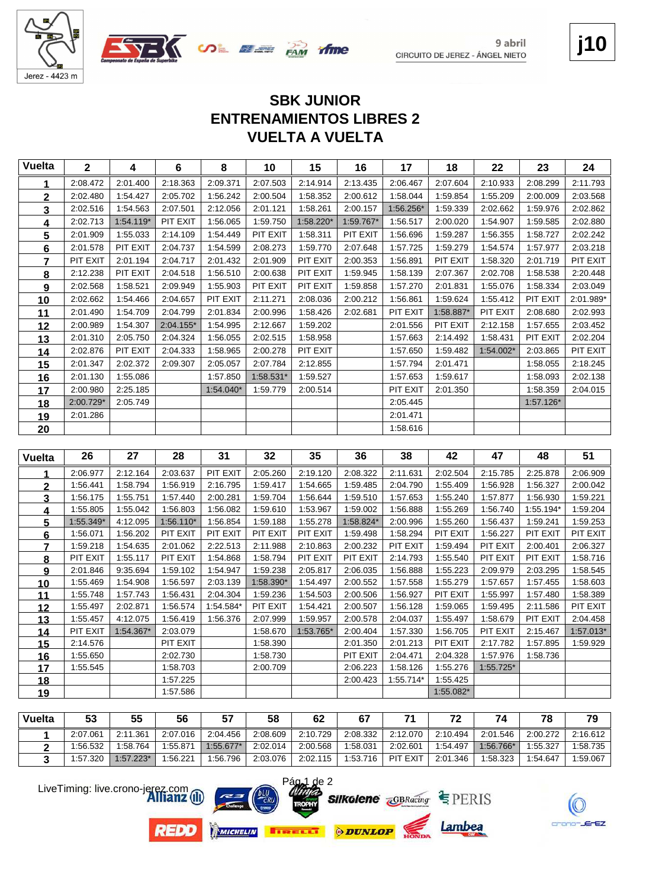9 abril
CIRCUITO DE JEREZ - ÁNGEL NIETO

Jerez - 4423 m

j10

# SBK JUNIOR
# ENTRENAMIENTOS LIBRES 2
# VUELTA A VUELTA

| Vuelta | 2 | 4 | 6 | 8 | 10 | 15 | 16 | 17 | 18 | 22 | 23 | 24 |
|---|---|---|---|---|---|---|---|---|---|---|---|---|
| 1 | 2:08.472 | 2:01.400 | 2:18.363 | 2:09.371 | 2:07.503 | 2:14.914 | 2:13.435 | 2:06.467 | 2:07.604 | 2:10.933 | 2:08.299 | 2:11.793 |
| 2 | 2:02.480 | 1:54.427 | 2:05.702 | 1:56.242 | 2:00.504 | 1:58.352 | 2:00.612 | 1:58.044 | 1:59.854 | 1:55.209 | 2:00.009 | 2:03.568 |
| 3 | 2:02.516 | 1:54.563 | 2:07.501 | 2:12.056 | 2:01.121 | 1:58.261 | 2:00.157 | 1:56.256* | 1:59.339 | 2:02.662 | 1:59.976 | 2:02.862 |
| 4 | 2:02.713 | 1:54.119* | PIT EXIT | 1:56.065 | 1:59.750 | 1:58.220* | 1:59.767* | 1:56.517 | 2:00.020 | 1:54.907 | 1:59.585 | 2:02.880 |
| 5 | 2:01.909 | 1:55.033 | 2:14.109 | 1:54.449 | PIT EXIT | 1:58.311 | PIT EXIT | 1:56.696 | 1:59.287 | 1:56.355 | 1:58.727 | 2:02.242 |
| 6 | 2:01.578 | PIT EXIT | 2:04.737 | 1:54.599 | 2:08.273 | 1:59.770 | 2:07.648 | 1:57.725 | 1:59.279 | 1:54.574 | 1:57.977 | 2:03.218 |
| 7 | PIT EXIT | 2:01.194 | 2:04.717 | 2:01.432 | 2:01.909 | PIT EXIT | 2:00.353 | 1:56.891 | PIT EXIT | 1:58.320 | 2:01.719 | PIT EXIT |
| 8 | 2:12.238 | PIT EXIT | 2:04.518 | 1:56.510 | 2:00.638 | PIT EXIT | 1:59.945 | 1:58.139 | 2:07.367 | 2:02.708 | 1:58.538 | 2:20.448 |
| 9 | 2:02.568 | 1:58.521 | 2:09.949 | 1:55.903 | PIT EXIT | PIT EXIT | 1:59.858 | 1:57.270 | 2:01.831 | 1:55.076 | 1:58.334 | 2:03.049 |
| 10 | 2:02.662 | 1:54.466 | 2:04.657 | PIT EXIT | 2:11.271 | 2:08.036 | 2:00.212 | 1:56.861 | 1:59.624 | 1:55.412 | PIT EXIT | 2:01.989* |
| 11 | 2:01.490 | 1:54.709 | 2:04.799 | 2:01.834 | 2:00.996 | 1:58.426 | 2:02.681 | PIT EXIT | 1:58.887* | PIT EXIT | 2:08.680 | 2:02.993 |
| 12 | 2:00.989 | 1:54.307 | 2:04.155* | 1:54.995 | 2:12.667 | 1:59.202 | | 2:01.556 | PIT EXIT | 2:12.158 | 1:57.655 | 2:03.452 |
| 13 | 2:01.310 | 2:05.750 | 2:04.324 | 1:56.055 | 2:02.515 | 1:58.958 | | 1:57.663 | 2:14.492 | 1:58.431 | PIT EXIT | 2:02.204 |
| 14 | 2:02.876 | PIT EXIT | 2:04.333 | 1:58.965 | 2:00.278 | PIT EXIT | | 1:57.650 | 1:59.482 | 1:54.002* | 2:03.865 | PIT EXIT |
| 15 | 2:01.347 | 2:02.372 | 2:09.307 | 2:05.057 | 2:07.784 | 2:12.855 | | 1:57.794 | 2:01.471 | | 1:58.055 | 2:18.245 |
| 16 | 2:01.130 | 1:55.086 | | 1:57.850 | 1:58.531* | 1:59.527 | | 1:57.653 | 1:59.617 | | 1:58.093 | 2:02.138 |
| 17 | 2:00.980 | 2:25.185 | | 1:54.040* | 1:59.779 | 2:00.514 | | PIT EXIT | 2:01.350 | | 1:58.359 | 2:04.015 |
| 18 | 2:00.729* | 2:05.749 | | | | | | 2:05.445 | | | 1:57.126* | |
| 19 | 2:01.286 | | | | | | | 2:01.471 | | | | |
| 20 | | | | | | | | 1:58.616 | | | | |

| Vuelta | 26 | 27 | 28 | 31 | 32 | 35 | 36 | 38 | 42 | 47 | 48 | 51 |
|---|---|---|---|---|---|---|---|---|---|---|---|---|
| 1 | 2:06.977 | 2:12.164 | 2:03.637 | PIT EXIT | 2:05.260 | 2:19.120 | 2:08.322 | 2:11.631 | 2:02.504 | 2:15.785 | 2:25.878 | 2:06.909 |
| 2 | 1:56.441 | 1:58.794 | 1:56.919 | 2:16.795 | 1:59.417 | 1:54.665 | 1:59.485 | 2:04.790 | 1:55.409 | 1:56.928 | 1:56.327 | 2:00.042 |
| 3 | 1:56.175 | 1:55.751 | 1:57.440 | 2:00.281 | 1:59.704 | 1:56.644 | 1:59.510 | 1:57.653 | 1:55.240 | 1:57.877 | 1:56.930 | 1:59.221 |
| 4 | 1:55.805 | 1:55.042 | 1:56.803 | 1:56.082 | 1:59.610 | 1:53.967 | 1:59.002 | 1:56.888 | 1:55.269 | 1:56.740 | 1:55.194* | 1:59.204 |
| 5 | 1:55.349* | 4:12.095 | 1:56.110* | 1:56.854 | 1:59.188 | 1:55.278 | 1:58.824* | 2:00.996 | 1:55.260 | 1:56.437 | 1:59.241 | 1:59.253 |
| 6 | 1:56.071 | 1:56.202 | PIT EXIT | PIT EXIT | PIT EXIT | PIT EXIT | 1:59.498 | 1:58.294 | PIT EXIT | 1:56.227 | PIT EXIT | PIT EXIT |
| 7 | 1:59.218 | 1:54.635 | 2:01.062 | 2:22.513 | 2:11.988 | 2:10.863 | 2:00.232 | PIT EXIT | 1:59.494 | PIT EXIT | 2:00.401 | 2:06.327 |
| 8 | PIT EXIT | 1:55.117 | PIT EXIT | 1:54.868 | 1:58.794 | PIT EXIT | PIT EXIT | 2:14.793 | 1:55.540 | PIT EXIT | PIT EXIT | 1:58.716 |
| 9 | 2:01.846 | 9:35.694 | 1:59.102 | 1:54.947 | 1:59.238 | 2:05.817 | 2:06.035 | 1:56.888 | 1:55.223 | 2:09.979 | 2:03.295 | 1:58.545 |
| 10 | 1:55.469 | 1:54.908 | 1:56.597 | 2:03.139 | 1:58.390* | 1:54.497 | 2:00.552 | 1:57.558 | 1:55.279 | 1:57.657 | 1:57.455 | 1:58.603 |
| 11 | 1:55.748 | 1:57.743 | 1:56.431 | 2:04.304 | 1:59.236 | 1:54.503 | 2:00.506 | 1:56.927 | PIT EXIT | 1:55.997 | 1:57.480 | 1:58.389 |
| 12 | 1:55.497 | 2:02.871 | 1:56.574 | 1:54.584* | PIT EXIT | 1:54.421 | 2:00.507 | 1:56.128 | 1:59.065 | 1:59.495 | 2:11.586 | PIT EXIT |
| 13 | 1:55.457 | 4:12.075 | 1:56.419 | 1:56.376 | 2:07.999 | 1:59.957 | 2:00.578 | 2:04.037 | 1:55.497 | 1:58.679 | PIT EXIT | 2:04.458 |
| 14 | PIT EXIT | 1:54.367* | 2:03.079 | | 1:58.670 | 1:53.765* | 2:00.404 | 1:57.330 | 1:56.705 | PIT EXIT | 2:15.467 | 1:57.013* |
| 15 | 2:14.576 | | PIT EXIT | | 1:58.390 | | 2:01.350 | 2:01.213 | PIT EXIT | 2:17.782 | 1:57.895 | 1:59.929 |
| 16 | 1:55.650 | | 2:02.730 | | 1:58.730 | | PIT EXIT | 2:04.471 | 2:04.328 | 1:57.976 | 1:58.736 | |
| 17 | 1:55.545 | | 1:58.703 | | 2:00.709 | | 2:06.223 | 1:58.126 | 1:55.276 | 1:55.725* | | |
| 18 | | | 1:57.225 | | | | 2:00.423 | 1:55.714* | 1:55.425 | | | |
| 19 | | | 1:57.586 | | | | | | 1:55.082* | | | |

| Vuelta | 53 | 55 | 56 | 57 | 58 | 62 | 67 | 71 | 72 | 74 | 78 | 79 |
|---|---|---|---|---|---|---|---|---|---|---|---|---|
| 1 | 2:07.061 | 2:11.361 | 2:07.016 | 2:04.456 | 2:08.609 | 2:10.729 | 2:08.332 | 2:12.070 | 2:10.494 | 2:01.546 | 2:00.272 | 2:16.612 |
| 2 | 1:56.532 | 1:58.764 | 1:55.871 | 1:55.677* | 2:02.014 | 2:00.568 | 1:58.031 | 2:02.601 | 1:54.497 | 1:56.766* | 1:55.327 | 1:58.735 |
| 3 | 1:57.320 | 1:57.223* | 1:56.221 | 1:56.796 | 2:03.076 | 2:02.115 | 1:53.716 | PIT EXIT | 2:01.346 | 1:58.323 | 1:54.647 | 1:59.067 |

LiveTiming: live.crono-jerez.com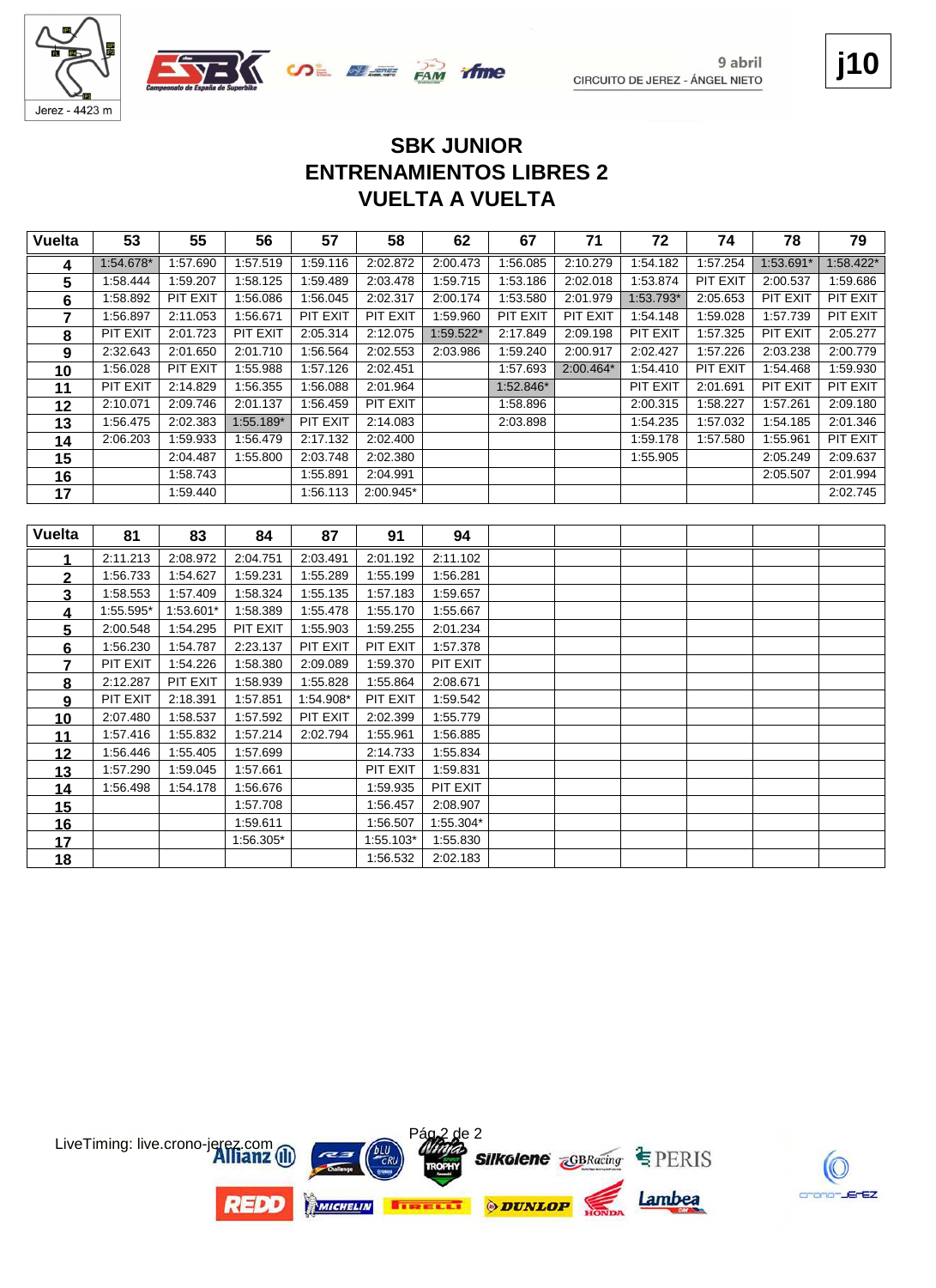# SBK JUNIOR
# ENTRENAMIENTOS LIBRES 2
# VUELTA A VUELTA

| Vuelta | 53 | 55 | 56 | 57 | 58 | 62 | 67 | 71 | 72 | 74 | 78 | 79 |
|---|---|---|---|---|---|---|---|---|---|---|---|---|
| 4 | 1:54.678* | 1:57.690 | 1:57.519 | 1:59.116 | 2:02.872 | 2:00.473 | 1:56.085 | 2:10.279 | 1:54.182 | 1:57.254 | 1:53.691* | 1:58.422* |
| 5 | 1:58.444 | 1:59.207 | 1:58.125 | 1:59.489 | 2:03.478 | 1:59.715 | 1:53.186 | 2:02.018 | 1:53.874 | PIT EXIT | 2:00.537 | 1:59.686 |
| 6 | 1:58.892 | PIT EXIT | 1:56.086 | 1:56.045 | 2:02.317 | 2:00.174 | 1:53.580 | 2:01.979 | 1:53.793* | 2:05.653 | PIT EXIT | PIT EXIT |
| 7 | 1:56.897 | 2:11.053 | 1:56.671 | PIT EXIT | PIT EXIT | 1:59.960 | PIT EXIT | PIT EXIT | 1:54.148 | 1:59.028 | 1:57.739 | PIT EXIT |
| 8 | PIT EXIT | 2:01.723 | PIT EXIT | 2:05.314 | 2:12.075 | 1:59.522* | 2:17.849 | 2:09.198 | PIT EXIT | 1:57.325 | PIT EXIT | 2:05.277 |
| 9 | 2:32.643 | 2:01.650 | 2:01.710 | 1:56.564 | 2:02.553 | 2:03.986 | 1:59.240 | 2:00.917 | 2:02.427 | 1:57.226 | 2:03.238 | 2:00.779 |
| 10 | 1:56.028 | PIT EXIT | 1:55.988 | 1:57.126 | 2:02.451 | | 1:57.693 | 2:00.464* | 1:54.410 | PIT EXIT | 1:54.468 | 1:59.930 |
| 11 | PIT EXIT | 2:14.829 | 1:56.355 | 1:56.088 | 2:01.964 | | 1:52.846* | | PIT EXIT | 2:01.691 | PIT EXIT | PIT EXIT |
| 12 | 2:10.071 | 2:09.746 | 2:01.137 | 1:56.459 | PIT EXIT | | 1:58.896 | | 2:00.315 | 1:58.227 | 1:57.261 | 2:09.180 |
| 13 | 1:56.475 | 2:02.383 | 1:55.189* | PIT EXIT | 2:14.083 | | 2:03.898 | | 1:54.235 | 1:57.032 | 1:54.185 | 2:01.346 |
| 14 | 2:06.203 | 1:59.933 | 1:56.479 | 2:17.132 | 2:02.400 | | | | 1:59.178 | 1:57.580 | 1:55.961 | PIT EXIT |
| 15 | | 2:04.487 | 1:55.800 | 2:03.748 | 2:02.380 | | | | 1:55.905 | | 2:05.249 | 2:09.637 |
| 16 | | 1:58.743 | | 1:55.891 | 2:04.991 | | | | | | 2:05.507 | 2:01.994 |
| 17 | | 1:59.440 | | 1:56.113 | 2:00.945* | | | | | | | 2:02.745 |

| Vuelta | 81 | 83 | 84 | 87 | 91 | 94 |
|---|---|---|---|---|---|---|
| 1 | 2:11.213 | 2:08.972 | 2:04.751 | 2:03.491 | 2:01.192 | 2:11.102 |
| 2 | 1:56.733 | 1:54.627 | 1:59.231 | 1:55.289 | 1:55.199 | 1:56.281 |
| 3 | 1:58.553 | 1:57.409 | 1:58.324 | 1:55.135 | 1:57.183 | 1:59.657 |
| 4 | 1:55.595* | 1:53.601* | 1:58.389 | 1:55.478 | 1:55.170 | 1:55.667 |
| 5 | 2:00.548 | 1:54.295 | PIT EXIT | 1:55.903 | 1:59.255 | 2:01.234 |
| 6 | 1:56.230 | 1:54.787 | 2:23.137 | PIT EXIT | PIT EXIT | 1:57.378 |
| 7 | PIT EXIT | 1:54.226 | 1:58.380 | 2:09.089 | 1:59.370 | PIT EXIT |
| 8 | 2:12.287 | PIT EXIT | 1:58.939 | 1:55.828 | 1:55.864 | 2:08.671 |
| 9 | PIT EXIT | 2:18.391 | 1:57.851 | 1:54.908* | PIT EXIT | 1:59.542 |
| 10 | 2:07.480 | 1:58.537 | 1:57.592 | PIT EXIT | 2:02.399 | 1:55.779 |
| 11 | 1:57.416 | 1:55.832 | 1:57.214 | 2:02.794 | 1:55.961 | 1:56.885 |
| 12 | 1:56.446 | 1:55.405 | 1:57.699 | | 2:14.733 | 1:55.834 |
| 13 | 1:57.290 | 1:59.045 | 1:57.661 | | PIT EXIT | 1:59.831 |
| 14 | 1:56.498 | 1:54.178 | 1:56.676 | | 1:59.935 | PIT EXIT |
| 15 | | | 1:57.708 | | 1:56.457 | 2:08.907 |
| 16 | | | 1:59.611 | | 1:56.507 | 1:55.304* |
| 17 | | | 1:56.305* | | 1:55.103* | 1:55.830 |
| 18 | | | | | 1:56.532 | 2:02.183 |

LiveTiming: live.crono-jerez.com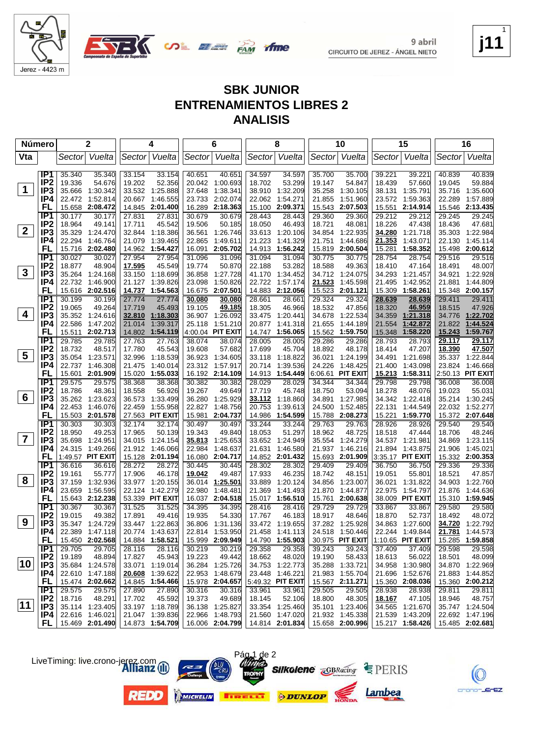Jerez - 4423 m

9 abril
CIRCUITO DE JEREZ - ÁNGEL NIETO

j11

# SBK JUNIOR
## ENTRENAMIENTOS LIBRES 2
## ANALISIS

| Número | | 2 | | 4 | | 6 | | 8 | | 10 | | 15 | | 16 | |
|---|---|---|---|---|---|---|---|---|---|---|---|---|---|---|---|
| Vta | | Sector | Vuelta | Sector | Vuelta | Sector | Vuelta | Sector | Vuelta | Sector | Vuelta | Sector | Vuelta | Sector | Vuelta |
| 1 | IP1 | 35.340 | 35.340 | 33.154 | 33.154 | 40.651 | 40.651 | 34.597 | 34.597 | 35.700 | 35.700 | 39.221 | 39.221 | 40.839 | 40.839 |
| | IP2 | 19.336 | 54.676 | 19.202 | 52.356 | 20.042 | 1:00.693 | 18.702 | 53.299 | 19.147 | 54.847 | 18.439 | 57.660 | 19.045 | 59.884 |
| | IP3 | 35.666 | 1:30.342 | 33.532 | 1:25.888 | 37.648 | 1:38.341 | 38.910 | 1:32.209 | 35.258 | 1:30.105 | 38.131 | 1:35.791 | 35.716 | 1:35.600 |
| | IP4 | 22.472 | 1:52.814 | 20.667 | 1:46.555 | 23.733 | 2:02.074 | 22.062 | 1:54.271 | 21.855 | 1:51.960 | 23.572 | 1:59.363 | 22.289 | 1:57.889 |
| | FL | 15.658 | 2:08.472 | 14.845 | 2:01.400 | 16.289 | 2:18.363 | 15.100 | 2:09.371 | 15.543 | 2:07.503 | 15.551 | 2:14.914 | 15.546 | 2:13.435 |
| 2 | IP1 | 30.177 | 30.177 | 27.831 | 27.831 | 30.679 | 30.679 | 28.443 | 28.443 | 29.360 | 29.360 | 29.212 | 29.212 | 29.245 | 29.245 |
| | IP2 | 18.964 | 49.141 | 17.711 | 45.542 | 19.506 | 50.185 | 18.050 | 46.493 | 18.721 | 48.081 | 18.226 | 47.438 | 18.436 | 47.681 |
| | IP3 | 35.329 | 1:24.470 | 32.844 | 1:18.386 | 36.561 | 1:26.746 | 33.613 | 1:20.106 | 34.854 | 1:22.935 | 34.280 | 1:21.718 | 35.303 | 1:22.984 |
| | IP4 | 22.294 | 1:46.764 | 21.079 | 1:39.465 | 22.865 | 1:49.611 | 21.223 | 1:41.329 | 21.751 | 1:44.686 | 21.353 | 1:43.071 | 22.130 | 1:45.114 |
| | FL | 15.716 | 2:02.480 | 14.962 | 1:54.427 | 16.091 | 2:05.702 | 14.913 | 1:56.242 | 15.819 | 2:00.504 | 15.281 | 1:58.352 | 15.498 | 2:00.612 |
| 3 | IP1 | 30.027 | 30.027 | 27.954 | 27.954 | 31.096 | 31.096 | 31.094 | 31.094 | 30.775 | 30.775 | 28.754 | 28.754 | 29.516 | 29.516 |
| | IP2 | 18.877 | 48.904 | 17.595 | 45.549 | 19.774 | 50.870 | 22.188 | 53.282 | 18.588 | 49.363 | 18.410 | 47.164 | 18.491 | 48.007 |
| | IP3 | 35.264 | 1:24.168 | 33.150 | 1:18.699 | 36.858 | 1:27.728 | 41.170 | 1:34.452 | 34.712 | 1:24.075 | 34.293 | 1:21.457 | 34.921 | 1:22.928 |
| | IP4 | 22.732 | 1:46.900 | 21.127 | 1:39.826 | 23.098 | 1:50.826 | 22.722 | 1:57.174 | 21.523 | 1:45.598 | 21.495 | 1:42.952 | 21.881 | 1:44.809 |
| | FL | 15.616 | 2:02.516 | 14.737 | 1:54.563 | 16.675 | 2:07.501 | 14.883 | 2:12.056 | 15.523 | 2:01.121 | 15.309 | 1:58.261 | 15.348 | 2:00.157 |
| 4 | IP1 | 30.199 | 30.199 | 27.774 | 27.774 | 30.080 | 30.080 | 28.661 | 28.661 | 29.324 | 29.324 | 28.639 | 28.639 | 29.411 | 29.411 |
| | IP2 | 19.065 | 49.264 | 17.719 | 45.493 | 19.105 | 49.185 | 18.305 | 46.966 | 18.532 | 47.856 | 18.320 | 46.959 | 18.515 | 47.926 |
| | IP3 | 35.352 | 1:24.616 | 32.810 | 1:18.303 | 36.907 | 1:26.092 | 33.475 | 1:20.441 | 34.678 | 1:22.534 | 34.359 | 1:21.318 | 34.776 | 1:22.702 |
| | IP4 | 22.586 | 1:47.202 | 21.014 | 1:39.317 | 25.118 | 1:51.210 | 20.877 | 1:41.318 | 21.655 | 1:44.189 | 21.554 | 1:42.872 | 21.822 | 1:44.524 |
| | FL | 15.511 | 2:02.713 | 14.802 | 1:54.119 | 4:00.04 | PIT EXIT | 14.747 | 1:56.065 | 15.562 | 1:59.750 | 15.348 | 1:58.220 | 15.243 | 1:59.767 |
| 5 | IP1 | 29.785 | 29.785 | 27.763 | 27.763 | 38.074 | 38.074 | 28.005 | 28.005 | 29.286 | 29.286 | 28.793 | 28.793 | 29.117 | 29.117 |
| | IP2 | 18.732 | 48.517 | 17.780 | 45.543 | 19.608 | 57.682 | 17.699 | 45.704 | 18.892 | 48.178 | 18.414 | 47.207 | 18.390 | 47.507 |
| | IP3 | 35.054 | 1:23.571 | 32.996 | 1:18.539 | 36.923 | 1:34.605 | 33.118 | 1:18.822 | 36.021 | 1:24.199 | 34.491 | 1:21.698 | 35.337 | 1:22.844 |
| | IP4 | 22.737 | 1:46.308 | 21.475 | 1:40.014 | 23.312 | 1:57.917 | 20.714 | 1:39.536 | 24.226 | 1:48.425 | 21.400 | 1:43.098 | 23.824 | 1:46.668 |
| | FL | 15.601 | 2:01.909 | 15.020 | 1:55.033 | 16.192 | 2:14.109 | 14.913 | 1:54.449 | 6:06.61 | PIT EXIT | 15.213 | 1:58.311 | 2:50.13 | PIT EXIT |
| 6 | IP1 | 29.575 | 29.575 | 38.368 | 38.368 | 30.382 | 30.382 | 28.029 | 28.029 | 34.344 | 34.344 | 29.798 | 29.798 | 36.008 | 36.008 |
| | IP2 | 18.786 | 48.361 | 18.558 | 56.926 | 19.267 | 49.649 | 17.719 | 45.748 | 18.750 | 53.094 | 18.278 | 48.076 | 19.023 | 55.031 |
| | IP3 | 35.262 | 1:23.623 | 36.573 | 1:33.499 | 36.280 | 1:25.929 | 33.112 | 1:18.860 | 34.891 | 1:27.985 | 34.342 | 1:22.418 | 35.214 | 1:30.245 |
| | IP4 | 22.453 | 1:46.076 | 22.459 | 1:55.958 | 22.827 | 1:48.756 | 20.753 | 1:39.613 | 24.500 | 1:52.485 | 22.131 | 1:44.549 | 22.032 | 1:52.277 |
| | FL | 15.503 | 2:01.578 | 27.563 | PIT EXIT | 15.981 | 2:04.737 | 14.986 | 1:54.599 | 15.788 | 2:08.273 | 15.221 | 1:59.770 | 15.372 | 2:07.648 |
| 7 | IP1 | 30.303 | 30.303 | 32.174 | 32.174 | 30.497 | 30.497 | 33.244 | 33.244 | 29.763 | 29.763 | 28.926 | 28.926 | 29.540 | 29.540 |
| | IP2 | 18.950 | 49.253 | 17.965 | 50.139 | 19.343 | 49.840 | 18.053 | 51.297 | 18.962 | 48.725 | 18.518 | 47.444 | 18.706 | 48.246 |
| | IP3 | 35.698 | 1:24.951 | 34.015 | 1:24.154 | 35.813 | 1:25.653 | 33.652 | 1:24.949 | 35.554 | 1:24.279 | 34.537 | 1:21.981 | 34.869 | 1:23.115 |
| | IP4 | 24.315 | 1:49.266 | 21.912 | 1:46.066 | 22.984 | 1:48.637 | 21.631 | 1:46.580 | 21.937 | 1:46.216 | 21.894 | 1:43.875 | 21.906 | 1:45.021 |
| | FL | 1:49.57 | PIT EXIT | 15.128 | 2:01.194 | 16.080 | 2:04.717 | 14.852 | 2:01.432 | 15.693 | 2:01.909 | 3:35.17 | PIT EXIT | 15.332 | 2:00.353 |
| 8 | IP1 | 36.616 | 36.616 | 28.272 | 28.272 | 30.445 | 30.445 | 28.302 | 28.302 | 29.409 | 29.409 | 36.750 | 36.750 | 29.336 | 29.336 |
| | IP2 | 19.161 | 55.777 | 17.906 | 46.178 | 19.042 | 49.487 | 17.933 | 46.235 | 18.742 | 48.151 | 19.051 | 55.801 | 18.521 | 47.857 |
| | IP3 | 37.159 | 1:32.936 | 33.977 | 1:20.155 | 36.014 | 1:25.501 | 33.889 | 1:20.124 | 34.856 | 1:23.007 | 36.021 | 1:31.822 | 34.903 | 1:22.760 |
| | IP4 | 23.659 | 1:56.595 | 22.124 | 1:42.279 | 22.980 | 1:48.481 | 21.369 | 1:41.493 | 21.870 | 1:44.877 | 22.975 | 1:54.797 | 21.876 | 1:44.636 |
| | FL | 15.643 | 2:12.238 | 53.339 | PIT EXIT | 16.037 | 2:04.518 | 15.017 | 1:56.510 | 15.761 | 2:00.638 | 38.009 | PIT EXIT | 15.310 | 1:59.945 |
| 9 | IP1 | 30.367 | 30.367 | 31.525 | 31.525 | 34.395 | 34.395 | 28.416 | 28.416 | 29.729 | 29.729 | 33.867 | 33.867 | 29.580 | 29.580 |
| | IP2 | 19.015 | 49.382 | 17.891 | 49.416 | 19.935 | 54.330 | 17.767 | 46.183 | 18.917 | 48.646 | 18.870 | 52.737 | 18.492 | 48.072 |
| | IP3 | 35.347 | 1:24.729 | 33.447 | 1:22.863 | 36.806 | 1:31.136 | 33.472 | 1:19.655 | 37.282 | 1:25.928 | 34.863 | 1:27.600 | 34.720 | 1:22.792 |
| | IP4 | 22.389 | 1:47.118 | 20.774 | 1:43.637 | 22.814 | 1:53.950 | 21.458 | 1:41.113 | 24.518 | 1:50.446 | 22.244 | 1:49.844 | 21.781 | 1:44.573 |
| | FL | 15.450 | 2:02.568 | 14.884 | 1:58.521 | 15.999 | 2:09.949 | 14.790 | 1:55.903 | 30.975 | PIT EXIT | 1:10.65 | PIT EXIT | 15.285 | 1:59.858 |
| 10 | IP1 | 29.705 | 29.705 | 28.116 | 28.116 | 30.219 | 30.219 | 29.358 | 29.358 | 39.243 | 39.243 | 37.409 | 37.409 | 29.598 | 29.598 |
| | IP2 | 19.189 | 48.894 | 17.827 | 45.943 | 19.223 | 49.442 | 18.662 | 48.020 | 19.190 | 58.433 | 18.613 | 56.022 | 18.501 | 48.099 |
| | IP3 | 35.684 | 1:24.578 | 33.071 | 1:19.014 | 36.284 | 1:25.726 | 34.753 | 1:22.773 | 35.288 | 1:33.721 | 34.958 | 1:30.980 | 34.870 | 1:22.969 |
| | IP4 | 22.610 | 1:47.188 | 20.608 | 1:39.622 | 22.953 | 1:48.679 | 23.448 | 1:46.221 | 21.983 | 1:55.704 | 21.696 | 1:52.676 | 21.883 | 1:44.852 |
| | FL | 15.474 | 2:02.662 | 14.845 | 1:54.466 | 15.978 | 2:04.657 | 5:49.32 | PIT EXIT | 15.567 | 2:11.271 | 15.360 | 2:08.036 | 15.360 | 2:00.212 |
| 11 | IP1 | 29.575 | 29.575 | 27.890 | 27.890 | 30.316 | 30.316 | 33.961 | 33.961 | 29.505 | 29.505 | 28.938 | 28.938 | 29.811 | 29.811 |
| | IP2 | 18.716 | 48.291 | 17.702 | 45.592 | 19.373 | 49.689 | 18.145 | 52.106 | 18.800 | 48.305 | 18.167 | 47.105 | 18.946 | 48.757 |
| | IP3 | 35.114 | 1:23.405 | 33.197 | 1:18.789 | 36.138 | 1:25.827 | 33.354 | 1:25.460 | 35.101 | 1:23.406 | 34.565 | 1:21.670 | 35.747 | 1:24.504 |
| | IP4 | 22.616 | 1:46.021 | 21.047 | 1:39.836 | 22.966 | 1:48.793 | 21.560 | 1:47.020 | 21.932 | 1:45.338 | 21.539 | 1:43.209 | 22.692 | 1:47.196 |
| | FL | 15.469 | 2:01.490 | 14.873 | 1:54.709 | 16.006 | 2:04.799 | 14.814 | 2:01.834 | 15.658 | 2:00.996 | 15.217 | 1:58.426 | 15.485 | 2:02.681 |

LiveTiming: live.crono-jerez.com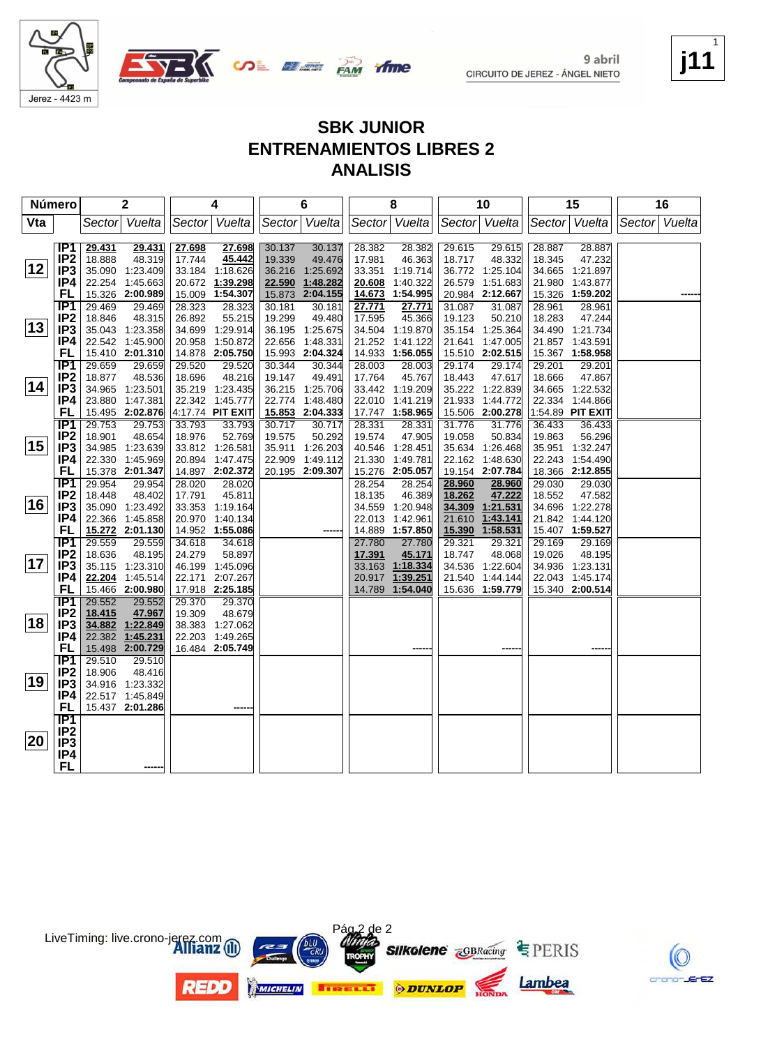9 abril
CIRCUITO DE JEREZ - ÁNGEL NIETO

j11

# SBK JUNIOR
## ENTRENAMIENTOS LIBRES 2
## ANALISIS

| Número | | 2 | | 4 | | 6 | | 8 | | 10 | | 15 | | 16 | |
|---|---|---|---|---|---|---|---|---|---|---|---|---|---|---|---|
| Vta | | Sector | Vuelta | Sector | Vuelta | Sector | Vuelta | Sector | Vuelta | Sector | Vuelta | Sector | Vuelta | Sector | Vuelta |
| 12 | IP1 | 29.431 | 29.431 | 27.698 | 27.698 | 30.137 | 30.137 | 28.382 | 28.382 | 29.615 | 29.615 | 28.887 | 28.887 | | |
| | IP2 | 18.888 | 48.319 | 17.744 | 45.442 | 19.339 | 49.476 | 17.981 | 46.363 | 18.717 | 48.332 | 18.345 | 47.232 | | |
| | IP3 | 35.090 | 1:23.409 | 33.184 | 1:18.626 | 36.216 | 1:25.692 | 33.351 | 1:19.714 | 36.772 | 1:25.104 | 34.665 | 1:21.897 | | |
| | IP4 | 22.254 | 1:45.663 | 20.672 | 1:39.298 | 22.590 | 1:48.282 | 20.608 | 1:40.322 | 26.579 | 1:51.683 | 21.980 | 1:43.877 | | |
| | FL | 15.326 | 2:00.989 | 15.009 | 1:54.307 | 15.873 | 2:04.155 | 14.673 | 1:54.995 | 20.984 | 2:12.667 | 15.326 | 1:59.202 | | ------ |
| 13 | IP1 | 29.469 | 29.469 | 28.323 | 28.323 | 30.181 | 30.181 | 27.771 | 27.771 | 31.087 | 31.087 | 28.961 | 28.961 | | |
| | IP2 | 18.846 | 48.315 | 26.892 | 55.215 | 19.299 | 49.480 | 17.595 | 45.366 | 19.123 | 50.210 | 18.283 | 47.244 | | |
| | IP3 | 35.043 | 1:23.358 | 34.699 | 1:29.914 | 36.195 | 1:25.675 | 34.504 | 1:19.870 | 35.154 | 1:25.364 | 34.490 | 1:21.734 | | |
| | IP4 | 22.542 | 1:45.900 | 20.958 | 1:50.872 | 22.656 | 1:48.331 | 21.252 | 1:41.122 | 21.641 | 1:47.005 | 21.857 | 1:43.591 | | |
| | FL | 15.410 | 2:01.310 | 14.878 | 2:05.750 | 15.993 | 2:04.324 | 14.933 | 1:56.055 | 15.510 | 2:02.515 | 15.367 | 1:58.958 | | |
| 14 | IP1 | 29.659 | 29.659 | 29.520 | 29.520 | 30.344 | 30.344 | 28.003 | 28.003 | 29.174 | 29.174 | 29.201 | 29.201 | | |
| | IP2 | 18.877 | 48.536 | 18.696 | 48.216 | 19.147 | 49.491 | 17.764 | 45.767 | 18.443 | 47.617 | 18.666 | 47.867 | | |
| | IP3 | 34.965 | 1:23.501 | 35.219 | 1:23.435 | 36.215 | 1:25.706 | 33.442 | 1:19.209 | 35.222 | 1:22.839 | 34.665 | 1:22.532 | | |
| | IP4 | 23.880 | 1:47.381 | 22.342 | 1:45.777 | 22.774 | 1:48.480 | 22.010 | 1:41.219 | 21.933 | 1:44.772 | 22.334 | 1:44.866 | | |
| | FL | 15.495 | 2:02.876 | 4:17.74 | PIT EXIT | 15.853 | 2:04.333 | 17.747 | 1:58.965 | 15.506 | 2:00.278 | 1:54.89 | PIT EXIT | | |
| 15 | IP1 | 29.753 | 29.753 | 33.793 | 33.793 | 30.717 | 30.717 | 28.331 | 28.331 | 31.776 | 31.776 | 36.433 | 36.433 | | |
| | IP2 | 18.901 | 48.654 | 18.976 | 52.769 | 19.575 | 50.292 | 19.574 | 47.905 | 19.058 | 50.834 | 19.863 | 56.296 | | |
| | IP3 | 34.985 | 1:23.639 | 33.812 | 1:26.581 | 35.911 | 1:26.203 | 40.546 | 1:28.451 | 35.634 | 1:26.468 | 35.951 | 1:32.247 | | |
| | IP4 | 22.330 | 1:45.969 | 20.894 | 1:47.475 | 22.909 | 1:49.112 | 21.330 | 1:49.781 | 22.162 | 1:48.630 | 22.243 | 1:54.490 | | |
| | FL | 15.378 | 2:01.347 | 14.897 | 2:02.372 | 20.195 | 2:09.307 | 15.276 | 2:05.057 | 19.154 | 2:07.784 | 18.366 | 2:12.855 | | |
| 16 | IP1 | 29.954 | 29.954 | 28.020 | 28.020 | | | 28.254 | 28.254 | 28.960 | 28.960 | 29.030 | 29.030 | | |
| | IP2 | 18.448 | 48.402 | 17.791 | 45.811 | | | 18.135 | 46.389 | 18.262 | 47.222 | 18.552 | 47.582 | | |
| | IP3 | 35.090 | 1:23.492 | 33.353 | 1:19.164 | | | 34.559 | 1:20.948 | 34.309 | 1:21.531 | 34.696 | 1:22.278 | | |
| | IP4 | 22.366 | 1:45.858 | 20.970 | 1:40.134 | | | 22.013 | 1:42.961 | 21.610 | 1:43.141 | 21.842 | 1:44.120 | | |
| | FL | 15.272 | 2:01.130 | 14.952 | 1:55.086 | | ------ | 14.889 | 1:57.850 | 15.390 | 1:58.531 | 15.407 | 1:59.527 | | |
| 17 | IP1 | 29.559 | 29.559 | 34.618 | 34.618 | | | 27.780 | 27.780 | 29.321 | 29.321 | 29.169 | 29.169 | | |
| | IP2 | 18.636 | 48.195 | 24.279 | 58.897 | | | 17.391 | 45.171 | 18.747 | 48.068 | 19.026 | 48.195 | | |
| | IP3 | 35.115 | 1:23.310 | 46.199 | 1:45.096 | | | 33.163 | 1:18.334 | 34.536 | 1:22.604 | 34.936 | 1:23.131 | | |
| | IP4 | 22.204 | 1:45.514 | 22.171 | 2:07.267 | | | 20.917 | 1:39.251 | 21.540 | 1:44.144 | 22.043 | 1:45.174 | | |
| | FL | 15.466 | 2:00.980 | 17.918 | 2:25.185 | | | 14.789 | 1:54.040 | 15.636 | 1:59.779 | 15.340 | 2:00.514 | | |
| 18 | IP1 | 29.552 | 29.552 | 29.370 | 29.370 | | | | | | | | | | |
| | IP2 | 18.415 | 47.967 | 19.309 | 48.679 | | | | | | | | | | |
| | IP3 | 34.882 | 1:22.849 | 38.383 | 1:27.062 | | | | | | | | | | |
| | IP4 | 22.382 | 1:45.231 | 22.203 | 1:49.265 | | | | | | | | | | |
| | FL | 15.498 | 2:00.729 | 16.484 | 2:05.749 | | | | ------ | | ------ | | ------ | | |
| 19 | IP1 | 29.510 | 29.510 | | | | | | | | | | | | |
| | IP2 | 18.906 | 48.416 | | | | | | | | | | | | |
| | IP3 | 34.916 | 1:23.332 | | | | | | | | | | | | |
| | IP4 | 22.517 | 1:45.849 | | | | | | | | | | | | |
| | FL | 15.437 | 2:01.286 | | ------ | | | | | | | | | | |
| 20 | IP1 | | | | | | | | | | | | | | |
| | IP2 | | | | | | | | | | | | | | |
| | IP3 | | | | | | | | | | | | | | |
| | IP4 | | | | | | | | | | | | | | |
| | FL | | ------ | | | | | | | | | | | | |

LiveTiming: live.crono-jerez.com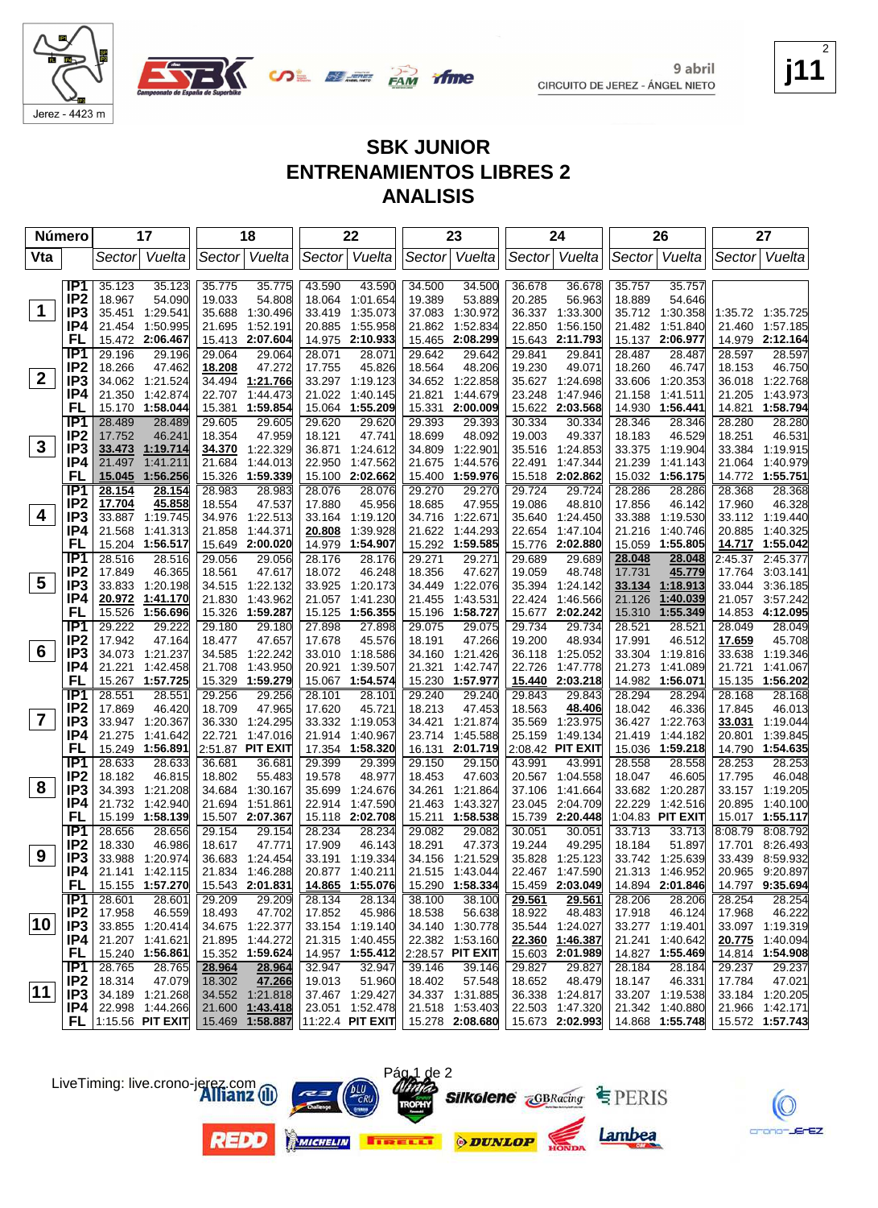# SBK JUNIOR
# ENTRENAMIENTOS LIBRES 2
# ANALISIS

9 abril
CIRCUITO DE JEREZ - ÁNGEL NIETO

Jerez - 4423 m

| Número | | 17 | | 18 | | 22 | | 23 | | 24 | | 26 | | 27 | |
|---|---|---|---|---|---|---|---|---|---|---|---|---|---|---|---|
| Vta | | Sector | Vuelta | Sector | Vuelta | Sector | Vuelta | Sector | Vuelta | Sector | Vuelta | Sector | Vuelta | Sector | Vuelta |
| 1 | IP1 | 35.123 | 35.123 | 35.775 | 35.775 | 43.590 | 43.590 | 34.500 | 34.500 | 36.678 | 36.678 | 35.757 | 35.757 | | |
| | IP2 | 18.967 | 54.090 | 19.033 | 54.808 | 18.064 | 1:01.654 | 19.389 | 53.889 | 20.285 | 56.963 | 18.889 | 54.646 | | |
| | IP3 | 35.451 | 1:29.541 | 35.688 | 1:30.496 | 33.419 | 1:35.073 | 37.083 | 1:30.972 | 36.337 | 1:33.300 | 35.712 | 1:30.358 | 1:35.72 | 1:35.725 |
| | IP4 | 21.454 | 1:50.995 | 21.695 | 1:52.191 | 20.885 | 1:55.958 | 21.862 | 1:52.834 | 22.850 | 1:56.150 | 21.482 | 1:51.840 | 21.460 | 1:57.185 |
| | FL | 15.472 | 2:06.467 | 15.413 | 2:07.604 | 14.975 | 2:10.933 | 15.465 | 2:08.299 | 15.643 | 2:11.793 | 15.137 | 2:06.977 | 14.979 | 2:12.164 |
| 2 | IP1 | 29.196 | 29.196 | 29.064 | 29.064 | 28.071 | 28.071 | 29.642 | 29.642 | 29.841 | 29.841 | 28.487 | 28.487 | 28.597 | 28.597 |
| | IP2 | 18.266 | 47.462 | 18.208 | 47.272 | 17.755 | 45.826 | 18.564 | 48.206 | 19.230 | 49.071 | 18.260 | 46.747 | 18.153 | 46.750 |
| | IP3 | 34.062 | 1:21.524 | 34.494 | 1:21.766 | 33.297 | 1:19.123 | 34.652 | 1:22.858 | 35.627 | 1:24.698 | 33.606 | 1:20.353 | 36.018 | 1:22.768 |
| | IP4 | 21.350 | 1:42.874 | 22.707 | 1:44.473 | 21.022 | 1:40.145 | 21.821 | 1:44.679 | 23.248 | 1:47.946 | 21.158 | 1:41.511 | 21.205 | 1:43.973 |
| | FL | 15.170 | 1:58.044 | 15.381 | 1:59.854 | 15.064 | 1:55.209 | 15.331 | 2:00.009 | 15.622 | 2:03.568 | 14.930 | 1:56.441 | 14.821 | 1:58.794 |
| 3 | IP1 | 28.489 | 28.489 | 29.605 | 29.605 | 29.620 | 29.620 | 29.393 | 29.393 | 30.334 | 30.334 | 28.346 | 28.346 | 28.280 | 28.280 |
| | IP2 | 17.752 | 46.241 | 18.354 | 47.959 | 18.121 | 47.741 | 18.699 | 48.092 | 19.003 | 49.337 | 18.183 | 46.529 | 18.251 | 46.531 |
| | IP3 | 33.473 | 1:19.714 | 34.370 | 1:22.329 | 36.871 | 1:24.612 | 34.809 | 1:22.901 | 35.516 | 1:24.853 | 33.375 | 1:19.904 | 33.384 | 1:19.915 |
| | IP4 | 21.497 | 1:41.211 | 21.684 | 1:44.013 | 22.950 | 1:47.562 | 21.675 | 1:44.576 | 22.491 | 1:47.344 | 21.239 | 1:41.143 | 21.064 | 1:40.979 |
| | FL | 15.045 | 1:56.256 | 15.326 | 1:59.339 | 15.100 | 2:02.662 | 15.400 | 1:59.976 | 15.518 | 2:02.862 | 15.032 | 1:56.175 | 14.717 | 1:55.751 |
| 4 | IP1 | 28.154 | 28.154 | 28.983 | 28.983 | 28.076 | 28.076 | 29.270 | 29.270 | 29.724 | 29.724 | 28.286 | 28.286 | 28.368 | 28.368 |
| | IP2 | 17.704 | 45.858 | 18.554 | 47.537 | 17.880 | 45.956 | 18.685 | 47.955 | 19.086 | 48.810 | 17.856 | 46.142 | 17.960 | 46.328 |
| | IP3 | 33.887 | 1:19.745 | 34.976 | 1:22.513 | 33.164 | 1:19.120 | 34.716 | 1:22.671 | 35.640 | 1:24.450 | 33.388 | 1:19.530 | 33.112 | 1:19.440 |
| | IP4 | 21.568 | 1:41.313 | 21.858 | 1:44.371 | 20.808 | 1:39.928 | 21.622 | 1:44.293 | 22.654 | 1:47.104 | 21.216 | 1:40.746 | 20.885 | 1:40.325 |
| | FL | 15.204 | 1:56.517 | 15.649 | 2:00.020 | 14.979 | 1:54.907 | 15.292 | 1:59.585 | 15.776 | 2:02.880 | 15.059 | 1:55.805 | 14.717 | 1:55.042 |
| 5 | IP1 | 28.516 | 28.516 | 29.056 | 29.056 | 28.176 | 28.176 | 29.271 | 29.271 | 29.689 | 29.689 | 28.048 | 28.048 | 2:45.37 | 2:45.377 |
| | IP2 | 17.849 | 46.365 | 18.561 | 47.617 | 18.072 | 46.248 | 18.356 | 47.627 | 19.059 | 48.748 | 17.731 | 45.779 | 17.764 | 3:03.141 |
| | IP3 | 33.833 | 1:20.198 | 34.515 | 1:22.132 | 33.925 | 1:20.173 | 34.449 | 1:22.076 | 35.394 | 1:24.142 | 33.134 | 1:18.913 | 33.044 | 3:36.185 |
| | IP4 | 20.972 | 1:41.170 | 21.830 | 1:43.962 | 21.057 | 1:41.230 | 21.455 | 1:43.531 | 22.424 | 1:46.566 | 21.126 | 1:40.039 | 21.057 | 3:57.242 |
| | FL | 15.526 | 1:56.696 | 15.325 | 1:59.287 | 15.125 | 1:56.355 | 15.196 | 1:58.727 | 15.677 | 2:02.242 | 15.310 | 1:55.349 | 14.853 | 4:12.095 |
| 6 | IP1 | 29.222 | 29.222 | 29.180 | 29.180 | 27.898 | 27.898 | 29.075 | 29.075 | 29.734 | 29.734 | 28.521 | 28.521 | 28.049 | 28.049 |
| | IP2 | 17.942 | 47.164 | 18.477 | 47.657 | 17.678 | 45.576 | 18.191 | 47.266 | 19.200 | 48.934 | 17.991 | 46.512 | 17.659 | 45.708 |
| | IP3 | 34.073 | 1:21.237 | 34.585 | 1:22.242 | 33.010 | 1:18.586 | 34.160 | 1:21.426 | 36.118 | 1:25.052 | 33.304 | 1:19.816 | 33.638 | 1:19.346 |
| | IP4 | 21.221 | 1:42.458 | 21.708 | 1:43.950 | 20.921 | 1:39.507 | 21.321 | 1:42.747 | 22.726 | 1:47.778 | 21.273 | 1:41.089 | 21.721 | 1:41.067 |
| | FL | 15.267 | 1:57.725 | 15.329 | 1:59.279 | 15.067 | 1:54.574 | 15.230 | 1:57.977 | 15.440 | 2:03.218 | 14.982 | 1:56.071 | 15.135 | 1:56.202 |
| 7 | IP1 | 28.551 | 28.551 | 29.256 | 29.256 | 28.101 | 28.101 | 29.240 | 29.240 | 29.843 | 29.843 | 28.294 | 28.294 | 28.168 | 28.168 |
| | IP2 | 17.869 | 46.420 | 18.709 | 47.965 | 17.620 | 45.721 | 18.213 | 47.453 | 18.563 | 48.406 | 18.042 | 46.336 | 17.845 | 46.013 |
| | IP3 | 33.947 | 1:20.367 | 36.330 | 1:24.295 | 33.332 | 1:19.053 | 34.421 | 1:21.874 | 35.569 | 1:23.975 | 36.427 | 1:22.763 | 33.031 | 1:19.044 |
| | IP4 | 21.275 | 1:41.642 | 22.721 | 1:47.016 | 21.914 | 1:40.967 | 23.714 | 1:45.588 | 25.159 | 1:49.134 | 21.419 | 1:44.182 | 20.801 | 1:39.845 |
| | FL | 15.249 | 1:56.891 | 2:51.87 | PIT EXIT | 17.354 | 1:58.320 | 16.131 | 2:01.719 | 2:08.42 | PIT EXIT | 15.036 | 1:59.218 | 14.790 | 1:54.635 |
| 8 | IP1 | 28.633 | 28.633 | 36.681 | 36.681 | 29.399 | 29.399 | 29.150 | 29.150 | 43.991 | 43.991 | 28.558 | 28.558 | 28.253 | 28.253 |
| | IP2 | 18.182 | 46.815 | 18.802 | 55.483 | 19.578 | 48.977 | 18.453 | 47.603 | 20.567 | 1:04.558 | 18.047 | 46.605 | 17.795 | 46.048 |
| | IP3 | 34.393 | 1:21.208 | 34.684 | 1:30.167 | 35.699 | 1:24.676 | 34.261 | 1:21.864 | 37.106 | 1:41.664 | 33.682 | 1:20.287 | 33.157 | 1:19.205 |
| | IP4 | 21.732 | 1:42.940 | 21.694 | 1:51.861 | 22.914 | 1:47.590 | 21.463 | 1:43.327 | 23.045 | 2:04.709 | 22.229 | 1:42.516 | 20.895 | 1:40.100 |
| | FL | 15.199 | 1:58.139 | 15.507 | 2:07.367 | 15.118 | 2:02.708 | 15.211 | 1:58.538 | 15.739 | 2:20.448 | 1:04.83 | PIT EXIT | 15.017 | 1:55.117 |
| 9 | IP1 | 28.656 | 28.656 | 29.154 | 29.154 | 28.234 | 28.234 | 29.082 | 29.082 | 30.051 | 30.051 | 33.713 | 33.713 | 8:08.79 | 8:08.792 |
| | IP2 | 18.330 | 46.986 | 18.617 | 47.771 | 17.909 | 46.143 | 18.291 | 47.373 | 19.244 | 49.295 | 18.184 | 51.897 | 17.701 | 8:26.493 |
| | IP3 | 33.988 | 1:20.974 | 36.683 | 1:24.454 | 33.191 | 1:19.334 | 34.156 | 1:21.529 | 35.828 | 1:25.123 | 33.742 | 1:25.639 | 33.439 | 8:59.932 |
| | IP4 | 21.141 | 1:42.115 | 21.834 | 1:46.288 | 20.877 | 1:40.211 | 21.515 | 1:43.044 | 22.467 | 1:47.590 | 21.313 | 1:46.952 | 20.965 | 9:20.897 |
| | FL | 15.155 | 1:57.270 | 15.543 | 2:01.831 | 14.865 | 1:55.076 | 15.290 | 1:58.334 | 15.459 | 2:03.049 | 14.894 | 2:01.846 | 14.797 | 9:35.694 |
| 10 | IP1 | 28.601 | 28.601 | 29.209 | 29.209 | 28.134 | 28.134 | 38.100 | 38.100 | 29.561 | 29.561 | 28.206 | 28.206 | 28.254 | 28.254 |
| | IP2 | 17.958 | 46.559 | 18.493 | 47.702 | 17.852 | 45.986 | 18.538 | 56.638 | 18.922 | 48.483 | 17.918 | 46.124 | 17.968 | 46.222 |
| | IP3 | 33.855 | 1:20.414 | 34.675 | 1:22.377 | 33.154 | 1:19.140 | 34.140 | 1:30.778 | 35.544 | 1:24.027 | 33.277 | 1:19.401 | 33.097 | 1:19.319 |
| | IP4 | 21.207 | 1:41.621 | 21.895 | 1:44.272 | 21.315 | 1:40.455 | 22.382 | 1:53.160 | 22.360 | 1:46.387 | 21.241 | 1:40.642 | 20.775 | 1:40.094 |
| | FL | 15.240 | 1:56.861 | 15.352 | 1:59.624 | 14.957 | 1:55.412 | 2:28.57 | PIT EXIT | 15.603 | 2:01.989 | 14.827 | 1:55.469 | 14.814 | 1:54.908 |
| 11 | IP1 | 28.765 | 28.765 | 28.964 | 28.964 | 32.947 | 32.947 | 39.146 | 39.146 | 29.827 | 29.827 | 28.184 | 28.184 | 29.237 | 29.237 |
| | IP2 | 18.314 | 47.079 | 18.302 | 47.266 | 19.013 | 51.960 | 18.402 | 57.548 | 18.652 | 48.479 | 18.147 | 46.331 | 17.784 | 47.021 |
| | IP3 | 34.189 | 1:21.268 | 34.552 | 1:21.818 | 37.467 | 1:29.427 | 34.337 | 1:31.885 | 36.338 | 1:24.817 | 33.207 | 1:19.538 | 33.184 | 1:20.205 |
| | IP4 | 22.998 | 1:44.266 | 21.600 | 1:43.418 | 23.051 | 1:52.478 | 21.518 | 1:53.403 | 22.503 | 1:47.320 | 21.342 | 1:40.880 | 21.966 | 1:42.171 |
| | FL | 1:15.56 | PIT EXIT | 15.469 | 1:58.887 | 11:22.4 | PIT EXIT | 15.278 | 2:08.680 | 15.673 | 2:02.993 | 14.868 | 1:55.748 | 15.572 | 1:57.743 |

LiveTiming: live.crono-jerez.com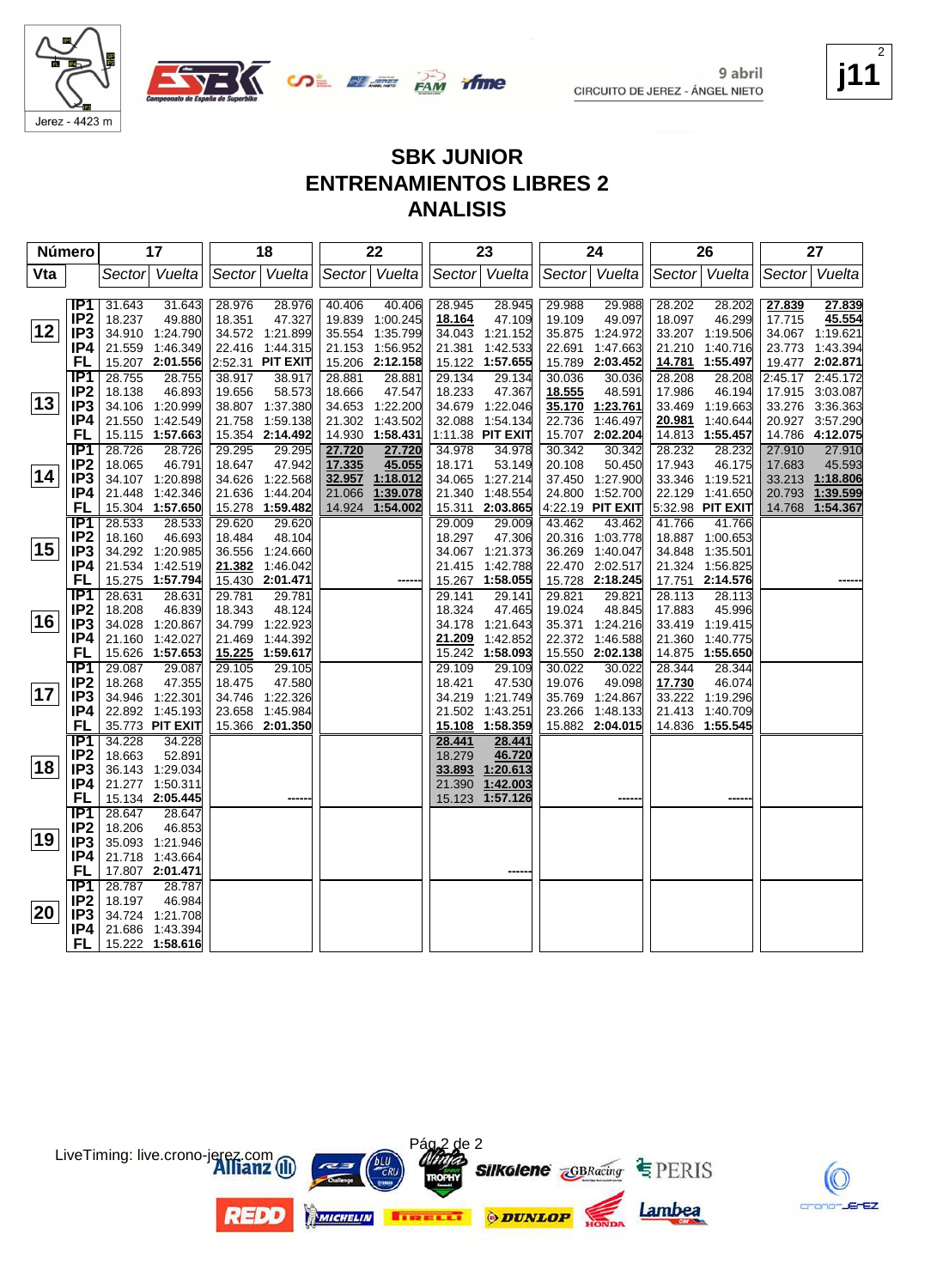9 abril

CIRCUITO DE JEREZ - ÁNGEL NIETO

j11

Jerez - 4423 m

## SBK JUNIOR
## ENTRENAMIENTOS LIBRES 2
## ANALISIS

| Número | | 17 | | 18 | | 22 | | 23 | | 24 | | 26 | | 27 | |
|---|---|---|---|---|---|---|---|---|---|---|---|---|---|---|---|
| Vta | | Sector | Vuelta | Sector | Vuelta | Sector | Vuelta | Sector | Vuelta | Sector | Vuelta | Sector | Vuelta | Sector | Vuelta |
| 12 | IP1 | 31.643 | 31.643 | 28.976 | 28.976 | 40.406 | 40.406 | 28.945 | 28.945 | 29.988 | 29.988 | 28.202 | 28.202 | 27.839 | 27.839 |
| | IP2 | 18.237 | 49.880 | 18.351 | 47.327 | 19.839 | 1:00.245 | 18.164 | 47.109 | 19.109 | 49.097 | 18.097 | 46.299 | 17.715 | 45.554 |
| | IP3 | 34.910 | 1:24.790 | 34.572 | 1:21.899 | 35.554 | 1:35.799 | 34.043 | 1:21.152 | 35.875 | 1:24.972 | 33.207 | 1:19.506 | 34.067 | 1:19.621 |
| | IP4 | 21.559 | 1:46.349 | 22.416 | 1:44.315 | 21.153 | 1:56.952 | 21.381 | 1:42.533 | 22.691 | 1:47.663 | 21.210 | 1:40.716 | 23.773 | 1:43.394 |
| | FL | 15.207 | 2:01.556 | 2:52.31 | PIT EXIT | 15.206 | 2:12.158 | 15.122 | 1:57.655 | 15.789 | 2:03.452 | 14.781 | 1:55.497 | 19.477 | 2:02.871 |
| 13 | IP1 | 28.755 | 28.755 | 38.917 | 38.917 | 28.881 | 28.881 | 29.134 | 29.134 | 30.036 | 30.036 | 28.208 | 28.208 | 2:45.17 | 2:45.172 |
| | IP2 | 18.138 | 46.893 | 19.656 | 58.573 | 18.666 | 47.547 | 18.233 | 47.367 | 18.555 | 48.591 | 17.986 | 46.194 | 17.915 | 3:03.087 |
| | IP3 | 34.106 | 1:20.999 | 38.807 | 1:37.380 | 34.653 | 1:22.200 | 34.679 | 1:22.046 | 35.170 | 1:23.761 | 33.469 | 1:19.663 | 33.276 | 3:36.363 |
| | IP4 | 21.550 | 1:42.549 | 21.758 | 1:59.138 | 21.302 | 1:43.502 | 32.088 | 1:54.134 | 22.736 | 1:46.497 | 20.981 | 1:40.644 | 20.927 | 3:57.290 |
| | FL | 15.115 | 1:57.663 | 15.354 | 2:14.492 | 14.930 | 1:58.431 | 1:11.38 | PIT EXIT | 15.707 | 2:02.204 | 14.813 | 1:55.457 | 14.786 | 4:12.075 |
| 14 | IP1 | 28.726 | 28.726 | 29.295 | 29.295 | 27.720 | 27.720 | 34.978 | 34.978 | 30.342 | 30.342 | 28.232 | 28.232 | 27.910 | 27.910 |
| | IP2 | 18.065 | 46.791 | 18.647 | 47.942 | 17.335 | 45.055 | 18.171 | 53.149 | 20.108 | 50.450 | 17.943 | 46.175 | 17.683 | 45.593 |
| | IP3 | 34.107 | 1:20.898 | 34.626 | 1:22.568 | 32.957 | 1:18.012 | 34.065 | 1:27.214 | 37.450 | 1:27.900 | 33.346 | 1:19.521 | 33.213 | 1:18.806 |
| | IP4 | 21.448 | 1:42.346 | 21.636 | 1:44.204 | 21.066 | 1:39.078 | 21.340 | 1:48.554 | 24.800 | 1:52.700 | 22.129 | 1:41.650 | 20.793 | 1:39.599 |
| | FL | 15.304 | 1:57.650 | 15.278 | 1:59.482 | 14.924 | 1:54.002 | 15.311 | 2:03.865 | 4:22.19 | PIT EXIT | 5:32.98 | PIT EXIT | 14.768 | 1:54.367 |
| 15 | IP1 | 28.533 | 28.533 | 29.620 | 29.620 | | | 29.009 | 29.009 | 43.462 | 43.462 | 41.766 | 41.766 | | |
| | IP2 | 18.160 | 46.693 | 18.484 | 48.104 | | | 18.297 | 47.306 | 20.316 | 1:03.778 | 18.887 | 1:00.653 | | |
| | IP3 | 34.292 | 1:20.985 | 36.556 | 1:24.660 | | | 34.067 | 1:21.373 | 36.269 | 1:40.047 | 34.848 | 1:35.501 | | |
| | IP4 | 21.534 | 1:42.519 | 21.382 | 1:46.042 | | | 21.415 | 1:42.788 | 22.470 | 2:02.517 | 21.324 | 1:56.825 | | |
| | FL | 15.275 | 1:57.794 | 15.430 | 2:01.471 | | ------ | 15.267 | 1:58.055 | 15.728 | 2:18.245 | 17.751 | 2:14.576 | | ------ |
| 16 | IP1 | 28.631 | 28.631 | 29.781 | 29.781 | | | 29.141 | 29.141 | 29.821 | 29.821 | 28.113 | 28.113 | | |
| | IP2 | 18.208 | 46.839 | 18.343 | 48.124 | | | 18.324 | 47.465 | 19.024 | 48.845 | 17.883 | 45.996 | | |
| | IP3 | 34.028 | 1:20.867 | 34.799 | 1:22.923 | | | 34.178 | 1:21.643 | 35.371 | 1:24.216 | 33.419 | 1:19.415 | | |
| | IP4 | 21.160 | 1:42.027 | 21.469 | 1:44.392 | | | 21.209 | 1:42.852 | 22.372 | 1:46.588 | 21.360 | 1:40.775 | | |
| | FL | 15.626 | 1:57.653 | 15.225 | 1:59.617 | | | 15.242 | 1:58.093 | 15.550 | 2:02.138 | 14.875 | 1:55.650 | | |
| 17 | IP1 | 29.087 | 29.087 | 29.105 | 29.105 | | | 29.109 | 29.109 | 30.022 | 30.022 | 28.344 | 28.344 | | |
| | IP2 | 18.268 | 47.355 | 18.475 | 47.580 | | | 18.421 | 47.530 | 19.076 | 49.098 | 17.730 | 46.074 | | |
| | IP3 | 34.946 | 1:22.301 | 34.746 | 1:22.326 | | | 34.219 | 1:21.749 | 35.769 | 1:24.867 | 33.222 | 1:19.296 | | |
| | IP4 | 22.892 | 1:45.193 | 23.658 | 1:45.984 | | | 21.502 | 1:43.251 | 23.266 | 1:48.133 | 21.413 | 1:40.709 | | |
| | FL | 35.773 | PIT EXIT | 15.366 | 2:01.350 | | | 15.108 | 1:58.359 | 15.882 | 2:04.015 | 14.836 | 1:55.545 | | |
| 18 | IP1 | 34.228 | 34.228 | | | | | 28.441 | 28.441 | | | | | | |
| | IP2 | 18.663 | 52.891 | | | | | 18.279 | 46.720 | | | | | | |
| | IP3 | 36.143 | 1:29.034 | | | | | 33.893 | 1:20.613 | | | | | | |
| | IP4 | 21.277 | 1:50.311 | | | | | 21.390 | 1:42.003 | | | | | | |
| | FL | 15.134 | 2:05.445 | | ------ | | | 15.123 | 1:57.126 | | ------ | | ------ | | |
| 19 | IP1 | 28.647 | 28.647 | | | | | | | | | | | | |
| | IP2 | 18.206 | 46.853 | | | | | | | | | | | | |
| | IP3 | 35.093 | 1:21.946 | | | | | | | | | | | | |
| | IP4 | 21.718 | 1:43.664 | | | | | | | | | | | | |
| | FL | 17.807 | 2:01.471 | | | | | | ------ | | | | | | |
| 20 | IP1 | 28.787 | 28.787 | | | | | | | | | | | | |
| | IP2 | 18.197 | 46.984 | | | | | | | | | | | | |
| | IP3 | 34.724 | 1:21.708 | | | | | | | | | | | | |
| | IP4 | 21.686 | 1:43.394 | | | | | | | | | | | | |
| | FL | 15.222 | 1:58.616 | | | | | | | | | | | | |

LiveTiming: live.crono-jerez.com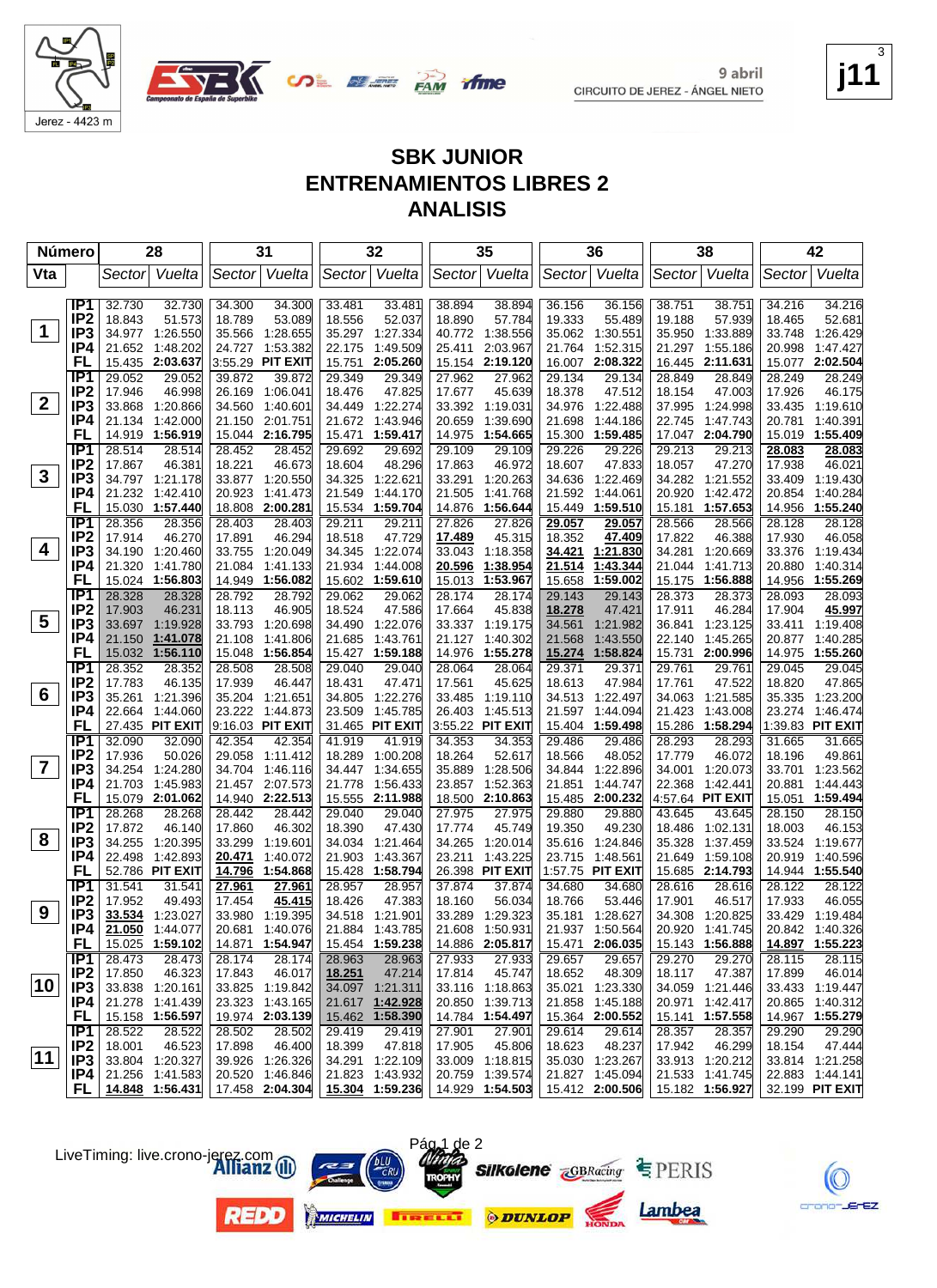9 abril
CIRCUITO DE JEREZ - ÁNGEL NIETO

Jerez - 4423 m

j11

## SBK JUNIOR
## ENTRENAMIENTOS LIBRES 2
## ANALISIS

| Número | | 28 | | 31 | | 32 | | 35 | | 36 | | 38 | | 42 | |
|---|---|---|---|---|---|---|---|---|---|---|---|---|---|---|---|
| Vta | | Sector | Vuelta | Sector | Vuelta | Sector | Vuelta | Sector | Vuelta | Sector | Vuelta | Sector | Vuelta | Sector | Vuelta |
| 1 | IP1 | 32.730 | 32.730 | 34.300 | 34.300 | 33.481 | 33.481 | 38.894 | 38.894 | 36.156 | 36.156 | 38.751 | 38.751 | 34.216 | 34.216 |
| | IP2 | 18.843 | 51.573 | 18.789 | 53.089 | 18.556 | 52.037 | 18.890 | 57.784 | 19.333 | 55.489 | 19.188 | 57.939 | 18.465 | 52.681 |
| | IP3 | 34.977 | 1:26.550 | 35.566 | 1:28.655 | 35.297 | 1:27.334 | 40.772 | 1:38.556 | 35.062 | 1:30.551 | 35.950 | 1:33.889 | 33.748 | 1:26.429 |
| | IP4 | 21.652 | 1:48.202 | 24.727 | 1:53.382 | 22.175 | 1:49.509 | 25.411 | 2:03.967 | 21.764 | 1:52.315 | 21.297 | 1:55.186 | 20.998 | 1:47.427 |
| | FL | 15.435 | 2:03.637 | 3:55.29 | PIT EXIT | 15.751 | 2:05.260 | 15.154 | 2:19.120 | 16.007 | 2:08.322 | 16.445 | 2:11.631 | 15.077 | 2:02.504 |
| 2 | IP1 | 29.052 | 29.052 | 39.872 | 39.872 | 29.349 | 29.349 | 27.962 | 27.962 | 29.134 | 29.134 | 28.849 | 28.849 | 28.249 | 28.249 |
| | IP2 | 17.946 | 46.998 | 26.169 | 1:06.041 | 18.476 | 47.825 | 17.677 | 45.639 | 18.378 | 47.512 | 18.154 | 47.003 | 17.926 | 46.175 |
| | IP3 | 33.868 | 1:20.866 | 34.560 | 1:40.601 | 34.449 | 1:22.274 | 33.392 | 1:19.031 | 34.976 | 1:22.488 | 37.995 | 1:24.998 | 33.435 | 1:19.610 |
| | IP4 | 21.134 | 1:42.000 | 21.150 | 2:01.751 | 21.672 | 1:43.946 | 20.659 | 1:39.690 | 21.698 | 1:44.186 | 22.745 | 1:47.743 | 20.781 | 1:40.391 |
| | FL | 14.919 | 1:56.919 | 15.044 | 2:16.795 | 15.471 | 1:59.417 | 14.975 | 1:54.665 | 15.300 | 1:59.485 | 17.047 | 2:04.790 | 15.019 | 1:55.409 |
| 3 | IP1 | 28.514 | 28.514 | 28.452 | 28.452 | 29.692 | 29.692 | 29.109 | 29.109 | 29.226 | 29.226 | 29.213 | 29.213 | 28.083 | 28.083 |
| | IP2 | 17.867 | 46.381 | 18.221 | 46.673 | 18.604 | 48.296 | 17.863 | 46.972 | 18.607 | 47.833 | 18.057 | 47.270 | 17.938 | 46.021 |
| | IP3 | 34.797 | 1:21.178 | 33.877 | 1:20.550 | 34.325 | 1:22.621 | 33.291 | 1:20.263 | 34.636 | 1:22.469 | 34.282 | 1:21.552 | 33.409 | 1:19.430 |
| | IP4 | 21.232 | 1:42.410 | 20.923 | 1:41.473 | 21.549 | 1:44.170 | 21.505 | 1:41.768 | 21.592 | 1:44.061 | 20.920 | 1:42.472 | 20.854 | 1:40.284 |
| | FL | 15.030 | 1:57.440 | 18.808 | 2:00.281 | 15.534 | 1:59.704 | 14.876 | 1:56.644 | 15.449 | 1:59.510 | 15.181 | 1:57.653 | 14.956 | 1:55.240 |
| 4 | IP1 | 28.356 | 28.356 | 28.403 | 28.403 | 29.211 | 29.211 | 27.826 | 27.826 | 29.057 | 29.057 | 28.566 | 28.566 | 28.128 | 28.128 |
| | IP2 | 17.914 | 46.270 | 17.891 | 46.294 | 18.518 | 47.729 | 17.489 | 45.315 | 18.352 | 47.409 | 17.822 | 46.388 | 17.930 | 46.058 |
| | IP3 | 34.190 | 1:20.460 | 33.755 | 1:20.049 | 34.345 | 1:22.074 | 33.043 | 1:18.358 | 34.421 | 1:21.830 | 34.281 | 1:20.669 | 33.376 | 1:19.434 |
| | IP4 | 21.320 | 1:41.780 | 21.084 | 1:41.133 | 21.934 | 1:44.008 | 20.596 | 1:38.954 | 21.514 | 1:43.344 | 21.044 | 1:41.713 | 20.880 | 1:40.314 |
| | FL | 15.024 | 1:56.803 | 14.949 | 1:56.082 | 15.602 | 1:59.610 | 15.013 | 1:53.967 | 15.658 | 1:59.002 | 15.175 | 1:56.888 | 14.956 | 1:55.269 |
| 5 | IP1 | 28.328 | 28.328 | 28.792 | 28.792 | 29.062 | 29.062 | 28.174 | 28.174 | 29.143 | 29.143 | 28.373 | 28.373 | 28.093 | 28.093 |
| | IP2 | 17.903 | 46.231 | 18.113 | 46.905 | 18.524 | 47.586 | 17.664 | 45.838 | 18.278 | 47.421 | 17.911 | 46.284 | 17.904 | 45.997 |
| | IP3 | 33.697 | 1:19.928 | 33.793 | 1:20.698 | 34.490 | 1:22.076 | 33.337 | 1:19.175 | 34.561 | 1:21.982 | 36.841 | 1:23.125 | 33.411 | 1:19.408 |
| | IP4 | 21.150 | 1:41.078 | 21.108 | 1:41.806 | 21.685 | 1:43.761 | 21.127 | 1:40.302 | 21.568 | 1:43.550 | 22.140 | 1:45.265 | 20.877 | 1:40.285 |
| | FL | 15.032 | 1:56.110 | 15.048 | 1:56.854 | 15.427 | 1:59.188 | 14.976 | 1:55.278 | 15.274 | 1:58.824 | 15.731 | 2:00.996 | 14.975 | 1:55.260 |
| 6 | IP1 | 28.352 | 28.352 | 28.508 | 28.508 | 29.040 | 29.040 | 28.064 | 28.064 | 29.371 | 29.371 | 29.761 | 29.761 | 29.045 | 29.045 |
| | IP2 | 17.783 | 46.135 | 17.939 | 46.447 | 18.431 | 47.471 | 17.561 | 45.625 | 18.613 | 47.984 | 17.761 | 47.522 | 18.820 | 47.865 |
| | IP3 | 35.261 | 1:21.396 | 35.204 | 1:21.651 | 34.805 | 1:22.276 | 33.485 | 1:19.110 | 34.513 | 1:22.497 | 34.063 | 1:21.585 | 35.335 | 1:23.200 |
| | IP4 | 22.664 | 1:44.060 | 23.222 | 1:44.873 | 23.509 | 1:45.785 | 26.403 | 1:45.513 | 21.597 | 1:44.094 | 21.423 | 1:43.008 | 23.274 | 1:46.474 |
| | FL | 27.435 | PIT EXIT | 9:16.03 | PIT EXIT | 31.465 | PIT EXIT | 3:55.22 | PIT EXIT | 15.404 | 1:59.498 | 15.286 | 1:58.294 | 1:39.83 | PIT EXIT |
| 7 | IP1 | 32.090 | 32.090 | 42.354 | 42.354 | 41.919 | 41.919 | 34.353 | 34.353 | 29.486 | 29.486 | 28.293 | 28.293 | 31.665 | 31.665 |
| | IP2 | 17.936 | 50.026 | 29.058 | 1:11.412 | 18.289 | 1:00.208 | 18.264 | 52.617 | 18.566 | 48.052 | 17.779 | 46.072 | 18.196 | 49.861 |
| | IP3 | 34.254 | 1:24.280 | 34.704 | 1:46.116 | 34.447 | 1:34.655 | 35.889 | 1:28.506 | 34.844 | 1:22.896 | 34.001 | 1:20.073 | 33.701 | 1:23.562 |
| | IP4 | 21.703 | 1:45.983 | 21.457 | 2:07.573 | 21.778 | 1:56.433 | 23.857 | 1:52.363 | 21.851 | 1:44.747 | 22.368 | 1:42.441 | 20.881 | 1:44.443 |
| | FL | 15.079 | 2:01.062 | 14.940 | 2:22.513 | 15.555 | 2:11.988 | 18.500 | 2:10.863 | 15.485 | 2:00.232 | 4:57.64 | PIT EXIT | 15.051 | 1:59.494 |
| 8 | IP1 | 28.268 | 28.268 | 28.442 | 28.442 | 29.040 | 29.040 | 27.975 | 27.975 | 29.880 | 29.880 | 43.645 | 43.645 | 28.150 | 28.150 |
| | IP2 | 17.872 | 46.140 | 17.860 | 46.302 | 18.390 | 47.430 | 17.774 | 45.749 | 19.350 | 49.230 | 18.486 | 1:02.131 | 18.003 | 46.153 |
| | IP3 | 34.255 | 1:20.395 | 33.299 | 1:19.601 | 34.034 | 1:21.464 | 34.265 | 1:20.014 | 35.616 | 1:24.846 | 35.328 | 1:37.459 | 33.524 | 1:19.677 |
| | IP4 | 22.498 | 1:42.893 | 20.471 | 1:40.072 | 21.903 | 1:43.367 | 23.211 | 1:43.225 | 23.715 | 1:48.561 | 21.649 | 1:59.108 | 20.919 | 1:40.596 |
| | FL | 52.786 | PIT EXIT | 14.796 | 1:54.868 | 15.428 | 1:58.794 | 26.398 | PIT EXIT | 1:57.75 | PIT EXIT | 15.685 | 2:14.793 | 14.944 | 1:55.540 |
| 9 | IP1 | 31.541 | 31.541 | 27.961 | 27.961 | 28.957 | 28.957 | 37.874 | 37.874 | 34.680 | 34.680 | 28.616 | 28.616 | 28.122 | 28.122 |
| | IP2 | 17.952 | 49.493 | 17.454 | 45.415 | 18.426 | 47.383 | 18.160 | 56.034 | 18.766 | 53.446 | 17.901 | 46.517 | 17.933 | 46.055 |
| | IP3 | 33.534 | 1:23.027 | 33.980 | 1:19.395 | 34.518 | 1:21.901 | 33.289 | 1:29.323 | 35.181 | 1:28.627 | 34.308 | 1:20.825 | 33.429 | 1:19.484 |
| | IP4 | 21.050 | 1:44.077 | 20.681 | 1:40.076 | 21.884 | 1:43.785 | 21.608 | 1:50.931 | 21.937 | 1:50.564 | 20.920 | 1:41.745 | 20.842 | 1:40.326 |
| | FL | 15.025 | 1:59.102 | 14.871 | 1:54.947 | 15.454 | 1:59.238 | 14.866 | 2:05.817 | 15.471 | 2:06.035 | 15.143 | 1:56.888 | 14.897 | 1:55.223 |
| 10 | IP1 | 28.473 | 28.473 | 28.174 | 28.174 | 28.963 | 28.963 | 27.933 | 27.933 | 29.657 | 29.657 | 29.270 | 29.270 | 28.115 | 28.115 |
| | IP2 | 17.850 | 46.323 | 17.843 | 46.017 | 18.251 | 47.214 | 17.814 | 45.747 | 18.652 | 48.309 | 18.117 | 47.387 | 17.899 | 46.014 |
| | IP3 | 33.838 | 1:20.161 | 33.825 | 1:19.842 | 34.097 | 1:21.311 | 33.116 | 1:18.863 | 35.021 | 1:23.330 | 34.059 | 1:21.446 | 33.433 | 1:19.447 |
| | IP4 | 21.278 | 1:41.439 | 23.323 | 1:43.165 | 21.617 | 1:42.928 | 20.850 | 1:39.713 | 21.858 | 1:45.188 | 20.971 | 1:42.417 | 20.865 | 1:40.312 |
| | FL | 15.158 | 1:56.597 | 19.974 | 2:03.139 | 15.462 | 1:58.390 | 14.784 | 1:54.497 | 15.364 | 2:00.552 | 15.141 | 1:57.558 | 14.967 | 1:55.279 |
| 11 | IP1 | 28.522 | 28.522 | 28.502 | 28.502 | 29.419 | 29.419 | 27.901 | 27.901 | 29.614 | 29.614 | 28.357 | 28.357 | 29.290 | 29.290 |
| | IP2 | 18.001 | 46.523 | 17.898 | 46.400 | 18.399 | 47.818 | 17.905 | 45.806 | 18.623 | 48.237 | 17.942 | 46.299 | 18.154 | 47.444 |
| | IP3 | 33.804 | 1:20.327 | 39.926 | 1:26.326 | 34.291 | 1:22.109 | 33.009 | 1:18.815 | 35.030 | 1:23.267 | 33.913 | 1:20.212 | 33.814 | 1:21.258 |
| | IP4 | 21.256 | 1:41.583 | 20.520 | 1:46.846 | 21.823 | 1:43.932 | 20.759 | 1:39.574 | 21.827 | 1:45.094 | 21.533 | 1:41.745 | 22.883 | 1:44.141 |
| | FL | 14.848 | 1:56.431 | 17.458 | 2:04.304 | 15.304 | 1:59.236 | 14.929 | 1:54.503 | 15.412 | 2:00.506 | 15.182 | 1:56.927 | 32.199 | PIT EXIT |

LiveTiming: live.crono-jerez.com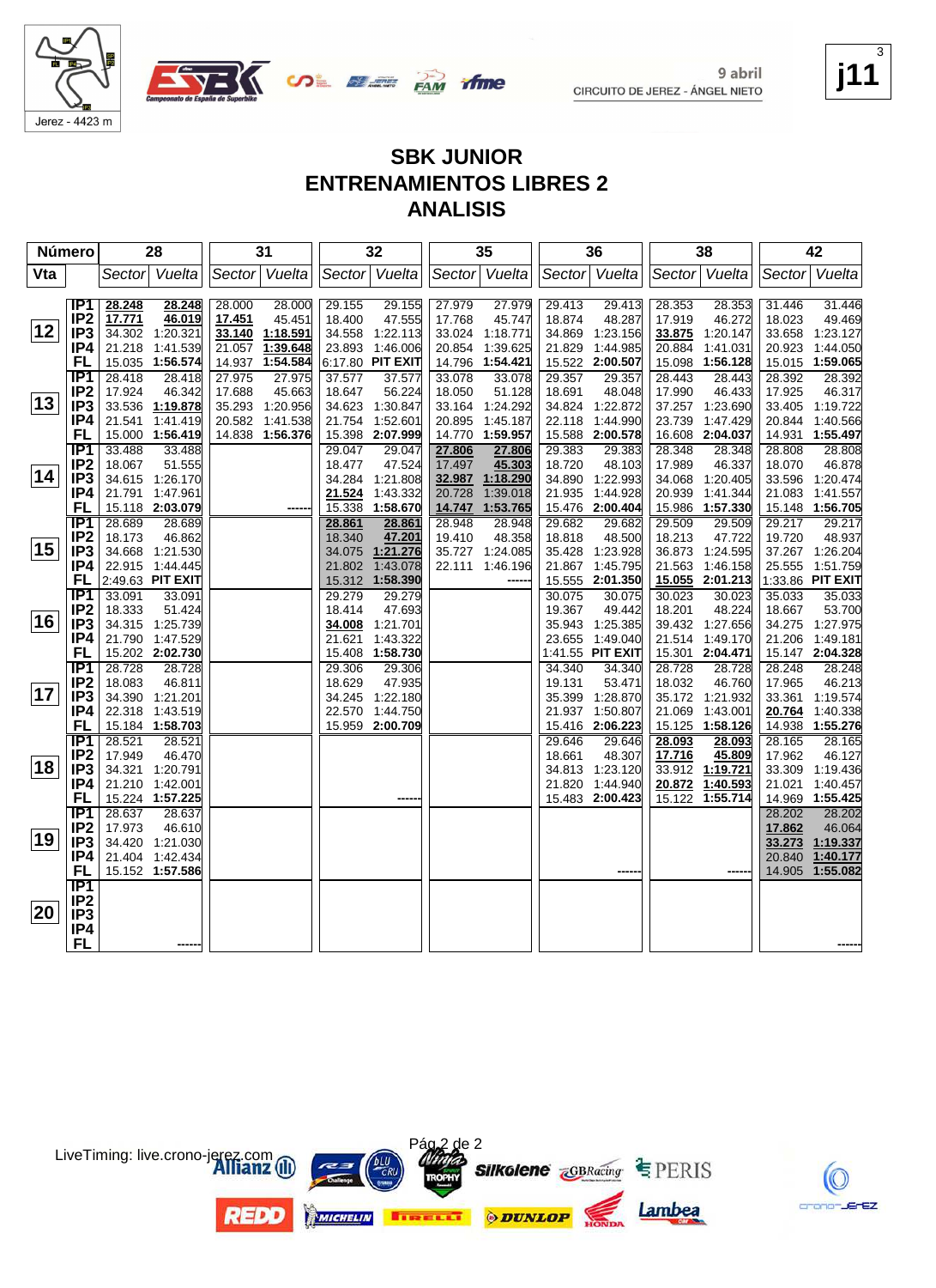Jerez - 4423 m

9 abril
CIRCUITO DE JEREZ - ÁNGEL NIETO

j11

# SBK JUNIOR
## ENTRENAMIENTOS LIBRES 2
## ANALISIS

| Número | | 28 | | 31 | | 32 | | 35 | | 36 | | 38 | | 42 | |
|---|---|---|---|---|---|---|---|---|---|---|---|---|---|---|---|
| Vta | | Sector | Vuelta | Sector | Vuelta | Sector | Vuelta | Sector | Vuelta | Sector | Vuelta | Sector | Vuelta | Sector | Vuelta |
| 12 | IP1 | **28.248** | **28.248** | 28.000 | 28.000 | 29.155 | 29.155 | 27.979 | 27.979 | 29.413 | 29.413 | 28.353 | 28.353 | 31.446 | 31.446 |
| | IP2 | **17.771** | **46.019** | **17.451** | 45.451 | 18.400 | 47.555 | 17.768 | 45.747 | 18.874 | 48.287 | 17.919 | 46.272 | 18.023 | 49.469 |
| | IP3 | 34.302 | 1:20.321 | **33.140** | **1:18.591** | 34.558 | 1:22.113 | 33.024 | 1:18.771 | 34.869 | 1:23.156 | **33.875** | 1:20.147 | 33.658 | 1:23.127 |
| | IP4 | 21.218 | 1:41.539 | 21.057 | **1:39.648** | 23.893 | 1:46.006 | 20.854 | 1:39.625 | 21.829 | 1:44.985 | 20.884 | 1:41.031 | 20.923 | 1:44.050 |
| | FL | 15.035 | **1:56.574** | 14.937 | **1:54.584** | 6:17.80 | **PIT EXIT** | 14.796 | **1:54.421** | 15.522 | **2:00.507** | 15.098 | **1:56.128** | 15.015 | **1:59.065** |
| 13 | IP1 | 28.418 | 28.418 | 27.975 | 27.975 | 37.577 | 37.577 | 33.078 | 33.078 | 29.357 | 29.357 | 28.443 | 28.443 | 28.392 | 28.392 |
| | IP2 | 17.924 | 46.342 | 17.688 | 45.663 | 18.647 | 56.224 | 18.050 | 51.128 | 18.691 | 48.048 | 17.990 | 46.433 | 17.925 | 46.317 |
| | IP3 | 33.536 | **1:19.878** | 35.293 | 1:20.956 | 34.623 | 1:30.847 | 33.164 | 1:24.292 | 34.824 | 1:22.872 | 37.257 | 1:23.690 | 33.405 | 1:19.722 |
| | IP4 | 21.541 | 1:41.419 | 20.582 | 1:41.538 | 21.754 | 1:52.601 | 20.895 | 1:45.187 | 22.118 | 1:44.990 | 23.739 | 1:47.429 | 20.844 | 1:40.566 |
| | FL | 15.000 | **1:56.419** | 14.838 | **1:56.376** | 15.398 | **2:07.999** | 14.770 | **1:59.957** | 15.588 | **2:00.578** | 16.608 | **2:04.037** | 14.931 | **1:55.497** |
| 14 | IP1 | 33.488 | 33.488 | | | 29.047 | 29.047 | **27.806** | **27.806** | 29.383 | 29.383 | 28.348 | 28.348 | 28.808 | 28.808 |
| | IP2 | 18.067 | 51.555 | | | 18.477 | 47.524 | 17.497 | **45.303** | 18.720 | 48.103 | 17.989 | 46.337 | 18.070 | 46.878 |
| | IP3 | 34.615 | 1:26.170 | | | 34.284 | 1:21.808 | **32.987** | **1:18.290** | 34.890 | 1:22.993 | 34.068 | 1:20.405 | 33.596 | 1:20.474 |
| | IP4 | 21.791 | 1:47.961 | | | **21.524** | 1:43.332 | 20.728 | 1:39.018 | 21.935 | 1:44.928 | 20.939 | 1:41.344 | 21.083 | 1:41.557 |
| | FL | 15.118 | **2:03.079** | | ------ | 15.338 | **1:58.670** | **14.747** | **1:53.765** | 15.476 | **2:00.404** | 15.986 | **1:57.330** | 15.148 | **1:56.705** |
| 15 | IP1 | 28.689 | 28.689 | | | **28.861** | **28.861** | 28.948 | 28.948 | 29.682 | 29.682 | 29.509 | 29.509 | 29.217 | 29.217 |
| | IP2 | 18.173 | 46.862 | | | 18.340 | **47.201** | 19.410 | 48.358 | 18.818 | 48.500 | 18.213 | 47.722 | 19.720 | 48.937 |
| | IP3 | 34.668 | 1:21.530 | | | 34.075 | **1:21.276** | 35.727 | 1:24.085 | 35.428 | 1:23.928 | 36.873 | 1:24.595 | 37.267 | 1:26.204 |
| | IP4 | 22.915 | 1:44.445 | | | 21.802 | 1:43.078 | 22.111 | 1:46.196 | 21.867 | 1:45.795 | 21.563 | 1:46.158 | 25.555 | 1:51.759 |
| | FL | 2:49.63 | **PIT EXIT** | | | 15.312 | **1:58.390** | | ------ | 15.555 | **2:01.350** | **15.055** | **2:01.213** | 1:33.86 | **PIT EXIT** |
| 16 | IP1 | 33.091 | 33.091 | | | 29.279 | 29.279 | | | 30.075 | 30.075 | 30.023 | 30.023 | 35.033 | 35.033 |
| | IP2 | 18.333 | 51.424 | | | 18.414 | 47.693 | | | 19.367 | 49.442 | 18.201 | 48.224 | 18.667 | 53.700 |
| | IP3 | 34.315 | 1:25.739 | | | **34.008** | 1:21.701 | | | 35.943 | 1:25.385 | 39.432 | 1:27.656 | 34.275 | 1:27.975 |
| | IP4 | 21.790 | 1:47.529 | | | 21.621 | 1:43.322 | | | 23.655 | 1:49.040 | 21.514 | 1:49.170 | 21.206 | 1:49.181 |
| | FL | 15.202 | **2:02.730** | | | 15.408 | **1:58.730** | | | 1:41.55 | **PIT EXIT** | 15.301 | **2:04.471** | 15.147 | **2:04.328** |
| 17 | IP1 | 28.728 | 28.728 | | | 29.306 | 29.306 | | | 34.340 | 34.340 | 28.728 | 28.728 | 28.248 | 28.248 |
| | IP2 | 18.083 | 46.811 | | | 18.629 | 47.935 | | | 19.131 | 53.471 | 18.032 | 46.760 | 17.965 | 46.213 |
| | IP3 | 34.390 | 1:21.201 | | | 34.245 | 1:22.180 | | | 35.399 | 1:28.870 | 35.172 | 1:21.932 | 33.361 | 1:19.574 |
| | IP4 | 22.318 | 1:43.519 | | | 22.570 | 1:44.750 | | | 21.937 | 1:50.807 | 21.069 | 1:43.001 | **20.764** | 1:40.338 |
| | FL | 15.184 | **1:58.703** | | | 15.959 | **2:00.709** | | | 15.416 | **2:06.223** | 15.125 | **1:58.126** | 14.938 | **1:55.276** |
| 18 | IP1 | 28.521 | 28.521 | | | | | | | 29.646 | 29.646 | **28.093** | **28.093** | 28.165 | 28.165 |
| | IP2 | 17.949 | 46.470 | | | | | | | 18.661 | 48.307 | **17.716** | **45.809** | 17.962 | 46.127 |
| | IP3 | 34.321 | 1:20.791 | | | | | | | 34.813 | 1:23.120 | 33.912 | **1:19.721** | 33.309 | 1:19.436 |
| | IP4 | 21.210 | 1:42.001 | | | | | | | 21.820 | 1:44.940 | **20.872** | **1:40.593** | 21.021 | 1:40.457 |
| | FL | 15.224 | **1:57.225** | | | | ------ | | | 15.483 | **2:00.423** | 15.122 | **1:55.714** | 14.969 | **1:55.425** |
| 19 | IP1 | 28.637 | 28.637 | | | | | | | | | | | 28.202 | 28.202 |
| | IP2 | 17.973 | 46.610 | | | | | | | | | | | **17.862** | 46.064 |
| | IP3 | 34.420 | 1:21.030 | | | | | | | | | | | **33.273** | **1:19.337** |
| | IP4 | 21.404 | 1:42.434 | | | | | | | | | | | 20.840 | **1:40.177** |
| | FL | 15.152 | **1:57.586** | | | | | | | | ------ | | ------ | 14.905 | **1:55.082** |
| 20 | IP1 | | | | | | | | | | | | | | |
| | IP2 | | | | | | | | | | | | | | |
| | IP3 | | | | | | | | | | | | | | |
| | IP4 | | | | | | | | | | | | | | |
| | FL | | ------ | | | | | | | | | | | | ------ |

LiveTiming: live.crono-jerez.com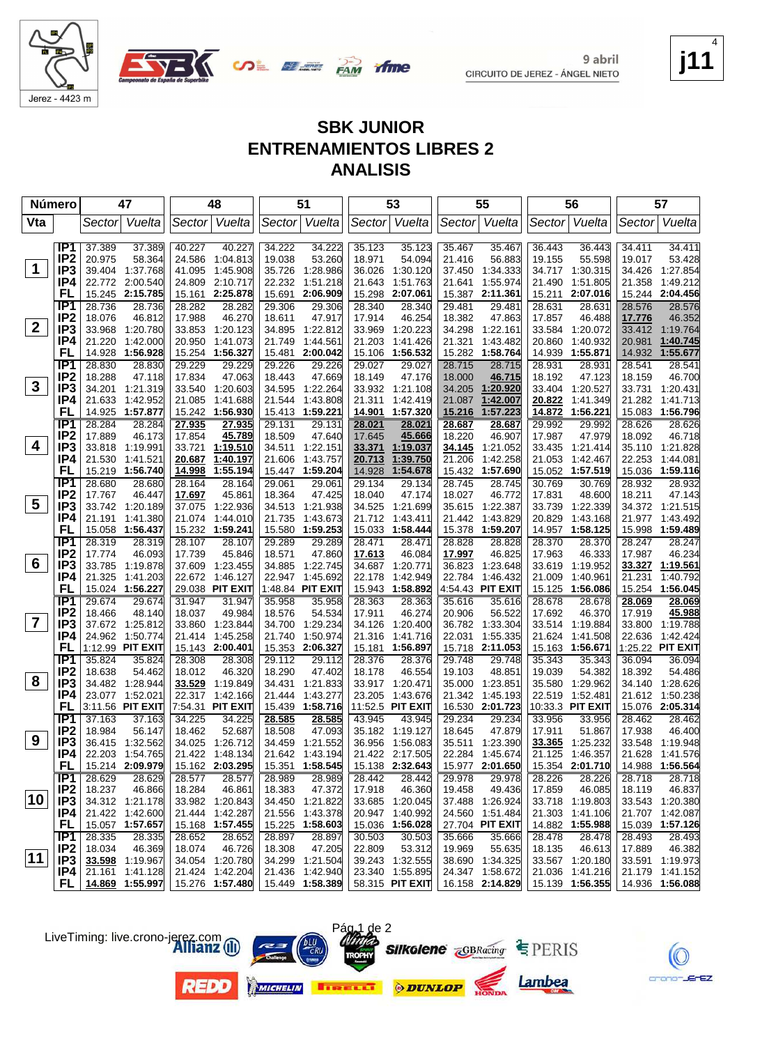# SBK JUNIOR
## ENTRENAMIENTOS LIBRES 2
## ANALISIS

9 abril
CIRCUITO DE JEREZ - ÁNGEL NIETO

Jerez - 4423 m

| Número | | 47 | | 48 | | 51 | | 53 | | 55 | | 56 | | 57 | |
|---|---|---|---|---|---|---|---|---|---|---|---|---|---|---|---|
| Vta | | Sector | Vuelta | Sector | Vuelta | Sector | Vuelta | Sector | Vuelta | Sector | Vuelta | Sector | Vuelta | Sector | Vuelta |
| 1 | IP1 | 37.389 | 37.389 | 40.227 | 40.227 | 34.222 | 34.222 | 35.123 | 35.123 | 35.467 | 35.467 | 36.443 | 36.443 | 34.411 | 34.411 |
| | IP2 | 20.975 | 58.364 | 24.586 | 1:04.813 | 19.038 | 53.260 | 18.971 | 54.094 | 21.416 | 56.883 | 19.155 | 55.598 | 19.017 | 53.428 |
| | IP3 | 39.404 | 1:37.768 | 41.095 | 1:45.908 | 35.726 | 1:28.986 | 36.026 | 1:30.120 | 37.450 | 1:34.333 | 34.717 | 1:30.315 | 34.426 | 1:27.854 |
| | IP4 | 22.772 | 2:00.540 | 24.809 | 2:10.717 | 22.232 | 1:51.218 | 21.643 | 1:51.763 | 21.641 | 1:55.974 | 21.490 | 1:51.805 | 21.358 | 1:49.212 |
| | FL | 15.245 | 2:15.785 | 15.161 | 2:25.878 | 15.691 | 2:06.909 | 15.298 | 2:07.061 | 15.387 | 2:11.361 | 15.211 | 2:07.016 | 15.244 | 2:04.456 |
| 2 | IP1 | 28.736 | 28.736 | 28.282 | 28.282 | 29.306 | 29.306 | 28.340 | 28.340 | 29.481 | 29.481 | 28.631 | 28.631 | 28.576 | 28.576 |
| | IP2 | 18.076 | 46.812 | 17.988 | 46.270 | 18.611 | 47.917 | 17.914 | 46.254 | 18.382 | 47.863 | 17.857 | 46.488 | 17.776 | 46.352 |
| | IP3 | 33.968 | 1:20.780 | 33.853 | 1:20.123 | 34.895 | 1:22.812 | 33.969 | 1:20.223 | 34.298 | 1:22.161 | 33.584 | 1:20.072 | 33.412 | 1:19.764 |
| | IP4 | 21.220 | 1:42.000 | 20.950 | 1:41.073 | 21.749 | 1:44.561 | 21.203 | 1:41.426 | 21.321 | 1:43.482 | 20.860 | 1:40.932 | 20.981 | 1:40.745 |
| | FL | 14.928 | 1:56.928 | 15.254 | 1:56.327 | 15.481 | 2:00.042 | 15.106 | 1:56.532 | 15.282 | 1:58.764 | 14.939 | 1:55.871 | 14.932 | 1:55.677 |
| 3 | IP1 | 28.830 | 28.830 | 29.229 | 29.229 | 29.226 | 29.226 | 29.027 | 29.027 | 28.715 | 28.715 | 28.931 | 28.931 | 28.541 | 28.541 |
| | IP2 | 18.288 | 47.118 | 17.834 | 47.063 | 18.443 | 47.669 | 18.149 | 47.176 | 18.000 | 46.715 | 18.192 | 47.123 | 18.159 | 46.700 |
| | IP3 | 34.201 | 1:21.319 | 33.540 | 1:20.603 | 34.595 | 1:22.264 | 33.932 | 1:21.108 | 34.205 | 1:20.920 | 33.404 | 1:20.527 | 33.731 | 1:20.431 |
| | IP4 | 21.633 | 1:42.952 | 21.085 | 1:41.688 | 21.544 | 1:43.808 | 21.311 | 1:42.419 | 21.087 | 1:42.007 | 20.822 | 1:41.349 | 21.282 | 1:41.713 |
| | FL | 14.925 | 1:57.877 | 15.242 | 1:56.930 | 15.413 | 1:59.221 | 14.901 | 1:57.320 | 15.216 | 1:57.223 | 14.872 | 1:56.221 | 15.083 | 1:56.796 |
| 4 | IP1 | 28.284 | 28.284 | 27.935 | 27.935 | 29.131 | 29.131 | 28.021 | 28.021 | 28.687 | 28.687 | 29.992 | 29.992 | 28.626 | 28.626 |
| | IP2 | 17.889 | 46.173 | 17.854 | 45.789 | 18.509 | 47.640 | 17.645 | 45.666 | 18.220 | 46.907 | 17.987 | 47.979 | 18.092 | 46.718 |
| | IP3 | 33.818 | 1:19.991 | 33.721 | 1:19.510 | 34.511 | 1:22.151 | 33.371 | 1:19.037 | 34.145 | 1:21.052 | 33.435 | 1:21.414 | 35.110 | 1:21.828 |
| | IP4 | 21.530 | 1:41.521 | 20.687 | 1:40.197 | 21.606 | 1:43.757 | 20.713 | 1:39.750 | 21.206 | 1:42.258 | 21.053 | 1:42.467 | 22.253 | 1:44.081 |
| | FL | 15.219 | 1:56.740 | 14.998 | 1:55.194 | 15.447 | 1:59.204 | 14.928 | 1:54.678 | 15.432 | 1:57.690 | 15.052 | 1:57.519 | 15.036 | 1:59.116 |
| 5 | IP1 | 28.680 | 28.680 | 28.164 | 28.164 | 29.061 | 29.061 | 29.134 | 29.134 | 28.745 | 28.745 | 30.769 | 30.769 | 28.932 | 28.932 |
| | IP2 | 17.767 | 46.447 | 17.697 | 45.861 | 18.364 | 47.425 | 18.040 | 47.174 | 18.027 | 46.772 | 17.831 | 48.600 | 18.211 | 47.143 |
| | IP3 | 33.742 | 1:20.189 | 37.075 | 1:22.936 | 34.513 | 1:21.938 | 34.525 | 1:21.699 | 35.615 | 1:22.387 | 33.739 | 1:22.339 | 34.372 | 1:21.515 |
| | IP4 | 21.191 | 1:41.380 | 21.074 | 1:44.010 | 21.735 | 1:43.673 | 21.712 | 1:43.411 | 21.442 | 1:43.829 | 20.829 | 1:43.168 | 21.977 | 1:43.492 |
| | FL | 15.058 | 1:56.437 | 15.232 | 1:59.241 | 15.580 | 1:59.253 | 15.033 | 1:58.444 | 15.378 | 1:59.207 | 14.957 | 1:58.125 | 15.998 | 1:59.489 |
| 6 | IP1 | 28.319 | 28.319 | 28.107 | 28.107 | 29.289 | 29.289 | 28.471 | 28.471 | 28.828 | 28.828 | 28.370 | 28.370 | 28.247 | 28.247 |
| | IP2 | 17.774 | 46.093 | 17.739 | 45.846 | 18.571 | 47.860 | 17.613 | 46.084 | 17.997 | 46.825 | 17.963 | 46.333 | 17.987 | 46.234 |
| | IP3 | 33.785 | 1:19.878 | 37.609 | 1:23.455 | 34.885 | 1:22.745 | 34.687 | 1:20.771 | 36.823 | 1:23.648 | 33.619 | 1:19.952 | 33.327 | 1:19.561 |
| | IP4 | 21.325 | 1:41.203 | 22.672 | 1:46.127 | 22.947 | 1:45.692 | 22.178 | 1:42.949 | 22.784 | 1:46.432 | 21.009 | 1:40.961 | 21.231 | 1:40.792 |
| | FL | 15.024 | 1:56.227 | 29.038 | PIT EXIT | 1:48.84 | PIT EXIT | 15.943 | 1:58.892 | 4:54.43 | PIT EXIT | 15.125 | 1:56.086 | 15.254 | 1:56.045 |
| 7 | IP1 | 29.674 | 29.674 | 31.947 | 31.947 | 35.958 | 35.958 | 28.363 | 28.363 | 35.616 | 35.616 | 28.678 | 28.678 | 28.069 | 28.069 |
| | IP2 | 18.466 | 48.140 | 18.037 | 49.984 | 18.576 | 54.534 | 17.911 | 46.274 | 20.906 | 56.522 | 17.692 | 46.370 | 17.919 | 45.988 |
| | IP3 | 37.672 | 1:25.812 | 33.860 | 1:23.844 | 34.700 | 1:29.234 | 34.126 | 1:20.400 | 36.782 | 1:33.304 | 33.514 | 1:19.884 | 33.800 | 1:19.788 |
| | IP4 | 24.962 | 1:50.774 | 21.414 | 1:45.258 | 21.740 | 1:50.974 | 21.316 | 1:41.716 | 22.031 | 1:55.335 | 21.624 | 1:41.508 | 22.636 | 1:42.424 |
| | FL | 1:12.99 | PIT EXIT | 15.143 | 2:00.401 | 15.353 | 2:06.327 | 15.181 | 1:56.897 | 15.718 | 2:11.053 | 15.163 | 1:56.671 | 1:25.22 | PIT EXIT |
| 8 | IP1 | 35.824 | 35.824 | 28.308 | 28.308 | 29.112 | 29.112 | 28.376 | 28.376 | 29.748 | 29.748 | 35.343 | 35.343 | 36.094 | 36.094 |
| | IP2 | 18.638 | 54.462 | 18.012 | 46.320 | 18.290 | 47.402 | 18.178 | 46.554 | 19.103 | 48.851 | 19.039 | 54.382 | 18.392 | 54.486 |
| | IP3 | 34.482 | 1:28.944 | 33.529 | 1:19.849 | 34.431 | 1:21.833 | 33.917 | 1:20.471 | 35.000 | 1:23.851 | 35.580 | 1:29.962 | 34.140 | 1:28.626 |
| | IP4 | 23.077 | 1:52.021 | 22.317 | 1:42.166 | 21.444 | 1:43.277 | 23.205 | 1:43.676 | 21.342 | 1:45.193 | 22.519 | 1:52.481 | 21.612 | 1:50.238 |
| | FL | 3:11.56 | PIT EXIT | 7:54.31 | PIT EXIT | 15.439 | 1:58.716 | 11:52.5 | PIT EXIT | 16.530 | 2:01.723 | 10:33.3 | PIT EXIT | 15.076 | 2:05.314 |
| 9 | IP1 | 37.163 | 37.163 | 34.225 | 34.225 | 28.585 | 28.585 | 43.945 | 43.945 | 29.234 | 29.234 | 33.956 | 33.956 | 28.462 | 28.462 |
| | IP2 | 18.984 | 56.147 | 18.462 | 52.687 | 18.508 | 47.093 | 35.182 | 1:19.127 | 18.645 | 47.879 | 17.911 | 51.867 | 17.938 | 46.400 |
| | IP3 | 36.415 | 1:32.562 | 34.025 | 1:26.712 | 34.459 | 1:21.552 | 36.956 | 1:56.083 | 35.511 | 1:23.390 | 33.365 | 1:25.232 | 33.548 | 1:19.948 |
| | IP4 | 22.203 | 1:54.765 | 21.422 | 1:48.134 | 21.642 | 1:43.194 | 21.422 | 2:17.505 | 22.284 | 1:45.674 | 21.125 | 1:46.357 | 21.628 | 1:41.576 |
| | FL | 15.214 | 2:09.979 | 15.162 | 2:03.295 | 15.351 | 1:58.545 | 15.138 | 2:32.643 | 15.977 | 2:01.650 | 15.354 | 2:01.710 | 14.988 | 1:56.564 |
| 10 | IP1 | 28.629 | 28.629 | 28.577 | 28.577 | 28.989 | 28.989 | 28.442 | 28.442 | 29.978 | 29.978 | 28.226 | 28.226 | 28.718 | 28.718 |
| | IP2 | 18.237 | 46.866 | 18.284 | 46.861 | 18.383 | 47.372 | 17.918 | 46.360 | 19.458 | 49.436 | 17.859 | 46.085 | 18.119 | 46.837 |
| | IP3 | 34.312 | 1:21.178 | 33.982 | 1:20.843 | 34.450 | 1:21.822 | 33.685 | 1:20.045 | 37.488 | 1:26.924 | 33.718 | 1:19.803 | 33.543 | 1:20.380 |
| | IP4 | 21.422 | 1:42.600 | 21.444 | 1:42.287 | 21.556 | 1:43.378 | 20.947 | 1:40.992 | 24.560 | 1:51.484 | 21.303 | 1:41.106 | 21.707 | 1:42.087 |
| | FL | 15.057 | 1:57.657 | 15.168 | 1:57.455 | 15.225 | 1:58.603 | 15.036 | 1:56.028 | 27.704 | PIT EXIT | 14.882 | 1:55.988 | 15.039 | 1:57.126 |
| 11 | IP1 | 28.335 | 28.335 | 28.652 | 28.652 | 28.897 | 28.897 | 30.503 | 30.503 | 35.666 | 35.666 | 28.478 | 28.478 | 28.493 | 28.493 |
| | IP2 | 18.034 | 46.369 | 18.074 | 46.726 | 18.308 | 47.205 | 22.809 | 53.312 | 19.969 | 55.635 | 18.135 | 46.613 | 17.889 | 46.382 |
| | IP3 | 33.598 | 1:19.967 | 34.054 | 1:20.780 | 34.299 | 1:21.504 | 39.243 | 1:32.555 | 38.690 | 1:34.325 | 33.567 | 1:20.180 | 33.591 | 1:19.973 |
| | IP4 | 21.161 | 1:41.128 | 21.424 | 1:42.204 | 21.436 | 1:42.940 | 23.340 | 1:55.895 | 24.347 | 1:58.672 | 21.036 | 1:41.216 | 21.179 | 1:41.152 |
| | FL | 14.869 | 1:55.997 | 15.276 | 1:57.480 | 15.449 | 1:58.389 | 58.315 | PIT EXIT | 16.158 | 2:14.829 | 15.139 | 1:56.355 | 14.936 | 1:56.088 |

LiveTiming: live.crono-jerez.com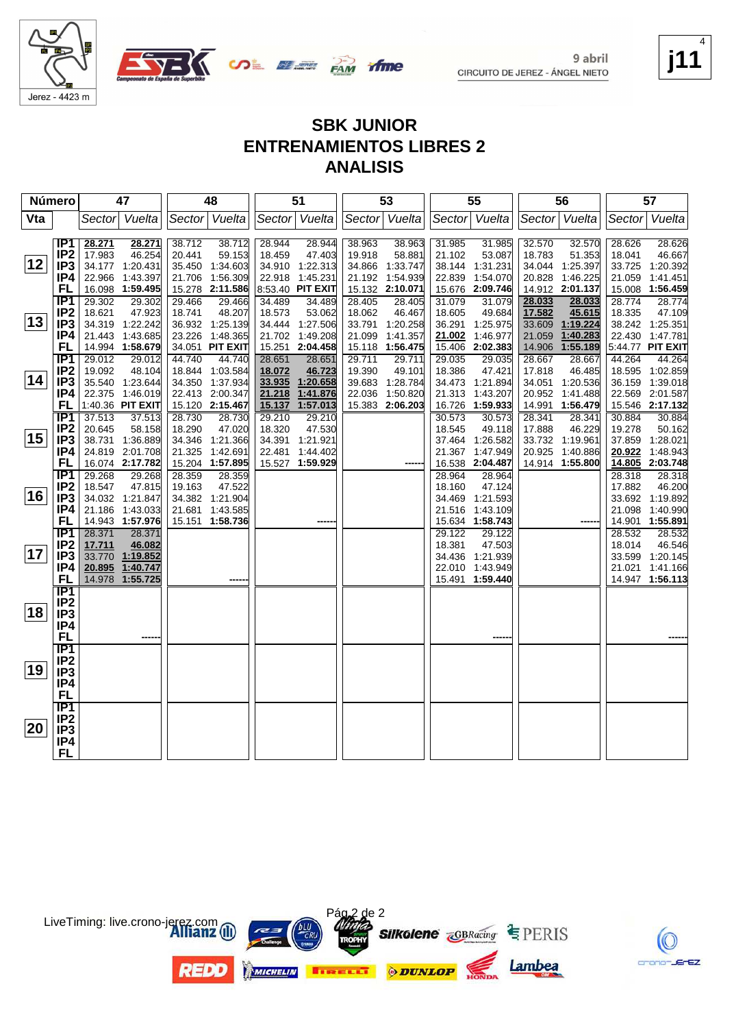Jerez - 4423 m

9 abril
CIRCUITO DE JEREZ - ÁNGEL NIETO

j11

# SBK JUNIOR
## ENTRENAMIENTOS LIBRES 2
## ANALISIS

| Vta | | 47 Sector | 47 Vuelta | 48 Sector | 48 Vuelta | 51 Sector | 51 Vuelta | 53 Sector | 53 Vuelta | 55 Sector | 55 Vuelta | 56 Sector | 56 Vuelta | 57 Sector | 57 Vuelta |
|---|---|---|---|---|---|---|---|---|---|---|---|---|---|---|---|
| 12 | IP1 | 28.271 | 28.271 | 38.712 | 38.712 | 28.944 | 28.944 | 38.963 | 38.963 | 31.985 | 31.985 | 32.570 | 32.570 | 28.626 | 28.626 |
| | IP2 | 17.983 | 46.254 | 20.441 | 59.153 | 18.459 | 47.403 | 19.918 | 58.881 | 21.102 | 53.087 | 18.783 | 51.353 | 18.041 | 46.667 |
| | IP3 | 34.177 | 1:20.431 | 35.450 | 1:34.603 | 34.910 | 1:22.313 | 34.866 | 1:33.747 | 38.144 | 1:31.231 | 34.044 | 1:25.397 | 33.725 | 1:20.392 |
| | IP4 | 22.966 | 1:43.397 | 21.706 | 1:56.309 | 22.918 | 1:45.231 | 21.192 | 1:54.939 | 22.839 | 1:54.070 | 20.828 | 1:46.225 | 21.059 | 1:41.451 |
| | FL | 16.098 | **1:59.495** | 15.278 | **2:11.586** | 8:53.40 | **PIT EXIT** | 15.132 | **2:10.071** | 15.676 | **2:09.746** | 14.912 | **2:01.137** | 15.008 | **1:56.459** |
| 13 | IP1 | 29.302 | 29.302 | 29.466 | 29.466 | 34.489 | 34.489 | 28.405 | 28.405 | 31.079 | 31.079 | 28.033 | 28.033 | 28.774 | 28.774 |
| | IP2 | 18.621 | 47.923 | 18.741 | 48.207 | 18.573 | 53.062 | 18.062 | 46.467 | 18.605 | 49.684 | 17.582 | 45.615 | 18.335 | 47.109 |
| | IP3 | 34.319 | 1:22.242 | 36.932 | 1:25.139 | 34.444 | 1:27.506 | 33.791 | 1:20.258 | 36.291 | 1:25.975 | 33.609 | 1:19.224 | 38.242 | 1:25.351 |
| | IP4 | 21.443 | 1:43.685 | 23.226 | 1:48.365 | 21.702 | 1:49.208 | 21.099 | 1:41.357 | 21.002 | 1:46.977 | 21.059 | 1:40.283 | 22.430 | 1:47.781 |
| | FL | 14.994 | **1:58.679** | 34.051 | **PIT EXIT** | 15.251 | **2:04.458** | 15.118 | **1:56.475** | 15.406 | **2:02.383** | 14.906 | **1:55.189** | 5:44.77 | **PIT EXIT** |
| 14 | IP1 | 29.012 | 29.012 | 44.740 | 44.740 | 28.651 | 28.651 | 29.711 | 29.711 | 29.035 | 29.035 | 28.667 | 28.667 | 44.264 | 44.264 |
| | IP2 | 19.092 | 48.104 | 18.844 | 1:03.584 | 18.072 | 46.723 | 19.390 | 49.101 | 18.386 | 47.421 | 17.818 | 46.485 | 18.595 | 1:02.859 |
| | IP3 | 35.540 | 1:23.644 | 34.350 | 1:37.934 | 33.935 | 1:20.658 | 39.683 | 1:28.784 | 34.473 | 1:21.894 | 34.051 | 1:20.536 | 36.159 | 1:39.018 |
| | IP4 | 22.375 | 1:46.019 | 22.413 | 2:00.347 | 21.218 | 1:41.876 | 22.036 | 1:50.820 | 21.313 | 1:43.207 | 20.952 | 1:41.488 | 22.569 | 2:01.587 |
| | FL | 1:40.36 | **PIT EXIT** | 15.120 | **2:15.467** | 15.137 | **1:57.013** | 15.383 | **2:06.203** | 16.726 | **1:59.933** | 14.991 | **1:56.479** | 15.546 | **2:17.132** |
| 15 | IP1 | 37.513 | 37.513 | 28.730 | 28.730 | 29.210 | 29.210 | | | 30.573 | 30.573 | 28.341 | 28.341 | 30.884 | 30.884 |
| | IP2 | 20.645 | 58.158 | 18.290 | 47.020 | 18.320 | 47.530 | | | 18.545 | 49.118 | 17.888 | 46.229 | 19.278 | 50.162 |
| | IP3 | 38.731 | 1:36.889 | 34.346 | 1:21.366 | 34.391 | 1:21.921 | | | 37.464 | 1:26.582 | 33.732 | 1:19.961 | 37.859 | 1:28.021 |
| | IP4 | 24.819 | 2:01.708 | 21.325 | 1:42.691 | 22.481 | 1:44.402 | | | 21.367 | 1:47.949 | 20.925 | 1:40.886 | 20.922 | 1:48.943 |
| | FL | 16.074 | **2:17.782** | 15.204 | **1:57.895** | 15.527 | **1:59.929** | | ------ | 16.538 | **2:04.487** | 14.914 | **1:55.800** | 14.805 | **2:03.748** |
| 16 | IP1 | 29.268 | 29.268 | 28.359 | 28.359 | | | | | 28.964 | 28.964 | | | 28.318 | 28.318 |
| | IP2 | 18.547 | 47.815 | 19.163 | 47.522 | | | | | 18.160 | 47.124 | | | 17.882 | 46.200 |
| | IP3 | 34.032 | 1:21.847 | 34.382 | 1:21.904 | | | | | 34.469 | 1:21.593 | | | 33.692 | 1:19.892 |
| | IP4 | 21.186 | 1:43.033 | 21.681 | 1:43.585 | | | | | 21.516 | 1:43.109 | | | 21.098 | 1:40.990 |
| | FL | 14.943 | **1:57.976** | 15.151 | **1:58.736** | | ------ | | | 15.634 | **1:58.743** | | ------ | 14.901 | **1:55.891** |
| 17 | IP1 | 28.371 | 28.371 | | | | | | | 29.122 | 29.122 | | | 28.532 | 28.532 |
| | IP2 | 17.711 | 46.082 | | | | | | | 18.381 | 47.503 | | | 18.014 | 46.546 |
| | IP3 | 33.770 | 1:19.852 | | | | | | | 34.436 | 1:21.939 | | | 33.599 | 1:20.145 |
| | IP4 | 20.895 | 1:40.747 | | | | | | | 22.010 | 1:43.949 | | | 21.021 | 1:41.166 |
| | FL | 14.978 | **1:55.725** | | ------ | | | | | 15.491 | **1:59.440** | | | 14.947 | **1:56.113** |
| 18 | IP1 | | | | | | | | | | | | | | |
| | IP2 | | | | | | | | | | | | | | |
| | IP3 | | | | | | | | | | | | | | |
| | IP4 | | | | | | | | | | | | | | |
| | FL | | ------ | | | | | | | | ------ | | | | ------ |
| 19 | IP1 | | | | | | | | | | | | | | |
| | IP2 | | | | | | | | | | | | | | |
| | IP3 | | | | | | | | | | | | | | |
| | IP4 | | | | | | | | | | | | | | |
| | FL | | | | | | | | | | | | | | |
| 20 | IP1 | | | | | | | | | | | | | | |
| | IP2 | | | | | | | | | | | | | | |
| | IP3 | | | | | | | | | | | | | | |
| | IP4 | | | | | | | | | | | | | | |
| | FL | | | | | | | | | | | | | | |

LiveTiming: live.crono-jerez.com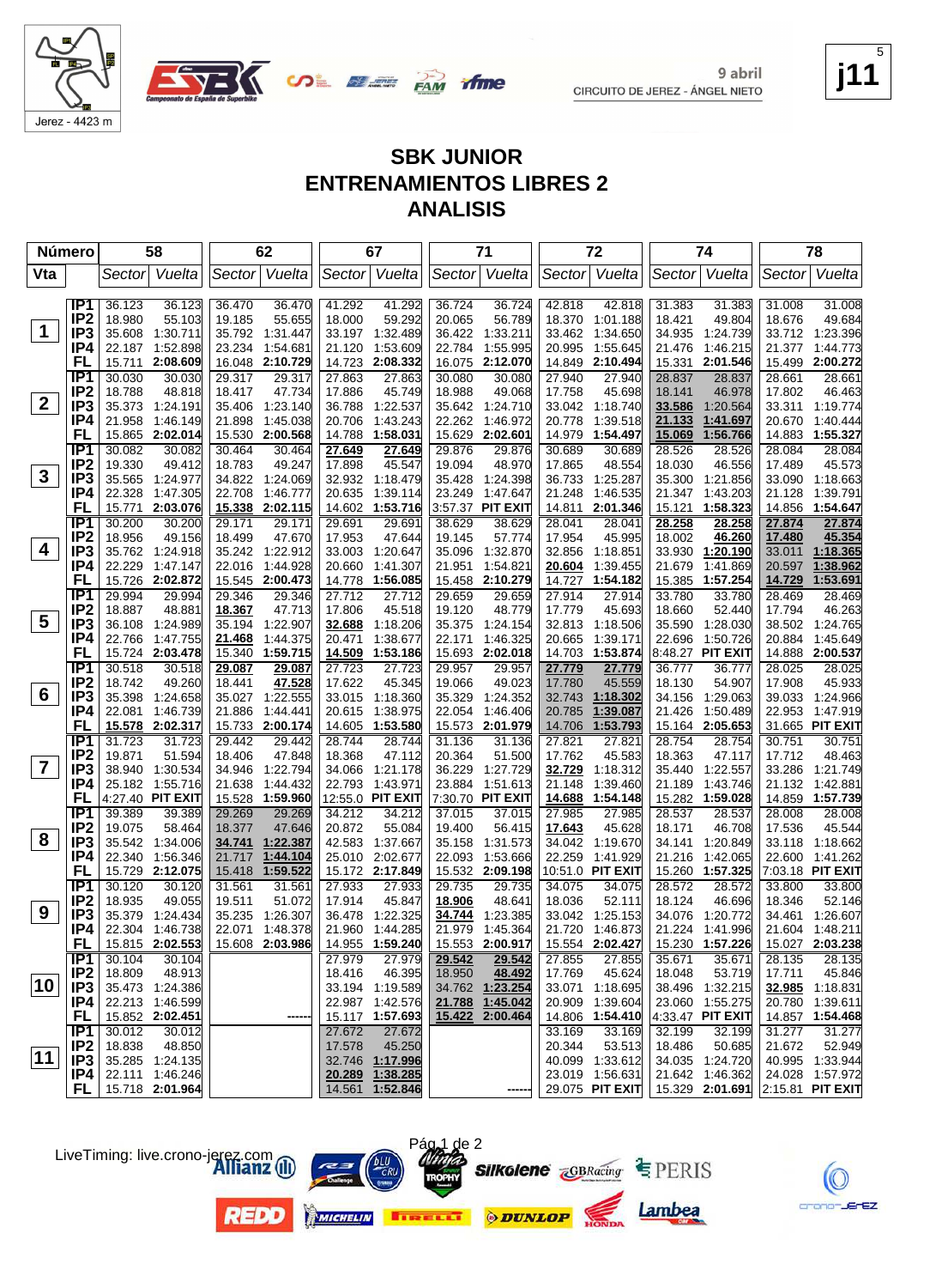Jerez - 4423 m

9 abril
CIRCUITO DE JEREZ - ÁNGEL NIETO

**j11**

# SBK JUNIOR
# ENTRENAMIENTOS LIBRES 2
# ANALISIS

| Número | | 58 | | 62 | | 67 | | 71 | | 72 | | 74 | | 78 | |
|---|---|---|---|---|---|---|---|---|---|---|---|---|---|---|---|
| Vta | | Sector | Vuelta | Sector | Vuelta | Sector | Vuelta | Sector | Vuelta | Sector | Vuelta | Sector | Vuelta | Sector | Vuelta |
| 1 | IP1 | 36.123 | 36.123 | 36.470 | 36.470 | 41.292 | 41.292 | 36.724 | 36.724 | 42.818 | 42.818 | 31.383 | 31.383 | 31.008 | 31.008 |
| | IP2 | 18.980 | 55.103 | 19.185 | 55.655 | 18.000 | 59.292 | 20.065 | 56.789 | 18.370 | 1:01.188 | 18.421 | 49.804 | 18.676 | 49.684 |
| | IP3 | 35.608 | 1:30.711 | 35.792 | 1:31.447 | 33.197 | 1:32.489 | 36.422 | 1:33.211 | 33.462 | 1:34.650 | 34.935 | 1:24.739 | 33.712 | 1:23.396 |
| | IP4 | 22.187 | 1:52.898 | 23.234 | 1:54.681 | 21.120 | 1:53.609 | 22.784 | 1:55.995 | 20.995 | 1:55.645 | 21.476 | 1:46.215 | 21.377 | 1:44.773 |
| | FL | 15.711 | 2:08.609 | 16.048 | 2:10.729 | 14.723 | 2:08.332 | 16.075 | 2:12.070 | 14.849 | 2:10.494 | 15.331 | 2:01.546 | 15.499 | 2:00.272 |
| 2 | IP1 | 30.030 | 30.030 | 29.317 | 29.317 | 27.863 | 27.863 | 30.080 | 30.080 | 27.940 | 27.940 | 28.837 | 28.837 | 28.661 | 28.661 |
| | IP2 | 18.788 | 48.818 | 18.417 | 47.734 | 17.886 | 45.749 | 18.988 | 49.068 | 17.758 | 45.698 | 18.141 | 46.978 | 17.802 | 46.463 |
| | IP3 | 35.373 | 1:24.191 | 35.406 | 1:23.140 | 36.788 | 1:22.537 | 35.642 | 1:24.710 | 33.042 | 1:18.740 | 33.586 | 1:20.564 | 33.311 | 1:19.774 |
| | IP4 | 21.958 | 1:46.149 | 21.898 | 1:45.038 | 20.706 | 1:43.243 | 22.262 | 1:46.972 | 20.778 | 1:39.518 | 21.133 | 1:41.697 | 20.670 | 1:40.444 |
| | FL | 15.865 | 2:02.014 | 15.530 | 2:00.568 | 14.788 | 1:58.031 | 15.629 | 2:02.601 | 14.979 | 1:54.497 | 15.069 | 1:56.766 | 14.883 | 1:55.327 |
| 3 | IP1 | 30.082 | 30.082 | 30.464 | 30.464 | 27.649 | 27.649 | 29.876 | 29.876 | 30.689 | 30.689 | 28.526 | 28.526 | 28.084 | 28.084 |
| | IP2 | 19.330 | 49.412 | 18.783 | 49.247 | 17.898 | 45.547 | 19.094 | 48.970 | 17.865 | 48.554 | 18.030 | 46.556 | 17.489 | 45.573 |
| | IP3 | 35.565 | 1:24.977 | 34.822 | 1:24.069 | 32.932 | 1:18.479 | 35.428 | 1:24.398 | 36.733 | 1:25.287 | 35.300 | 1:21.856 | 33.090 | 1:18.663 |
| | IP4 | 22.328 | 1:47.305 | 22.708 | 1:46.777 | 20.635 | 1:39.114 | 23.249 | 1:47.647 | 21.248 | 1:46.535 | 21.347 | 1:43.203 | 21.128 | 1:39.791 |
| | FL | 15.771 | 2:03.076 | 15.338 | 2:02.115 | 14.602 | 1:53.716 | 3:57.37 | PIT EXIT | 14.811 | 2:01.346 | 15.121 | 1:58.323 | 14.856 | 1:54.647 |
| 4 | IP1 | 30.200 | 30.200 | 29.171 | 29.171 | 29.691 | 29.691 | 38.629 | 38.629 | 28.041 | 28.041 | 28.258 | 28.258 | 27.874 | 27.874 |
| | IP2 | 18.956 | 49.156 | 18.499 | 47.670 | 17.953 | 47.644 | 19.145 | 57.774 | 17.954 | 45.995 | 18.002 | 46.260 | 17.480 | 45.354 |
| | IP3 | 35.762 | 1:24.918 | 35.242 | 1:22.912 | 33.003 | 1:20.647 | 35.096 | 1:32.870 | 32.856 | 1:18.851 | 33.930 | 1:20.190 | 33.011 | 1:18.365 |
| | IP4 | 22.229 | 1:47.147 | 22.016 | 1:44.928 | 20.660 | 1:41.307 | 21.951 | 1:54.821 | 20.604 | 1:39.455 | 21.679 | 1:41.869 | 20.597 | 1:38.962 |
| | FL | 15.726 | 2:02.872 | 15.545 | 2:00.473 | 14.778 | 1:56.085 | 15.458 | 2:10.279 | 14.727 | 1:54.182 | 15.385 | 1:57.254 | 14.729 | 1:53.691 |
| 5 | IP1 | 29.994 | 29.994 | 29.346 | 29.346 | 27.712 | 27.712 | 29.659 | 29.659 | 27.914 | 27.914 | 33.780 | 33.780 | 28.469 | 28.469 |
| | IP2 | 18.887 | 48.881 | 18.367 | 47.713 | 17.806 | 45.518 | 19.120 | 48.779 | 17.779 | 45.693 | 18.660 | 52.440 | 17.794 | 46.263 |
| | IP3 | 36.108 | 1:24.989 | 35.194 | 1:22.907 | 32.688 | 1:18.206 | 35.375 | 1:24.154 | 32.813 | 1:18.506 | 35.590 | 1:28.030 | 38.502 | 1:24.765 |
| | IP4 | 22.766 | 1:47.755 | 21.468 | 1:44.375 | 20.471 | 1:38.677 | 22.171 | 1:46.325 | 20.665 | 1:39.171 | 22.696 | 1:50.726 | 20.884 | 1:45.649 |
| | FL | 15.724 | 2:03.478 | 15.340 | 1:59.715 | 14.509 | 1:53.186 | 15.693 | 2:02.018 | 14.703 | 1:53.874 | 8:48.27 | PIT EXIT | 14.888 | 2:00.537 |
| 6 | IP1 | 30.518 | 30.518 | 29.087 | 29.087 | 27.723 | 27.723 | 29.957 | 29.957 | 27.779 | 27.779 | 36.777 | 36.777 | 28.025 | 28.025 |
| | IP2 | 18.742 | 49.260 | 18.441 | 47.528 | 17.622 | 45.345 | 19.066 | 49.023 | 17.780 | 45.559 | 18.130 | 54.907 | 17.908 | 45.933 |
| | IP3 | 35.398 | 1:24.658 | 35.027 | 1:22.555 | 33.015 | 1:18.360 | 35.329 | 1:24.352 | 32.743 | 1:18.302 | 34.156 | 1:29.063 | 39.033 | 1:24.966 |
| | IP4 | 22.081 | 1:46.739 | 21.886 | 1:44.441 | 20.615 | 1:38.975 | 22.054 | 1:46.406 | 20.785 | 1:39.087 | 21.426 | 1:50.489 | 22.953 | 1:47.919 |
| | FL | 15.578 | 2:02.317 | 15.733 | 2:00.174 | 14.605 | 1:53.580 | 15.573 | 2:01.979 | 14.706 | 1:53.793 | 15.164 | 2:05.653 | 31.665 | PIT EXIT |
| 7 | IP1 | 31.723 | 31.723 | 29.442 | 29.442 | 28.744 | 28.744 | 31.136 | 31.136 | 27.821 | 27.821 | 28.754 | 28.754 | 30.751 | 30.751 |
| | IP2 | 19.871 | 51.594 | 18.406 | 47.848 | 18.368 | 47.112 | 20.364 | 51.500 | 17.762 | 45.583 | 18.363 | 47.117 | 17.712 | 48.463 |
| | IP3 | 38.940 | 1:30.534 | 34.946 | 1:22.794 | 34.066 | 1:21.178 | 36.229 | 1:27.729 | 32.729 | 1:18.312 | 35.440 | 1:22.557 | 33.286 | 1:21.749 |
| | IP4 | 25.182 | 1:55.716 | 21.638 | 1:44.432 | 22.793 | 1:43.971 | 23.884 | 1:51.613 | 21.148 | 1:39.460 | 21.189 | 1:43.746 | 21.132 | 1:42.881 |
| | FL | 4:27.40 | PIT EXIT | 15.528 | 1:59.960 | 12:55.0 | PIT EXIT | 7:30.70 | PIT EXIT | 14.688 | 1:54.148 | 15.282 | 1:59.028 | 14.859 | 1:57.739 |
| 8 | IP1 | 39.389 | 39.389 | 29.269 | 29.269 | 34.212 | 34.212 | 37.015 | 37.015 | 27.985 | 27.985 | 28.537 | 28.537 | 28.008 | 28.008 |
| | IP2 | 19.075 | 58.464 | 18.377 | 47.646 | 20.872 | 55.084 | 19.400 | 56.415 | 17.643 | 45.628 | 18.171 | 46.708 | 17.536 | 45.544 |
| | IP3 | 35.542 | 1:34.006 | 34.741 | 1:22.387 | 42.583 | 1:37.667 | 35.158 | 1:31.573 | 34.042 | 1:19.670 | 34.141 | 1:20.849 | 33.118 | 1:18.662 |
| | IP4 | 22.340 | 1:56.346 | 21.717 | 1:44.104 | 25.010 | 2:02.677 | 22.093 | 1:53.666 | 22.259 | 1:41.929 | 21.216 | 1:42.065 | 22.600 | 1:41.262 |
| | FL | 15.729 | 2:12.075 | 15.418 | 1:59.522 | 15.172 | 2:17.849 | 15.532 | 2:09.198 | 10:51.0 | PIT EXIT | 15.260 | 1:57.325 | 7:03.18 | PIT EXIT |
| 9 | IP1 | 30.120 | 30.120 | 31.561 | 31.561 | 27.933 | 27.933 | 29.735 | 29.735 | 34.075 | 34.075 | 28.572 | 28.572 | 33.800 | 33.800 |
| | IP2 | 18.935 | 49.055 | 19.511 | 51.072 | 17.914 | 45.847 | 18.906 | 48.641 | 18.036 | 52.111 | 18.124 | 46.696 | 18.346 | 52.146 |
| | IP3 | 35.379 | 1:24.434 | 35.235 | 1:26.307 | 36.478 | 1:22.325 | 34.744 | 1:23.385 | 33.042 | 1:25.153 | 34.076 | 1:20.772 | 34.461 | 1:26.607 |
| | IP4 | 22.304 | 1:46.738 | 22.071 | 1:48.378 | 21.960 | 1:44.285 | 21.979 | 1:45.364 | 21.720 | 1:46.873 | 21.224 | 1:41.996 | 21.604 | 1:48.211 |
| | FL | 15.815 | 2:02.553 | 15.608 | 2:03.986 | 14.955 | 1:59.240 | 15.553 | 2:00.917 | 15.554 | 2:02.427 | 15.230 | 1:57.226 | 15.027 | 2:03.238 |
| 10 | IP1 | 30.104 | 30.104 | | | 27.979 | 27.979 | 29.542 | 29.542 | 27.855 | 27.855 | 35.671 | 35.671 | 28.135 | 28.135 |
| | IP2 | 18.809 | 48.913 | | | 18.416 | 46.395 | 18.950 | 48.492 | 17.769 | 45.624 | 18.048 | 53.719 | 17.711 | 45.846 |
| | IP3 | 35.473 | 1:24.386 | | | 33.194 | 1:19.589 | 34.762 | 1:23.254 | 33.071 | 1:18.695 | 38.496 | 1:32.215 | 32.985 | 1:18.831 |
| | IP4 | 22.213 | 1:46.599 | | | 22.987 | 1:42.576 | 21.788 | 1:45.042 | 20.909 | 1:39.604 | 23.060 | 1:55.275 | 20.780 | 1:39.611 |
| | FL | 15.852 | 2:02.451 | | ------ | 15.117 | 1:57.693 | 15.422 | 2:00.464 | 14.806 | 1:54.410 | 4:33.47 | PIT EXIT | 14.857 | 1:54.468 |
| 11 | IP1 | 30.012 | 30.012 | | | 27.672 | 27.672 | | | 33.169 | 33.169 | 32.199 | 32.199 | 31.277 | 31.277 |
| | IP2 | 18.838 | 48.850 | | | 17.578 | 45.250 | | | 20.344 | 53.513 | 18.486 | 50.685 | 21.672 | 52.949 |
| | IP3 | 35.285 | 1:24.135 | | | 32.746 | 1:17.996 | | | 40.099 | 1:33.612 | 34.035 | 1:24.720 | 40.995 | 1:33.944 |
| | IP4 | 22.111 | 1:46.246 | | | 20.289 | 1:38.285 | | | 23.019 | 1:56.631 | 21.642 | 1:46.362 | 24.028 | 1:57.972 |
| | FL | 15.718 | 2:01.964 | | | 14.561 | 1:52.846 | | ------ | 29.075 | PIT EXIT | 15.329 | 2:01.691 | 2:15.81 | PIT EXIT |

LiveTiming: live.crono-jerez.com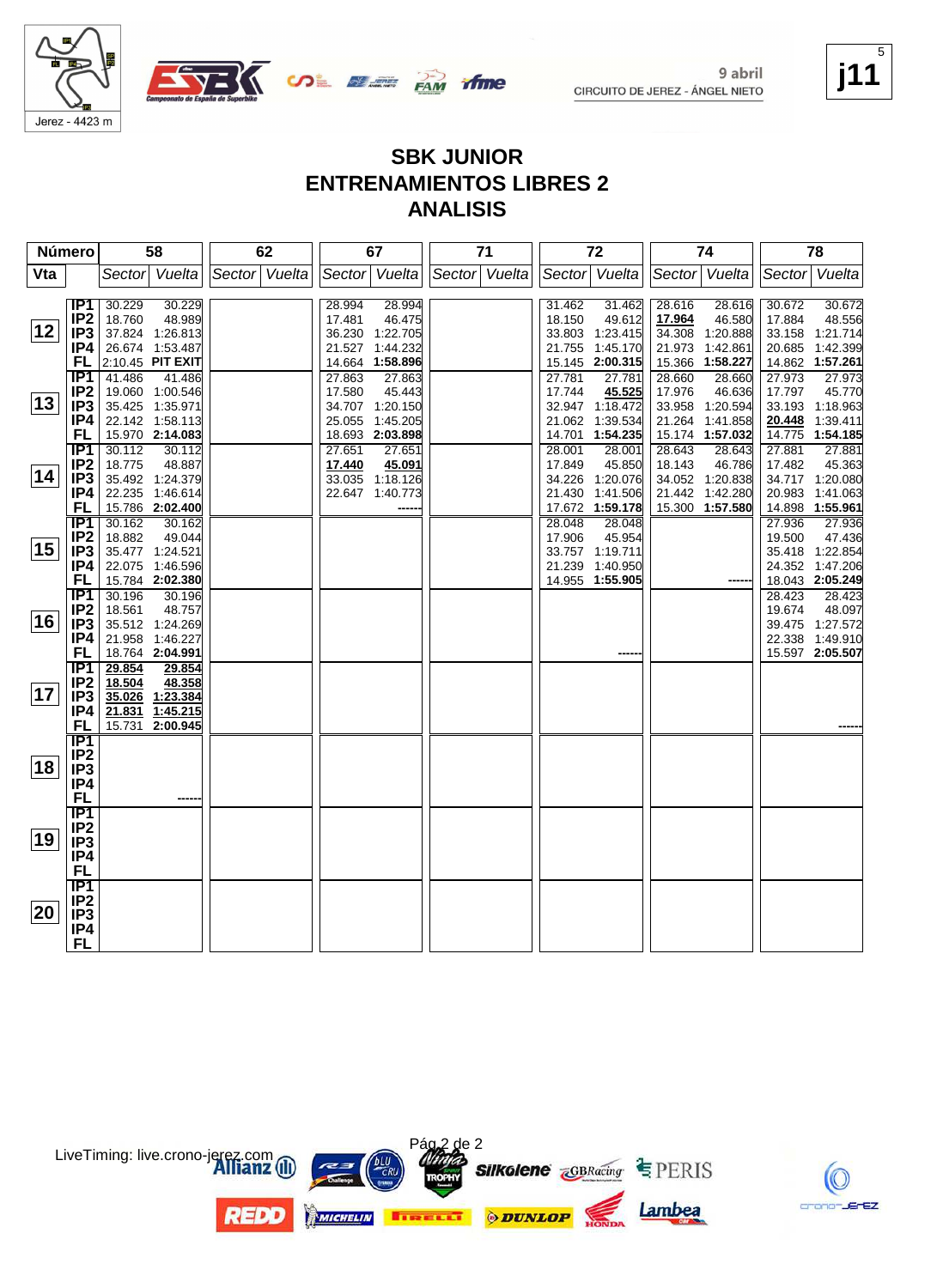9 abril
CIRCUITO DE JEREZ - ÁNGEL NIETO

j11

# SBK JUNIOR
## ENTRENAMIENTOS LIBRES 2
## ANALISIS

| Vta | | 58 Sector | 58 Vuelta | 62 Sector | 62 Vuelta | 67 Sector | 67 Vuelta | 71 Sector | 71 Vuelta | 72 Sector | 72 Vuelta | 74 Sector | 74 Vuelta | 78 Sector | 78 Vuelta |
|---|---|---|---|---|---|---|---|---|---|---|---|---|---|---|---|
| 12 | IP1 | 30.229 | 30.229 | | | 28.994 | 28.994 | | | 31.462 | 31.462 | 28.616 | 28.616 | 30.672 | 30.672 |
| | IP2 | 18.760 | 48.989 | | | 17.481 | 46.475 | | | 18.150 | 49.612 | **17.964** | 46.580 | 17.884 | 48.556 |
| | IP3 | 37.824 | 1:26.813 | | | 36.230 | 1:22.705 | | | 33.803 | 1:23.415 | 34.308 | 1:20.888 | 33.158 | 1:21.714 |
| | IP4 | 26.674 | 1:53.487 | | | 21.527 | 1:44.232 | | | 21.755 | 1:45.170 | 21.973 | 1:42.861 | 20.685 | 1:42.399 |
| | FL | 2:10.45 | **PIT EXIT** | | | 14.664 | **1:58.896** | | | 15.145 | **2:00.315** | 15.366 | **1:58.227** | 14.862 | **1:57.261** |
| 13 | IP1 | 41.486 | 41.486 | | | 27.863 | 27.863 | | | 27.781 | 27.781 | 28.660 | 28.660 | 27.973 | 27.973 |
| | IP2 | 19.060 | 1:00.546 | | | 17.580 | 45.443 | | | 17.744 | **45.525** | 17.976 | 46.636 | 17.797 | 45.770 |
| | IP3 | 35.425 | 1:35.971 | | | 34.707 | 1:20.150 | | | 32.947 | 1:18.472 | 33.958 | 1:20.594 | 33.193 | 1:18.963 |
| | IP4 | 22.142 | 1:58.113 | | | 25.055 | 1:45.205 | | | 21.062 | 1:39.534 | 21.264 | 1:41.858 | **20.448** | 1:39.411 |
| | FL | 15.970 | **2:14.083** | | | 18.693 | **2:03.898** | | | 14.701 | **1:54.235** | 15.174 | **1:57.032** | 14.775 | **1:54.185** |
| 14 | IP1 | 30.112 | 30.112 | | | 27.651 | 27.651 | | | 28.001 | 28.001 | 28.643 | 28.643 | 27.881 | 27.881 |
| | IP2 | 18.775 | 48.887 | | | **17.440** | **45.091** | | | 17.849 | 45.850 | 18.143 | 46.786 | 17.482 | 45.363 |
| | IP3 | 35.492 | 1:24.379 | | | 33.035 | 1:18.126 | | | 34.226 | 1:20.076 | 34.052 | 1:20.838 | 34.717 | 1:20.080 |
| | IP4 | 22.235 | 1:46.614 | | | 22.647 | 1:40.773 | | | 21.430 | 1:41.506 | 21.442 | 1:42.280 | 20.983 | 1:41.063 |
| | FL | 15.786 | **2:02.400** | | | | ------ | | | 17.672 | **1:59.178** | 15.300 | **1:57.580** | 14.898 | **1:55.961** |
| 15 | IP1 | 30.162 | 30.162 | | | | | | | 28.048 | 28.048 | | | 27.936 | 27.936 |
| | IP2 | 18.882 | 49.044 | | | | | | | 17.906 | 45.954 | | | 19.500 | 47.436 |
| | IP3 | 35.477 | 1:24.521 | | | | | | | 33.757 | 1:19.711 | | | 35.418 | 1:22.854 |
| | IP4 | 22.075 | 1:46.596 | | | | | | | 21.239 | 1:40.950 | | | 24.352 | 1:47.206 |
| | FL | 15.784 | **2:02.380** | | | | | | | 14.955 | **1:55.905** | | ------ | 18.043 | **2:05.249** |
| 16 | IP1 | 30.196 | 30.196 | | | | | | | | | | | 28.423 | 28.423 |
| | IP2 | 18.561 | 48.757 | | | | | | | | | | | 19.674 | 48.097 |
| | IP3 | 35.512 | 1:24.269 | | | | | | | | | | | 39.475 | 1:27.572 |
| | IP4 | 21.958 | 1:46.227 | | | | | | | | | | | 22.338 | 1:49.910 |
| | FL | 18.764 | **2:04.991** | | | | | | | | ------ | | | 15.597 | **2:05.507** |
| 17 | IP1 | **29.854** | **29.854** | | | | | | | | | | | | |
| | IP2 | **18.504** | **48.358** | | | | | | | | | | | | |
| | IP3 | **35.026** | **1:23.384** | | | | | | | | | | | | |
| | IP4 | **21.831** | **1:45.215** | | | | | | | | | | | | |
| | FL | 15.731 | **2:00.945** | | | | | | | | | | | | ------ |
| 18 | IP1 | | | | | | | | | | | | | | |
| | IP2 | | | | | | | | | | | | | | |
| | IP3 | | | | | | | | | | | | | | |
| | IP4 | | | | | | | | | | | | | | |
| | FL | | ------ | | | | | | | | | | | | |
| 19 | IP1 | | | | | | | | | | | | | | |
| | IP2 | | | | | | | | | | | | | | |
| | IP3 | | | | | | | | | | | | | | |
| | IP4 | | | | | | | | | | | | | | |
| | FL | | | | | | | | | | | | | | |
| 20 | IP1 | | | | | | | | | | | | | | |
| | IP2 | | | | | | | | | | | | | | |
| | IP3 | | | | | | | | | | | | | | |
| | IP4 | | | | | | | | | | | | | | |
| | FL | | | | | | | | | | | | | | |

LiveTiming: live.crono-jerez.com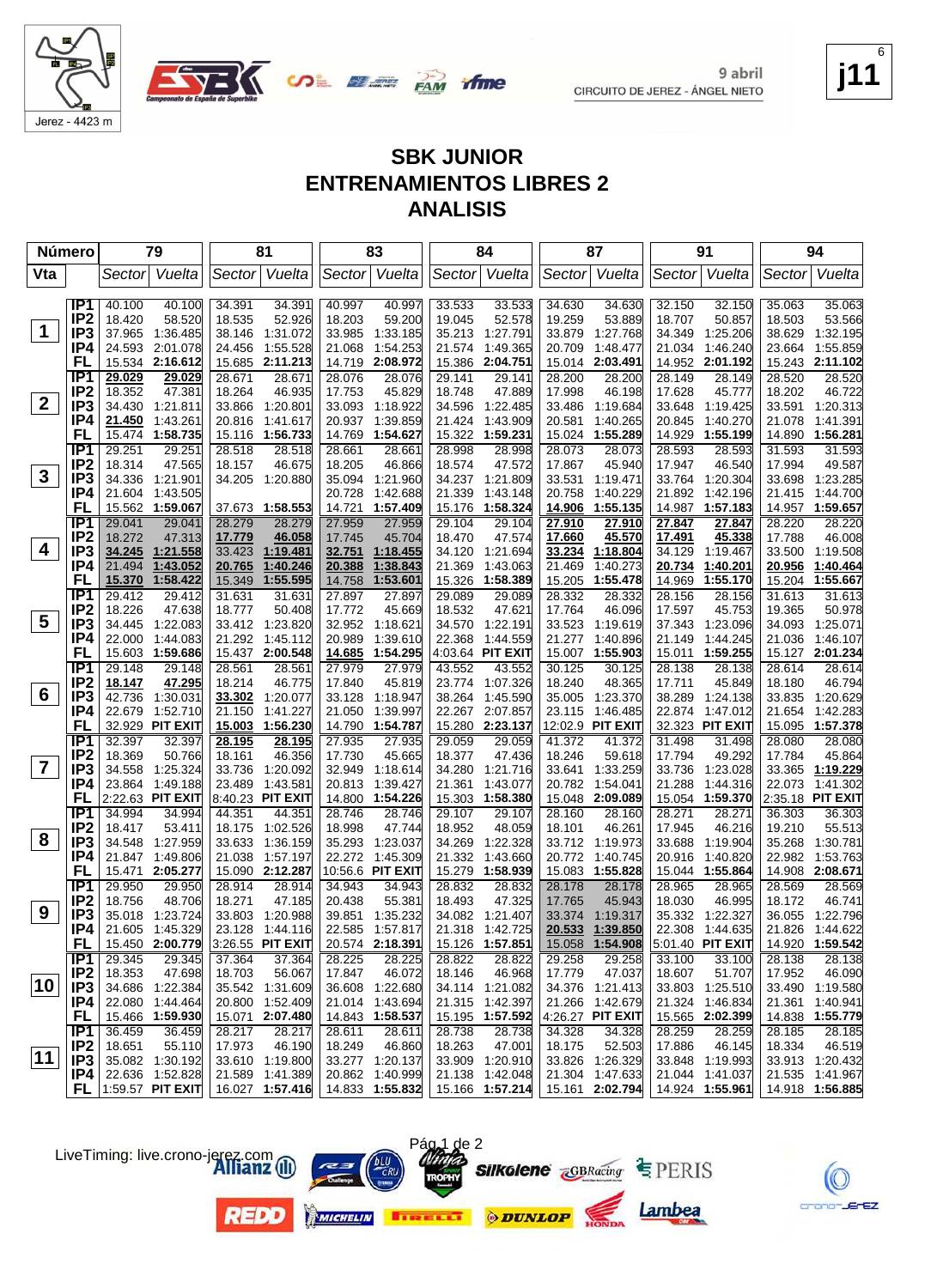9 abril
CIRCUITO DE JEREZ - ÁNGEL NIETO

Jerez - 4423 m

## SBK JUNIOR
## ENTRENAMIENTOS LIBRES 2
## ANALISIS

| Número | | 79 | | 81 | | 83 | | 84 | | 87 | | 91 | | 94 | |
|---|---|---|---|---|---|---|---|---|---|---|---|---|---|---|---|
| Vta | | Sector | Vuelta | Sector | Vuelta | Sector | Vuelta | Sector | Vuelta | Sector | Vuelta | Sector | Vuelta | Sector | Vuelta |
| 1 | IP1 | 40.100 | 40.100 | 34.391 | 34.391 | 40.997 | 40.997 | 33.533 | 33.533 | 34.630 | 34.630 | 32.150 | 32.150 | 35.063 | 35.063 |
| | IP2 | 18.420 | 58.520 | 18.535 | 52.926 | 18.203 | 59.200 | 19.045 | 52.578 | 19.259 | 53.889 | 18.707 | 50.857 | 18.503 | 53.566 |
| | IP3 | 37.965 | 1:36.485 | 38.146 | 1:31.072 | 33.985 | 1:33.185 | 35.213 | 1:27.791 | 33.879 | 1:27.768 | 34.349 | 1:25.206 | 38.629 | 1:32.195 |
| | IP4 | 24.593 | 2:01.078 | 24.456 | 1:55.528 | 21.068 | 1:54.253 | 21.574 | 1:49.365 | 20.709 | 1:48.477 | 21.034 | 1:46.240 | 23.664 | 1:55.859 |
| | FL | 15.534 | 2:16.612 | 15.685 | 2:11.213 | 14.719 | 2:08.972 | 15.386 | 2:04.751 | 15.014 | 2:03.491 | 14.952 | 2:01.192 | 15.243 | 2:11.102 |
| 2 | IP1 | 29.029 | 29.029 | 28.671 | 28.671 | 28.076 | 28.076 | 29.141 | 29.141 | 28.200 | 28.200 | 28.149 | 28.149 | 28.520 | 28.520 |
| | IP2 | 18.352 | 47.381 | 18.264 | 46.935 | 17.753 | 45.829 | 18.748 | 47.889 | 17.998 | 46.198 | 17.628 | 45.777 | 18.202 | 46.722 |
| | IP3 | 34.430 | 1:21.811 | 33.866 | 1:20.801 | 33.093 | 1:18.922 | 34.596 | 1:22.485 | 33.486 | 1:19.684 | 33.648 | 1:19.425 | 33.591 | 1:20.313 |
| | IP4 | 21.450 | 1:43.261 | 20.816 | 1:41.617 | 20.937 | 1:39.859 | 21.424 | 1:43.909 | 20.581 | 1:40.265 | 20.845 | 1:40.270 | 21.078 | 1:41.391 |
| | FL | 15.474 | 1:58.735 | 15.116 | 1:56.733 | 14.769 | 1:54.627 | 15.322 | 1:59.231 | 15.024 | 1:55.289 | 14.929 | 1:55.199 | 14.890 | 1:56.281 |
| 3 | IP1 | 29.251 | 29.251 | 28.518 | 28.518 | 28.661 | 28.661 | 28.998 | 28.998 | 28.073 | 28.073 | 28.593 | 28.593 | 31.593 | 31.593 |
| | IP2 | 18.314 | 47.565 | 18.157 | 46.675 | 18.205 | 46.866 | 18.574 | 47.572 | 17.867 | 45.940 | 17.947 | 46.540 | 17.994 | 49.587 |
| | IP3 | 34.336 | 1:21.901 | 34.205 | 1:20.880 | 35.094 | 1:21.960 | 34.237 | 1:21.809 | 33.531 | 1:19.471 | 33.764 | 1:20.304 | 33.698 | 1:23.285 |
| | IP4 | 21.604 | 1:43.505 | | | 20.728 | 1:42.688 | 21.339 | 1:43.148 | 20.758 | 1:40.229 | 21.892 | 1:42.196 | 21.415 | 1:44.700 |
| | FL | 15.562 | 1:59.067 | 37.673 | 1:58.553 | 14.721 | 1:57.409 | 15.176 | 1:58.324 | 14.906 | 1:55.135 | 14.987 | 1:57.183 | 14.957 | 1:59.657 |
| 4 | IP1 | 29.041 | 29.041 | 28.279 | 28.279 | 27.959 | 27.959 | 29.104 | 29.104 | 27.910 | 27.910 | 27.847 | 27.847 | 28.220 | 28.220 |
| | IP2 | 18.272 | 47.313 | 17.779 | 46.058 | 17.745 | 45.704 | 18.470 | 47.574 | 17.660 | 45.570 | 17.491 | 45.338 | 17.788 | 46.008 |
| | IP3 | 34.245 | 1:21.558 | 33.423 | 1:19.481 | 32.751 | 1:18.455 | 34.120 | 1:21.694 | 33.234 | 1:18.804 | 34.129 | 1:19.467 | 33.500 | 1:19.508 |
| | IP4 | 21.494 | 1:43.052 | 20.765 | 1:40.246 | 20.388 | 1:38.843 | 21.369 | 1:43.063 | 21.469 | 1:40.273 | 20.734 | 1:40.201 | 20.956 | 1:40.464 |
| | FL | 15.370 | 1:58.422 | 15.349 | 1:55.595 | 14.758 | 1:53.601 | 15.326 | 1:58.389 | 15.205 | 1:55.478 | 14.969 | 1:55.170 | 15.204 | 1:55.667 |
| 5 | IP1 | 29.412 | 29.412 | 31.631 | 31.631 | 27.897 | 27.897 | 29.089 | 29.089 | 28.332 | 28.332 | 28.156 | 28.156 | 31.613 | 31.613 |
| | IP2 | 18.226 | 47.638 | 18.777 | 50.408 | 17.772 | 45.669 | 18.532 | 47.621 | 17.764 | 46.096 | 17.597 | 45.753 | 19.365 | 50.978 |
| | IP3 | 34.445 | 1:22.083 | 33.412 | 1:23.820 | 32.952 | 1:18.621 | 34.570 | 1:22.191 | 33.523 | 1:19.619 | 37.343 | 1:23.096 | 34.093 | 1:25.071 |
| | IP4 | 22.000 | 1:44.083 | 21.292 | 1:45.112 | 20.989 | 1:39.610 | 22.368 | 1:44.559 | 21.277 | 1:40.896 | 21.149 | 1:44.245 | 21.036 | 1:46.107 |
| | FL | 15.603 | 1:59.686 | 15.437 | 2:00.548 | 14.685 | 1:54.295 | 4:03.64 | PIT EXIT | 15.007 | 1:55.903 | 15.011 | 1:59.255 | 15.127 | 2:01.234 |
| 6 | IP1 | 29.148 | 29.148 | 28.561 | 28.561 | 27.979 | 27.979 | 43.552 | 43.552 | 30.125 | 30.125 | 28.138 | 28.138 | 28.614 | 28.614 |
| | IP2 | 18.147 | 47.295 | 18.214 | 46.775 | 17.840 | 45.819 | 23.774 | 1:07.326 | 18.240 | 48.365 | 17.711 | 45.849 | 18.180 | 46.794 |
| | IP3 | 42.736 | 1:30.031 | 33.302 | 1:20.077 | 33.128 | 1:18.947 | 38.264 | 1:45.590 | 35.005 | 1:23.370 | 38.289 | 1:24.138 | 33.835 | 1:20.629 |
| | IP4 | 22.679 | 1:52.710 | 21.150 | 1:41.227 | 21.050 | 1:39.997 | 22.267 | 2:07.857 | 23.115 | 1:46.485 | 22.874 | 1:47.012 | 21.654 | 1:42.283 |
| | FL | 32.929 | PIT EXIT | 15.003 | 1:56.230 | 14.790 | 1:54.787 | 15.280 | 2:23.137 | 12:02.9 | PIT EXIT | 32.323 | PIT EXIT | 15.095 | 1:57.378 |
| 7 | IP1 | 32.397 | 32.397 | 28.195 | 28.195 | 27.935 | 27.935 | 29.059 | 29.059 | 41.372 | 41.372 | 31.498 | 31.498 | 28.080 | 28.080 |
| | IP2 | 18.369 | 50.766 | 18.161 | 46.356 | 17.730 | 45.665 | 18.377 | 47.436 | 18.246 | 59.618 | 17.794 | 49.292 | 17.784 | 45.864 |
| | IP3 | 34.558 | 1:25.324 | 33.736 | 1:20.092 | 32.949 | 1:18.614 | 34.280 | 1:21.716 | 33.641 | 1:33.259 | 33.736 | 1:23.028 | 33.365 | 1:19.229 |
| | IP4 | 23.864 | 1:49.188 | 23.489 | 1:43.581 | 20.813 | 1:39.427 | 21.361 | 1:43.077 | 20.782 | 1:54.041 | 21.288 | 1:44.316 | 22.073 | 1:41.302 |
| | FL | 15.432 | PIT EXIT | 8:40.23 | PIT EXIT | 14.800 | 1:54.226 | 15.303 | 1:58.380 | 15.048 | 2:09.089 | 15.054 | 1:59.370 | 2:35.18 | PIT EXIT |
| 8 | IP1 | 34.994 | 34.994 | 44.351 | 44.351 | 28.746 | 28.746 | 29.107 | 29.107 | 28.160 | 28.160 | 28.271 | 28.271 | 36.303 | 36.303 |
| | IP2 | 18.417 | 53.411 | 18.175 | 1:02.526 | 18.998 | 47.744 | 18.952 | 48.059 | 18.101 | 46.261 | 17.945 | 46.216 | 19.210 | 55.513 |
| | IP3 | 34.548 | 1:27.959 | 33.633 | 1:36.159 | 35.293 | 1:23.037 | 34.269 | 1:22.328 | 33.712 | 1:19.973 | 33.688 | 1:19.904 | 35.268 | 1:30.781 |
| | IP4 | 21.847 | 1:49.806 | 21.038 | 1:57.197 | 22.272 | 1:45.309 | 21.332 | 1:43.660 | 20.772 | 1:40.745 | 20.916 | 1:40.820 | 22.982 | 1:53.763 |
| | FL | 15.471 | 2:05.277 | 15.090 | 2:12.287 | 10:56.6 | PIT EXIT | 15.279 | 1:58.939 | 15.083 | 1:55.828 | 15.044 | 1:55.864 | 14.908 | 2:08.671 |
| 9 | IP1 | 29.950 | 29.950 | 28.914 | 28.914 | 34.943 | 34.943 | 28.832 | 28.832 | 28.178 | 28.178 | 28.965 | 28.965 | 28.569 | 28.569 |
| | IP2 | 18.756 | 48.706 | 18.271 | 47.185 | 20.438 | 55.381 | 18.493 | 47.325 | 17.765 | 45.943 | 18.030 | 46.995 | 18.172 | 46.741 |
| | IP3 | 35.018 | 1:23.724 | 33.803 | 1:20.988 | 39.851 | 1:35.232 | 34.082 | 1:21.407 | 33.374 | 1:19.317 | 35.332 | 1:22.327 | 36.055 | 1:22.796 |
| | IP4 | 21.605 | 1:45.329 | 23.128 | 1:44.116 | 22.585 | 1:57.817 | 21.318 | 1:42.725 | 20.533 | 1:39.850 | 22.308 | 1:44.635 | 21.826 | 1:44.622 |
| | FL | 15.450 | 2:00.779 | 3:26.55 | PIT EXIT | 20.574 | 2:18.391 | 15.126 | 1:57.851 | 15.058 | 1:54.908 | 5:01.40 | PIT EXIT | 14.920 | 1:59.542 |
| 10 | IP1 | 29.345 | 29.345 | 37.364 | 37.364 | 28.225 | 28.225 | 28.822 | 28.822 | 29.258 | 29.258 | 33.100 | 33.100 | 28.138 | 28.138 |
| | IP2 | 18.353 | 47.698 | 18.703 | 56.067 | 17.847 | 46.072 | 18.146 | 46.968 | 17.779 | 47.037 | 18.607 | 51.707 | 17.952 | 46.090 |
| | IP3 | 34.686 | 1:22.384 | 35.542 | 1:31.609 | 36.608 | 1:22.680 | 34.114 | 1:21.082 | 34.376 | 1:21.413 | 33.803 | 1:25.510 | 33.490 | 1:19.580 |
| | IP4 | 22.080 | 1:44.464 | 20.800 | 1:52.409 | 21.014 | 1:43.694 | 21.315 | 1:42.397 | 21.266 | 1:42.679 | 21.324 | 1:46.834 | 21.361 | 1:40.941 |
| | FL | 15.466 | 1:59.930 | 15.071 | 2:07.480 | 14.843 | 1:58.537 | 15.195 | 1:57.592 | 4:26.27 | PIT EXIT | 15.565 | 2:02.399 | 14.838 | 1:55.779 |
| 11 | IP1 | 36.459 | 36.459 | 28.217 | 28.217 | 28.611 | 28.611 | 28.738 | 28.738 | 34.328 | 34.328 | 28.259 | 28.259 | 28.185 | 28.185 |
| | IP2 | 18.651 | 55.110 | 17.973 | 46.190 | 18.249 | 46.860 | 18.263 | 47.001 | 18.175 | 52.503 | 17.886 | 46.145 | 18.334 | 46.519 |
| | IP3 | 35.082 | 1:30.192 | 33.610 | 1:19.800 | 33.277 | 1:20.137 | 33.909 | 1:20.910 | 33.826 | 1:26.329 | 33.848 | 1:19.993 | 33.913 | 1:20.432 |
| | IP4 | 22.636 | 1:52.828 | 21.589 | 1:41.389 | 20.862 | 1:40.999 | 21.138 | 1:42.048 | 21.304 | 1:47.633 | 21.044 | 1:41.037 | 21.535 | 1:41.967 |
| | FL | 1:59.57 | PIT EXIT | 16.027 | 1:57.416 | 14.833 | 1:55.832 | 15.166 | 1:57.214 | 15.161 | 2:02.794 | 14.924 | 1:55.961 | 14.918 | 1:56.885 |

LiveTiming: live.crono-jerez.com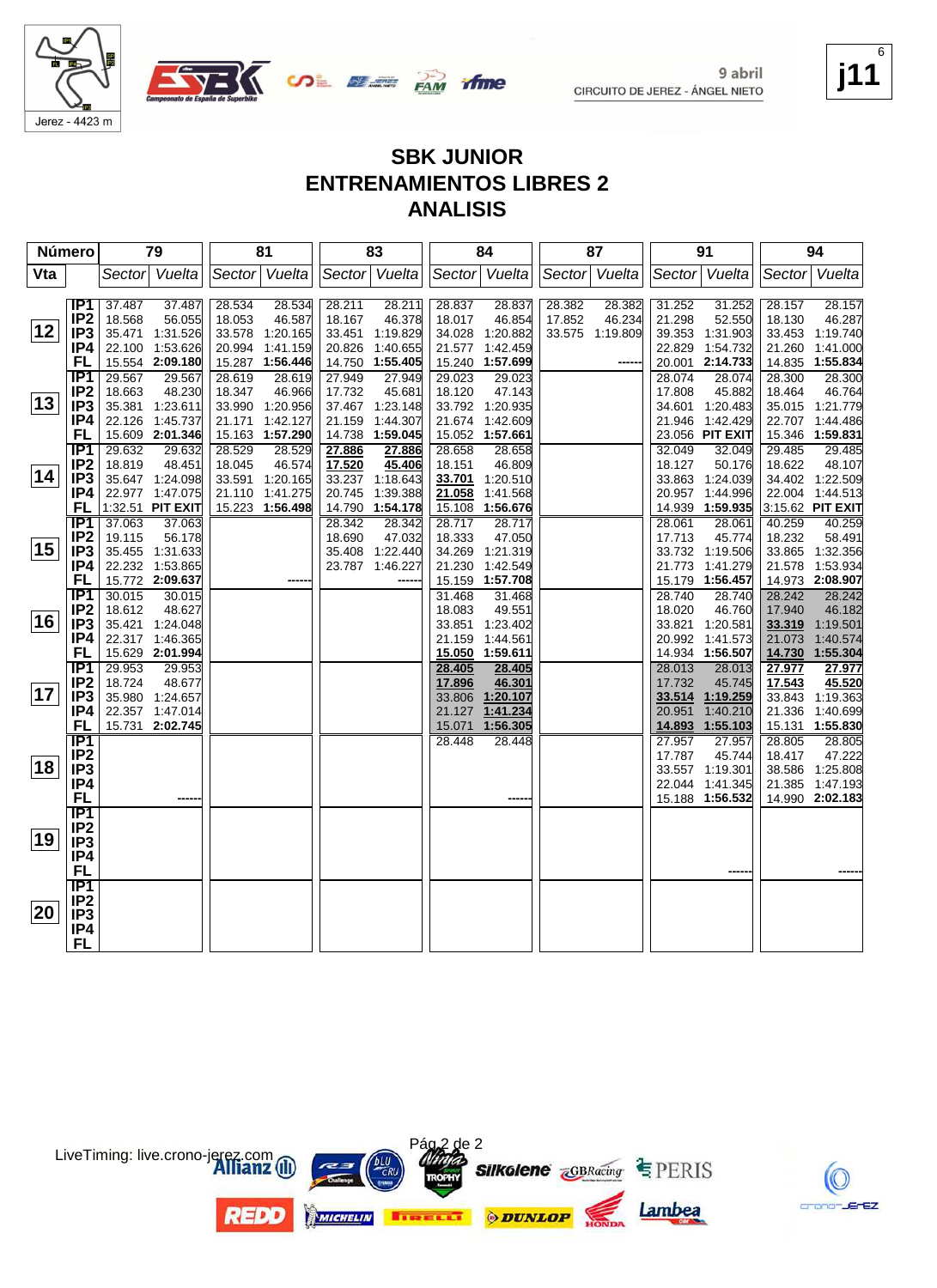# SBK JUNIOR
# ENTRENAMIENTOS LIBRES 2
# ANALISIS

| Número | | 79 | | 81 | | 83 | | 84 | | 87 | | 91 | | 94 | |
|---|---|---|---|---|---|---|---|---|---|---|---|---|---|---|---|
| Vta | | Sector | Vuelta | Sector | Vuelta | Sector | Vuelta | Sector | Vuelta | Sector | Vuelta | Sector | Vuelta | Sector | Vuelta |
| 12 | IP1 | 37.487 | 37.487 | 28.534 | 28.534 | 28.211 | 28.211 | 28.837 | 28.837 | 28.382 | 28.382 | 31.252 | 31.252 | 28.157 | 28.157 |
| | IP2 | 18.568 | 56.055 | 18.053 | 46.587 | 18.167 | 46.378 | 18.017 | 46.854 | 17.852 | 46.234 | 21.298 | 52.550 | 18.130 | 46.287 |
| | IP3 | 35.471 | 1:31.526 | 33.578 | 1:20.165 | 33.451 | 1:19.829 | 34.028 | 1:20.882 | 33.575 | 1:19.809 | 39.353 | 1:31.903 | 33.453 | 1:19.740 |
| | IP4 | 22.100 | 1:53.626 | 20.994 | 1:41.159 | 20.826 | 1:40.655 | 21.577 | 1:42.459 | | | 22.829 | 1:54.732 | 21.260 | 1:41.000 |
| | FL | 15.554 | **2:09.180** | 15.287 | **1:56.446** | 14.750 | **1:55.405** | 15.240 | **1:57.699** | | ------ | 20.001 | **2:14.733** | 14.835 | **1:55.834** |
| 13 | IP1 | 29.567 | 29.567 | 28.619 | 28.619 | 27.949 | 27.949 | 29.023 | 29.023 | | | 28.074 | 28.074 | 28.300 | 28.300 |
| | IP2 | 18.663 | 48.230 | 18.347 | 46.966 | 17.732 | 45.681 | 18.120 | 47.143 | | | 17.808 | 45.882 | 18.464 | 46.764 |
| | IP3 | 35.381 | 1:23.611 | 33.990 | 1:20.956 | 37.467 | 1:23.148 | 33.792 | 1:20.935 | | | 34.601 | 1:20.483 | 35.015 | 1:21.779 |
| | IP4 | 22.126 | 1:45.737 | 21.171 | 1:42.127 | 21.159 | 1:44.307 | 21.674 | 1:42.609 | | | 21.946 | 1:42.429 | 22.707 | 1:44.486 |
| | FL | 15.609 | **2:01.346** | 15.163 | **1:57.290** | 14.738 | **1:59.045** | 15.052 | **1:57.661** | | | 23.056 | **PIT EXIT** | 15.346 | **1:59.831** |
| 14 | IP1 | 29.632 | 29.632 | 28.529 | 28.529 | **27.886** | **27.886** | 28.658 | 28.658 | | | 32.049 | 32.049 | 29.485 | 29.485 |
| | IP2 | 18.819 | 48.451 | 18.045 | 46.574 | **17.520** | **45.406** | 18.151 | 46.809 | | | 18.127 | 50.176 | 18.622 | 48.107 |
| | IP3 | 35.647 | 1:24.098 | 33.591 | 1:20.165 | 33.237 | 1:18.643 | **33.701** | 1:20.510 | | | 33.863 | 1:24.039 | 34.402 | 1:22.509 |
| | IP4 | 22.977 | 1:47.075 | 21.110 | 1:41.275 | 20.745 | 1:39.388 | **21.058** | 1:41.568 | | | 20.957 | 1:44.996 | 22.004 | 1:44.513 |
| | FL | 1:32.51 | **PIT EXIT** | 15.223 | **1:56.498** | 14.790 | **1:54.178** | 15.108 | **1:56.676** | | | 14.939 | **1:59.935** | 3:15.62 | **PIT EXIT** |
| 15 | IP1 | 37.063 | 37.063 | | | 28.342 | 28.342 | 28.717 | 28.717 | | | 28.061 | 28.061 | 40.259 | 40.259 |
| | IP2 | 19.115 | 56.178 | | | 18.690 | 47.032 | 18.333 | 47.050 | | | 17.713 | 45.774 | 18.232 | 58.491 |
| | IP3 | 35.455 | 1:31.633 | | | 35.408 | 1:22.440 | 34.269 | 1:21.319 | | | 33.732 | 1:19.506 | 33.865 | 1:32.356 |
| | IP4 | 22.232 | 1:53.865 | | | 23.787 | 1:46.227 | 21.230 | 1:42.549 | | | 21.773 | 1:41.279 | 21.578 | 1:53.934 |
| | FL | 15.772 | **2:09.637** | | ------ | | ------ | 15.159 | **1:57.708** | | | 15.179 | **1:56.457** | 14.973 | **2:08.907** |
| 16 | IP1 | 30.015 | 30.015 | | | | | 31.468 | 31.468 | | | 28.740 | 28.740 | 28.242 | 28.242 |
| | IP2 | 18.612 | 48.627 | | | | | 18.083 | 49.551 | | | 18.020 | 46.760 | 17.940 | 46.182 |
| | IP3 | 35.421 | 1:24.048 | | | | | 33.851 | 1:23.402 | | | 33.821 | 1:20.581 | **33.319** | 1:19.501 |
| | IP4 | 22.317 | 1:46.365 | | | | | 21.159 | 1:44.561 | | | 20.992 | 1:41.573 | 21.073 | 1:40.574 |
| | FL | 15.629 | **2:01.994** | | | | | **15.050** | **1:59.611** | | | 14.934 | **1:56.507** | **14.730** | **1:55.304** |
| 17 | IP1 | 29.953 | 29.953 | | | | | **28.405** | **28.405** | | | 28.013 | 28.013 | **27.977** | **27.977** |
| | IP2 | 18.724 | 48.677 | | | | | **17.896** | **46.301** | | | 17.732 | 45.745 | **17.543** | **45.520** |
| | IP3 | 35.980 | 1:24.657 | | | | | 33.806 | **1:20.107** | | | **33.514** | **1:19.259** | 33.843 | 1:19.363 |
| | IP4 | 22.357 | 1:47.014 | | | | | 21.127 | **1:41.234** | | | 20.951 | 1:40.210 | 21.336 | 1:40.699 |
| | FL | 15.731 | **2:02.745** | | | | | 15.071 | **1:56.305** | | | **14.893** | **1:55.103** | 15.131 | **1:55.830** |
| 18 | IP1 | | | | | | | 28.448 | 28.448 | | | 27.957 | 27.957 | 28.805 | 28.805 |
| | IP2 | | | | | | | | | | | 17.787 | 45.744 | 18.417 | 47.222 |
| | IP3 | | | | | | | | | | | 33.557 | 1:19.301 | 38.586 | 1:25.808 |
| | IP4 | | | | | | | | | | | 22.044 | 1:41.345 | 21.385 | 1:47.193 |
| | FL | | ------ | | | | | | ------ | | | 15.188 | **1:56.532** | 14.990 | **2:02.183** |
| 19 | IP1 | | | | | | | | | | | | | | |
| | IP2 | | | | | | | | | | | | | | |
| | IP3 | | | | | | | | | | | | | | |
| | IP4 | | | | | | | | | | | | | | |
| | FL | | | | | | | | | | | | ------ | | ------ |
| 20 | IP1 | | | | | | | | | | | | | | |
| | IP2 | | | | | | | | | | | | | | |
| | IP3 | | | | | | | | | | | | | | |
| | IP4 | | | | | | | | | | | | | | |
| | FL | | | | | | | | | | | | | | |

LiveTiming: live.crono-jerez.com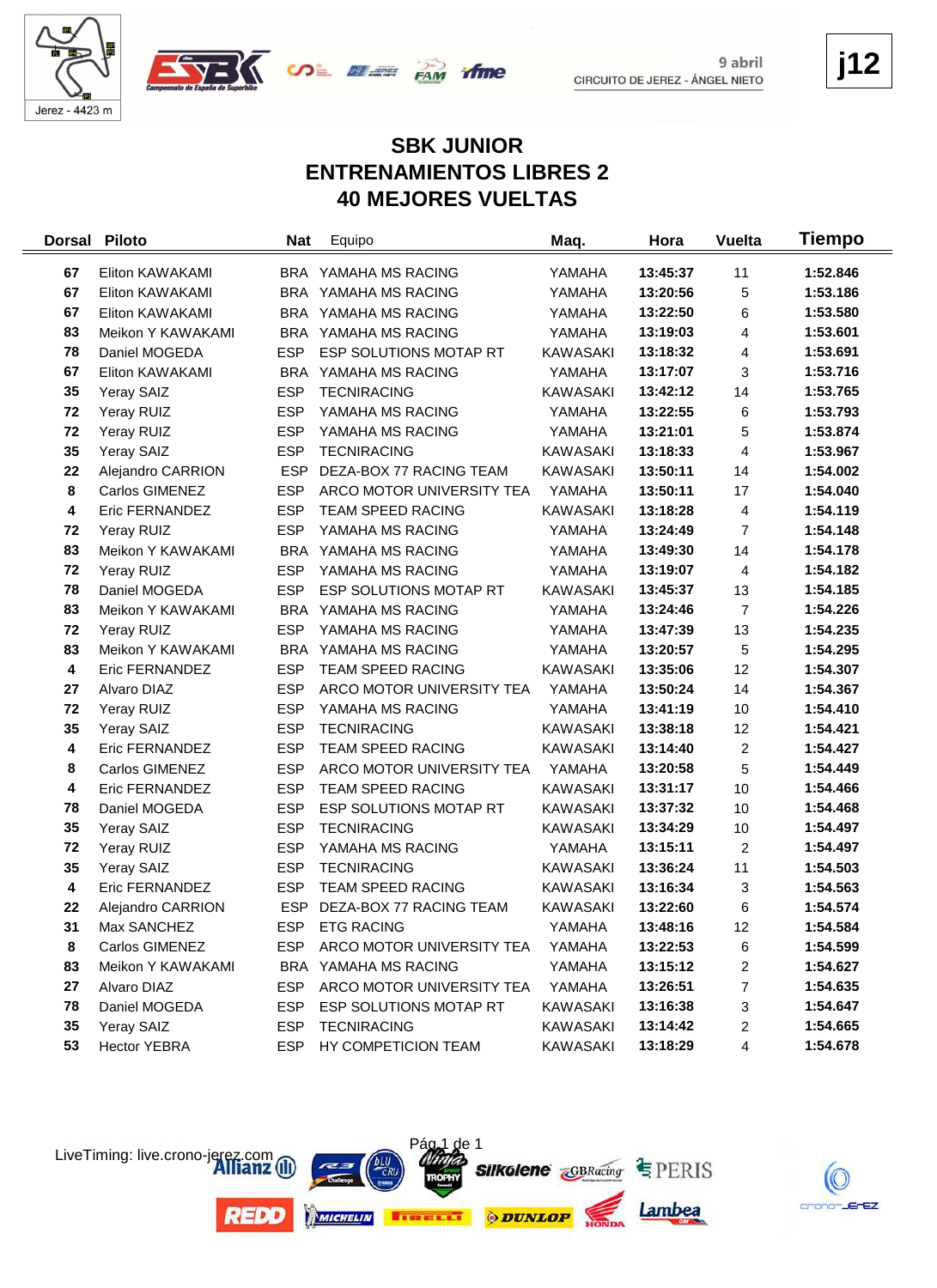Jerez - 4423 m

9 abril
CIRCUITO DE JEREZ - ÁNGEL NIETO

**j12**

# SBK JUNIOR
# ENTRENAMIENTOS LIBRES 2
# 40 MEJORES VUELTAS

| Dorsal | Piloto | Nat | Equipo | Maq. | Hora | Vuelta | Tiempo |
|---|---|---|---|---|---|---|---|
| 67 | Eliton KAWAKAMI | BRA | YAMAHA MS RACING | YAMAHA | 13:45:37 | 11 | 1:52.846 |
| 67 | Eliton KAWAKAMI | BRA | YAMAHA MS RACING | YAMAHA | 13:20:56 | 5 | 1:53.186 |
| 67 | Eliton KAWAKAMI | BRA | YAMAHA MS RACING | YAMAHA | 13:22:50 | 6 | 1:53.580 |
| 83 | Meikon Y KAWAKAMI | BRA | YAMAHA MS RACING | YAMAHA | 13:19:03 | 4 | 1:53.601 |
| 78 | Daniel MOGEDA | ESP | ESP SOLUTIONS MOTAP RT | KAWASAKI | 13:18:32 | 4 | 1:53.691 |
| 67 | Eliton KAWAKAMI | BRA | YAMAHA MS RACING | YAMAHA | 13:17:07 | 3 | 1:53.716 |
| 35 | Yeray SAIZ | ESP | TECNIRACING | KAWASAKI | 13:42:12 | 14 | 1:53.765 |
| 72 | Yeray RUIZ | ESP | YAMAHA MS RACING | YAMAHA | 13:22:55 | 6 | 1:53.793 |
| 72 | Yeray RUIZ | ESP | YAMAHA MS RACING | YAMAHA | 13:21:01 | 5 | 1:53.874 |
| 35 | Yeray SAIZ | ESP | TECNIRACING | KAWASAKI | 13:18:33 | 4 | 1:53.967 |
| 22 | Alejandro CARRION | ESP | DEZA-BOX 77 RACING TEAM | KAWASAKI | 13:50:11 | 14 | 1:54.002 |
| 8 | Carlos GIMENEZ | ESP | ARCO MOTOR UNIVERSITY TEA | YAMAHA | 13:50:11 | 17 | 1:54.040 |
| 4 | Eric FERNANDEZ | ESP | TEAM SPEED RACING | KAWASAKI | 13:18:28 | 4 | 1:54.119 |
| 72 | Yeray RUIZ | ESP | YAMAHA MS RACING | YAMAHA | 13:24:49 | 7 | 1:54.148 |
| 83 | Meikon Y KAWAKAMI | BRA | YAMAHA MS RACING | YAMAHA | 13:49:30 | 14 | 1:54.178 |
| 72 | Yeray RUIZ | ESP | YAMAHA MS RACING | YAMAHA | 13:19:07 | 4 | 1:54.182 |
| 78 | Daniel MOGEDA | ESP | ESP SOLUTIONS MOTAP RT | KAWASAKI | 13:45:37 | 13 | 1:54.185 |
| 83 | Meikon Y KAWAKAMI | BRA | YAMAHA MS RACING | YAMAHA | 13:24:46 | 7 | 1:54.226 |
| 72 | Yeray RUIZ | ESP | YAMAHA MS RACING | YAMAHA | 13:47:39 | 13 | 1:54.235 |
| 83 | Meikon Y KAWAKAMI | BRA | YAMAHA MS RACING | YAMAHA | 13:20:57 | 5 | 1:54.295 |
| 4 | Eric FERNANDEZ | ESP | TEAM SPEED RACING | KAWASAKI | 13:35:06 | 12 | 1:54.307 |
| 27 | Alvaro DIAZ | ESP | ARCO MOTOR UNIVERSITY TEA | YAMAHA | 13:50:24 | 14 | 1:54.367 |
| 72 | Yeray RUIZ | ESP | YAMAHA MS RACING | YAMAHA | 13:41:19 | 10 | 1:54.410 |
| 35 | Yeray SAIZ | ESP | TECNIRACING | KAWASAKI | 13:38:18 | 12 | 1:54.421 |
| 4 | Eric FERNANDEZ | ESP | TEAM SPEED RACING | KAWASAKI | 13:14:40 | 2 | 1:54.427 |
| 8 | Carlos GIMENEZ | ESP | ARCO MOTOR UNIVERSITY TEA | YAMAHA | 13:20:58 | 5 | 1:54.449 |
| 4 | Eric FERNANDEZ | ESP | TEAM SPEED RACING | KAWASAKI | 13:31:17 | 10 | 1:54.466 |
| 78 | Daniel MOGEDA | ESP | ESP SOLUTIONS MOTAP RT | KAWASAKI | 13:37:32 | 10 | 1:54.468 |
| 35 | Yeray SAIZ | ESP | TECNIRACING | KAWASAKI | 13:34:29 | 10 | 1:54.497 |
| 72 | Yeray RUIZ | ESP | YAMAHA MS RACING | YAMAHA | 13:15:11 | 2 | 1:54.497 |
| 35 | Yeray SAIZ | ESP | TECNIRACING | KAWASAKI | 13:36:24 | 11 | 1:54.503 |
| 4 | Eric FERNANDEZ | ESP | TEAM SPEED RACING | KAWASAKI | 13:16:34 | 3 | 1:54.563 |
| 22 | Alejandro CARRION | ESP | DEZA-BOX 77 RACING TEAM | KAWASAKI | 13:22:60 | 6 | 1:54.574 |
| 31 | Max SANCHEZ | ESP | ETG RACING | YAMAHA | 13:48:16 | 12 | 1:54.584 |
| 8 | Carlos GIMENEZ | ESP | ARCO MOTOR UNIVERSITY TEA | YAMAHA | 13:22:53 | 6 | 1:54.599 |
| 83 | Meikon Y KAWAKAMI | BRA | YAMAHA MS RACING | YAMAHA | 13:15:12 | 2 | 1:54.627 |
| 27 | Alvaro DIAZ | ESP | ARCO MOTOR UNIVERSITY TEA | YAMAHA | 13:26:51 | 7 | 1:54.635 |
| 78 | Daniel MOGEDA | ESP | ESP SOLUTIONS MOTAP RT | KAWASAKI | 13:16:38 | 3 | 1:54.647 |
| 35 | Yeray SAIZ | ESP | TECNIRACING | KAWASAKI | 13:14:42 | 2 | 1:54.665 |
| 53 | Hector YEBRA | ESP | HY COMPETICION TEAM | KAWASAKI | 13:18:29 | 4 | 1:54.678 |

LiveTiming: live.crono-jerez.com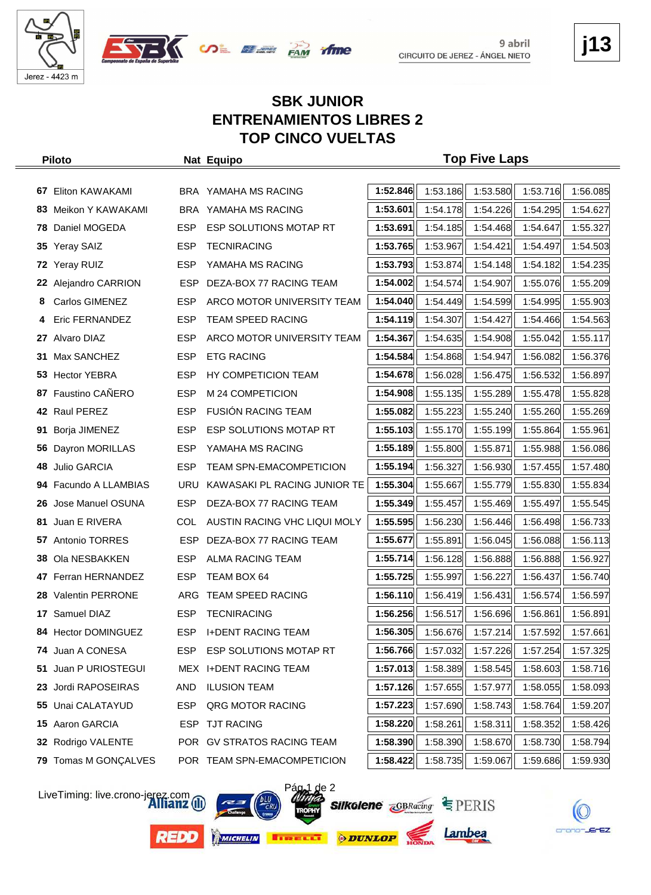9 abril
CIRCUITO DE JEREZ - ÁNGEL NIETO

**j13**

# SBK JUNIOR
## ENTRENAMIENTOS LIBRES 2
## TOP CINCO VUELTAS

| | Piloto | Nat | Equipo | Top Five Laps | | | | |
|---|---|---|---|---|---|---|---|---|
| 67 | Eliton KAWAKAMI | BRA | YAMAHA MS RACING | **1:52.846** | 1:53.186 | 1:53.580 | 1:53.716 | 1:56.085 |
| 83 | Meikon Y KAWAKAMI | BRA | YAMAHA MS RACING | **1:53.601** | 1:54.178 | 1:54.226 | 1:54.295 | 1:54.627 |
| 78 | Daniel MOGEDA | ESP | ESP SOLUTIONS MOTAP RT | **1:53.691** | 1:54.185 | 1:54.468 | 1:54.647 | 1:55.327 |
| 35 | Yeray SAIZ | ESP | TECNIRACING | **1:53.765** | 1:53.967 | 1:54.421 | 1:54.497 | 1:54.503 |
| 72 | Yeray RUIZ | ESP | YAMAHA MS RACING | **1:53.793** | 1:53.874 | 1:54.148 | 1:54.182 | 1:54.235 |
| 22 | Alejandro CARRION | ESP | DEZA-BOX 77 RACING TEAM | **1:54.002** | 1:54.574 | 1:54.907 | 1:55.076 | 1:55.209 |
| 8 | Carlos GIMENEZ | ESP | ARCO MOTOR UNIVERSITY TEAM | **1:54.040** | 1:54.449 | 1:54.599 | 1:54.995 | 1:55.903 |
| 4 | Eric FERNANDEZ | ESP | TEAM SPEED RACING | **1:54.119** | 1:54.307 | 1:54.427 | 1:54.466 | 1:54.563 |
| 27 | Alvaro DIAZ | ESP | ARCO MOTOR UNIVERSITY TEAM | **1:54.367** | 1:54.635 | 1:54.908 | 1:55.042 | 1:55.117 |
| 31 | Max SANCHEZ | ESP | ETG RACING | **1:54.584** | 1:54.868 | 1:54.947 | 1:56.082 | 1:56.376 |
| 53 | Hector YEBRA | ESP | HY COMPETICION TEAM | **1:54.678** | 1:56.028 | 1:56.475 | 1:56.532 | 1:56.897 |
| 87 | Faustino CAÑERO | ESP | M 24 COMPETICION | **1:54.908** | 1:55.135 | 1:55.289 | 1:55.478 | 1:55.828 |
| 42 | Raul PEREZ | ESP | FUSIÓN RACING TEAM | **1:55.082** | 1:55.223 | 1:55.240 | 1:55.260 | 1:55.269 |
| 91 | Borja JIMENEZ | ESP | ESP SOLUTIONS MOTAP RT | **1:55.103** | 1:55.170 | 1:55.199 | 1:55.864 | 1:55.961 |
| 56 | Dayron MORILLAS | ESP | YAMAHA MS RACING | **1:55.189** | 1:55.800 | 1:55.871 | 1:55.988 | 1:56.086 |
| 48 | Julio GARCIA | ESP | TEAM SPN-EMACOMPETICION | **1:55.194** | 1:56.327 | 1:56.930 | 1:57.455 | 1:57.480 |
| 94 | Facundo A LLAMBIAS | URU | KAWASAKI PL RACING JUNIOR TE | **1:55.304** | 1:55.667 | 1:55.779 | 1:55.830 | 1:55.834 |
| 26 | Jose Manuel OSUNA | ESP | DEZA-BOX 77 RACING TEAM | **1:55.349** | 1:55.457 | 1:55.469 | 1:55.497 | 1:55.545 |
| 81 | Juan E RIVERA | COL | AUSTIN RACING VHC LIQUI MOLY | **1:55.595** | 1:56.230 | 1:56.446 | 1:56.498 | 1:56.733 |
| 57 | Antonio TORRES | ESP | DEZA-BOX 77 RACING TEAM | **1:55.677** | 1:55.891 | 1:56.045 | 1:56.088 | 1:56.113 |
| 38 | Ola NESBAKKEN | ESP | ALMA RACING TEAM | **1:55.714** | 1:56.128 | 1:56.888 | 1:56.888 | 1:56.927 |
| 47 | Ferran HERNANDEZ | ESP | TEAM BOX 64 | **1:55.725** | 1:55.997 | 1:56.227 | 1:56.437 | 1:56.740 |
| 28 | Valentin PERRONE | ARG | TEAM SPEED RACING | **1:56.110** | 1:56.419 | 1:56.431 | 1:56.574 | 1:56.597 |
| 17 | Samuel DIAZ | ESP | TECNIRACING | **1:56.256** | 1:56.517 | 1:56.696 | 1:56.861 | 1:56.891 |
| 84 | Hector DOMINGUEZ | ESP | I+DENT RACING TEAM | **1:56.305** | 1:56.676 | 1:57.214 | 1:57.592 | 1:57.661 |
| 74 | Juan A CONESA | ESP | ESP SOLUTIONS MOTAP RT | **1:56.766** | 1:57.032 | 1:57.226 | 1:57.254 | 1:57.325 |
| 51 | Juan P URIOSTEGUI | MEX | I+DENT RACING TEAM | **1:57.013** | 1:58.389 | 1:58.545 | 1:58.603 | 1:58.716 |
| 23 | Jordi RAPOSEIRAS | AND | ILUSION TEAM | **1:57.126** | 1:57.655 | 1:57.977 | 1:58.055 | 1:58.093 |
| 55 | Unai CALATAYUD | ESP | QRG MOTOR RACING | **1:57.223** | 1:57.690 | 1:58.743 | 1:58.764 | 1:59.207 |
| 15 | Aaron GARCIA | ESP | TJT RACING | **1:58.220** | 1:58.261 | 1:58.311 | 1:58.352 | 1:58.426 |
| 32 | Rodrigo VALENTE | POR | GV STRATOS RACING TEAM | **1:58.390** | 1:58.390 | 1:58.670 | 1:58.730 | 1:58.794 |
| 79 | Tomas M GONÇALVES | POR | TEAM SPN-EMACOMPETICION | **1:58.422** | 1:58.735 | 1:59.067 | 1:59.686 | 1:59.930 |

LiveTiming: live.crono-jerez.com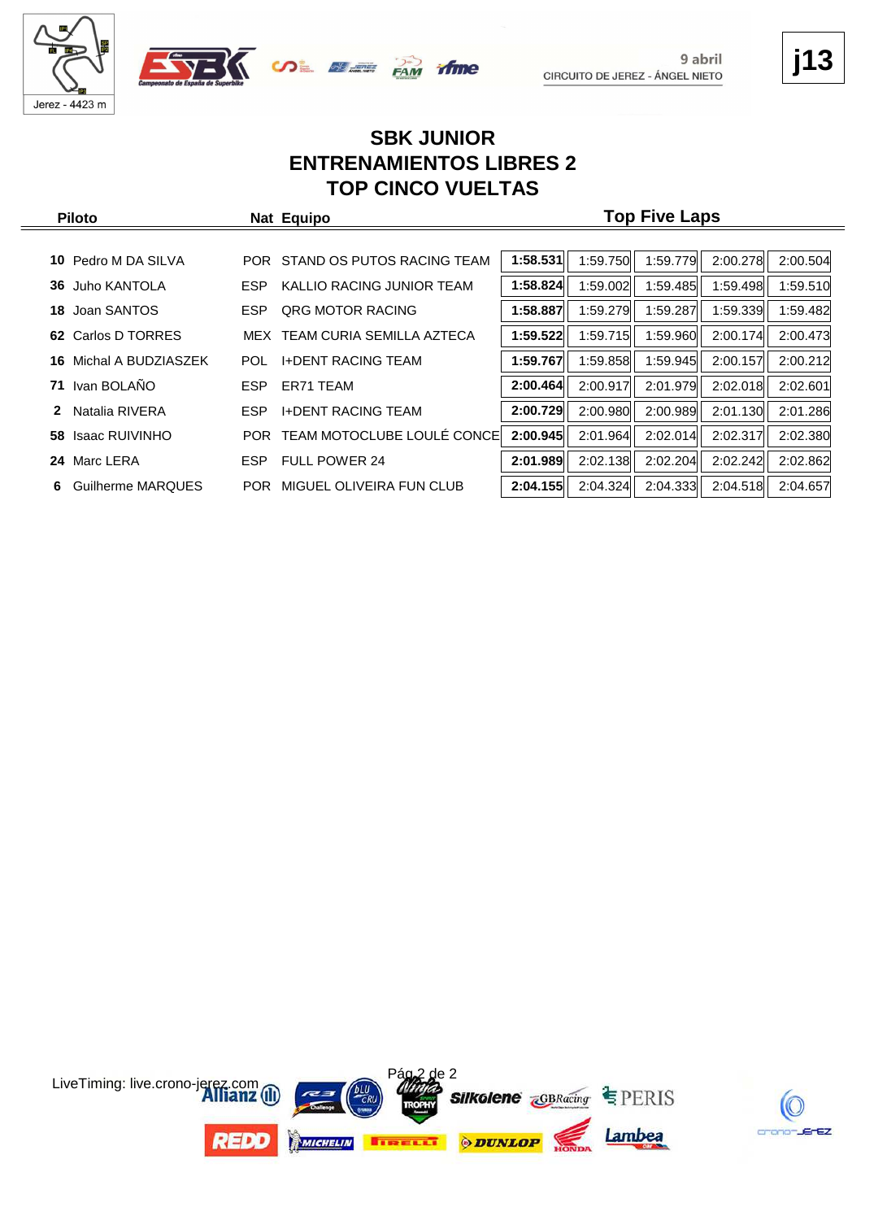j13

9 abril
CIRCUITO DE JEREZ - ÁNGEL NIETO

# SBK JUNIOR
## ENTRENAMIENTOS LIBRES 2
## TOP CINCO VUELTAS

| | Piloto | Nat | Equipo | Top Five Laps | | | | |
|---|---|---|---|---|---|---|---|---|
| 10 | Pedro M DA SILVA | POR | STAND OS PUTOS RACING TEAM | **1:58.531** | 1:59.750 | 1:59.779 | 2:00.278 | 2:00.504 |
| 36 | Juho KANTOLA | ESP | KALLIO RACING JUNIOR TEAM | **1:58.824** | 1:59.002 | 1:59.485 | 1:59.498 | 1:59.510 |
| 18 | Joan SANTOS | ESP | QRG MOTOR RACING | **1:58.887** | 1:59.279 | 1:59.287 | 1:59.339 | 1:59.482 |
| 62 | Carlos D TORRES | MEX | TEAM CURIA SEMILLA AZTECA | **1:59.522** | 1:59.715 | 1:59.960 | 2:00.174 | 2:00.473 |
| 16 | Michal A BUDZIASZEK | POL | I+DENT RACING TEAM | **1:59.767** | 1:59.858 | 1:59.945 | 2:00.157 | 2:00.212 |
| 71 | Ivan BOLAÑO | ESP | ER71 TEAM | **2:00.464** | 2:00.917 | 2:01.979 | 2:02.018 | 2:02.601 |
| 2 | Natalia RIVERA | ESP | I+DENT RACING TEAM | **2:00.729** | 2:00.980 | 2:00.989 | 2:01.130 | 2:01.286 |
| 58 | Isaac RUIVINHO | POR | TEAM MOTOCLUBE LOULÉ CONCE | **2:00.945** | 2:01.964 | 2:02.014 | 2:02.317 | 2:02.380 |
| 24 | Marc LERA | ESP | FULL POWER 24 | **2:01.989** | 2:02.138 | 2:02.204 | 2:02.242 | 2:02.862 |
| 6 | Guilherme MARQUES | POR | MIGUEL OLIVEIRA FUN CLUB | **2:04.155** | 2:04.324 | 2:04.333 | 2:04.518 | 2:04.657 |

LiveTiming: live.crono-jerez.com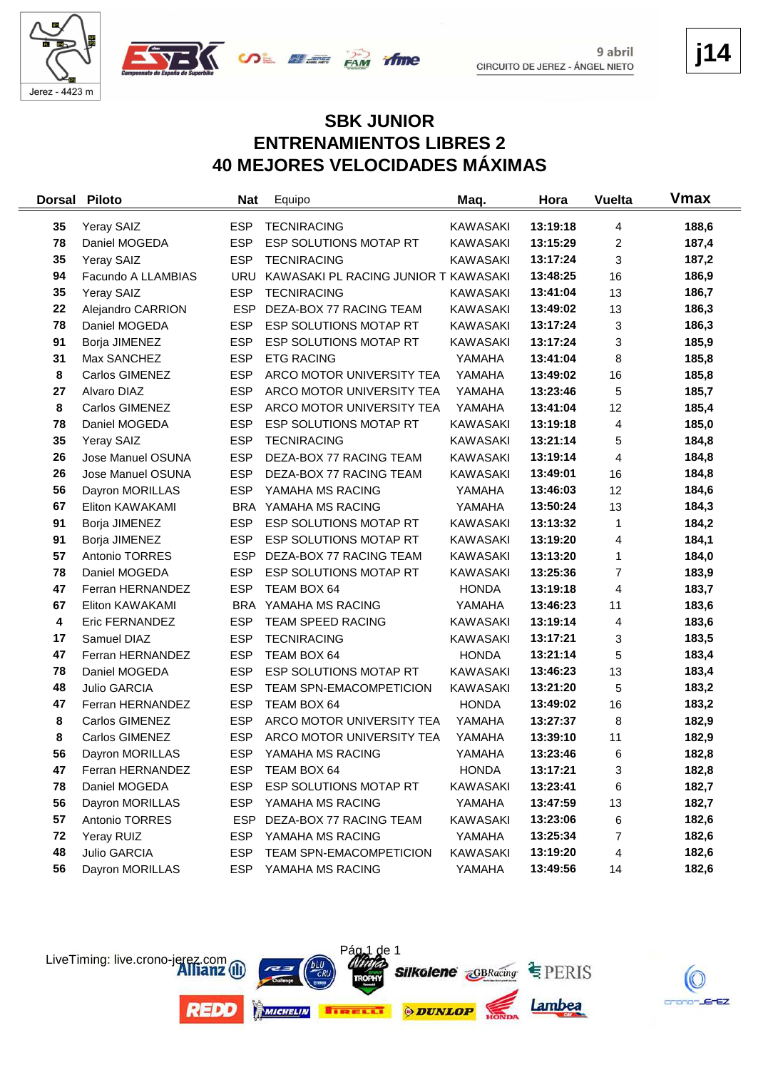9 abril
CIRCUITO DE JEREZ - ÁNGEL NIETO

j14

# SBK JUNIOR
# ENTRENAMIENTOS LIBRES 2
# 40 MEJORES VELOCIDADES MÁXIMAS

| Dorsal | Piloto | Nat | Equipo | Maq. | Hora | Vuelta | Vmax |
|---|---|---|---|---|---|---|---|
| 35 | Yeray SAIZ | ESP | TECNIRACING | KAWASAKI | 13:19:18 | 4 | 188,6 |
| 78 | Daniel MOGEDA | ESP | ESP SOLUTIONS MOTAP RT | KAWASAKI | 13:15:29 | 2 | 187,4 |
| 35 | Yeray SAIZ | ESP | TECNIRACING | KAWASAKI | 13:17:24 | 3 | 187,2 |
| 94 | Facundo A LLAMBIAS | URU | KAWASAKI PL RACING JUNIOR T | KAWASAKI | 13:48:25 | 16 | 186,9 |
| 35 | Yeray SAIZ | ESP | TECNIRACING | KAWASAKI | 13:41:04 | 13 | 186,7 |
| 22 | Alejandro CARRION | ESP | DEZA-BOX 77 RACING TEAM | KAWASAKI | 13:49:02 | 13 | 186,3 |
| 78 | Daniel MOGEDA | ESP | ESP SOLUTIONS MOTAP RT | KAWASAKI | 13:17:24 | 3 | 186,3 |
| 91 | Borja JIMENEZ | ESP | ESP SOLUTIONS MOTAP RT | KAWASAKI | 13:17:24 | 3 | 185,9 |
| 31 | Max SANCHEZ | ESP | ETG RACING | YAMAHA | 13:41:04 | 8 | 185,8 |
| 8 | Carlos GIMENEZ | ESP | ARCO MOTOR UNIVERSITY TEA | YAMAHA | 13:49:02 | 16 | 185,8 |
| 27 | Alvaro DIAZ | ESP | ARCO MOTOR UNIVERSITY TEA | YAMAHA | 13:23:46 | 5 | 185,7 |
| 8 | Carlos GIMENEZ | ESP | ARCO MOTOR UNIVERSITY TEA | YAMAHA | 13:41:04 | 12 | 185,4 |
| 78 | Daniel MOGEDA | ESP | ESP SOLUTIONS MOTAP RT | KAWASAKI | 13:19:18 | 4 | 185,0 |
| 35 | Yeray SAIZ | ESP | TECNIRACING | KAWASAKI | 13:21:14 | 5 | 184,8 |
| 26 | Jose Manuel OSUNA | ESP | DEZA-BOX 77 RACING TEAM | KAWASAKI | 13:19:14 | 4 | 184,8 |
| 26 | Jose Manuel OSUNA | ESP | DEZA-BOX 77 RACING TEAM | KAWASAKI | 13:49:01 | 16 | 184,8 |
| 56 | Dayron MORILLAS | ESP | YAMAHA MS RACING | YAMAHA | 13:46:03 | 12 | 184,6 |
| 67 | Eliton KAWAKAMI | BRA | YAMAHA MS RACING | YAMAHA | 13:50:24 | 13 | 184,3 |
| 91 | Borja JIMENEZ | ESP | ESP SOLUTIONS MOTAP RT | KAWASAKI | 13:13:32 | 1 | 184,2 |
| 91 | Borja JIMENEZ | ESP | ESP SOLUTIONS MOTAP RT | KAWASAKI | 13:19:20 | 4 | 184,1 |
| 57 | Antonio TORRES | ESP | DEZA-BOX 77 RACING TEAM | KAWASAKI | 13:13:20 | 1 | 184,0 |
| 78 | Daniel MOGEDA | ESP | ESP SOLUTIONS MOTAP RT | KAWASAKI | 13:25:36 | 7 | 183,9 |
| 47 | Ferran HERNANDEZ | ESP | TEAM BOX 64 | HONDA | 13:19:18 | 4 | 183,7 |
| 67 | Eliton KAWAKAMI | BRA | YAMAHA MS RACING | YAMAHA | 13:46:23 | 11 | 183,6 |
| 4 | Eric FERNANDEZ | ESP | TEAM SPEED RACING | KAWASAKI | 13:19:14 | 4 | 183,6 |
| 17 | Samuel DIAZ | ESP | TECNIRACING | KAWASAKI | 13:17:21 | 3 | 183,5 |
| 47 | Ferran HERNANDEZ | ESP | TEAM BOX 64 | HONDA | 13:21:14 | 5 | 183,4 |
| 78 | Daniel MOGEDA | ESP | ESP SOLUTIONS MOTAP RT | KAWASAKI | 13:46:23 | 13 | 183,4 |
| 48 | Julio GARCIA | ESP | TEAM SPN-EMACOMPETICION | KAWASAKI | 13:21:20 | 5 | 183,2 |
| 47 | Ferran HERNANDEZ | ESP | TEAM BOX 64 | HONDA | 13:49:02 | 16 | 183,2 |
| 8 | Carlos GIMENEZ | ESP | ARCO MOTOR UNIVERSITY TEA | YAMAHA | 13:27:37 | 8 | 182,9 |
| 8 | Carlos GIMENEZ | ESP | ARCO MOTOR UNIVERSITY TEA | YAMAHA | 13:39:10 | 11 | 182,9 |
| 56 | Dayron MORILLAS | ESP | YAMAHA MS RACING | YAMAHA | 13:23:46 | 6 | 182,8 |
| 47 | Ferran HERNANDEZ | ESP | TEAM BOX 64 | HONDA | 13:17:21 | 3 | 182,8 |
| 78 | Daniel MOGEDA | ESP | ESP SOLUTIONS MOTAP RT | KAWASAKI | 13:23:41 | 6 | 182,7 |
| 56 | Dayron MORILLAS | ESP | YAMAHA MS RACING | YAMAHA | 13:47:59 | 13 | 182,7 |
| 57 | Antonio TORRES | ESP | DEZA-BOX 77 RACING TEAM | KAWASAKI | 13:23:06 | 6 | 182,6 |
| 72 | Yeray RUIZ | ESP | YAMAHA MS RACING | YAMAHA | 13:25:34 | 7 | 182,6 |
| 48 | Julio GARCIA | ESP | TEAM SPN-EMACOMPETICION | KAWASAKI | 13:19:20 | 4 | 182,6 |
| 56 | Dayron MORILLAS | ESP | YAMAHA MS RACING | YAMAHA | 13:49:56 | 14 | 182,6 |

LiveTiming: live.crono-jerez.com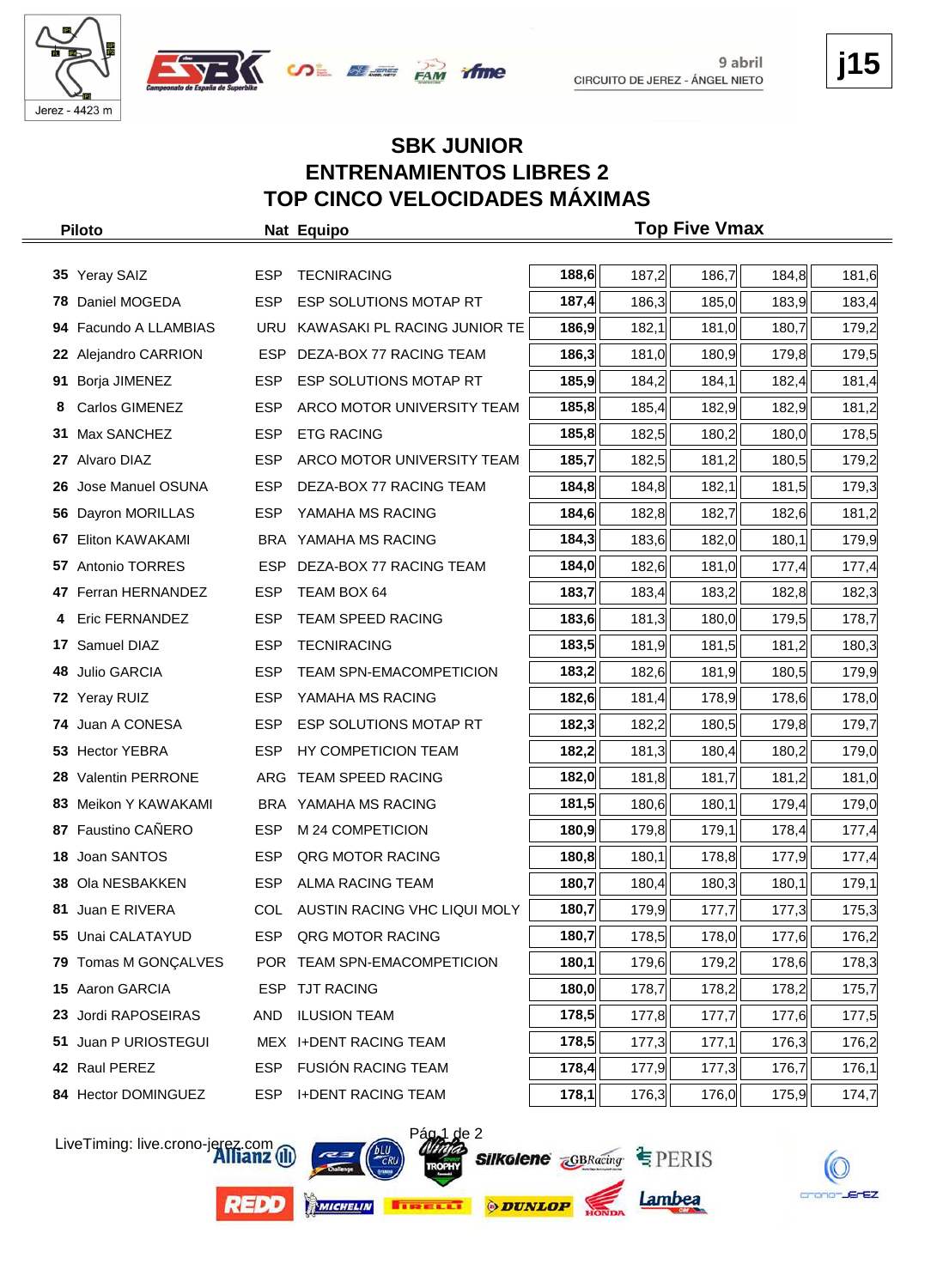# SBK JUNIOR
## ENTRENAMIENTOS LIBRES 2
## TOP CINCO VELOCIDADES MÁXIMAS

9 abril
CIRCUITO DE JEREZ - ÁNGEL NIETO

j15

| Piloto | | Nat | Equipo | Top Five Vmax | | | | |
|---|---|---|---|---|---|---|---|---|
| 35 | Yeray SAIZ | ESP | TECNIRACING | **188,6** | 187,2 | 186,7 | 184,8 | 181,6 |
| 78 | Daniel MOGEDA | ESP | ESP SOLUTIONS MOTAP RT | **187,4** | 186,3 | 185,0 | 183,9 | 183,4 |
| 94 | Facundo A LLAMBIAS | URU | KAWASAKI PL RACING JUNIOR TE | **186,9** | 182,1 | 181,0 | 180,7 | 179,2 |
| 22 | Alejandro CARRION | ESP | DEZA-BOX 77 RACING TEAM | **186,3** | 181,0 | 180,9 | 179,8 | 179,5 |
| 91 | Borja JIMENEZ | ESP | ESP SOLUTIONS MOTAP RT | **185,9** | 184,2 | 184,1 | 182,4 | 181,4 |
| 8 | Carlos GIMENEZ | ESP | ARCO MOTOR UNIVERSITY TEAM | **185,8** | 185,4 | 182,9 | 182,9 | 181,2 |
| 31 | Max SANCHEZ | ESP | ETG RACING | **185,8** | 182,5 | 180,2 | 180,0 | 178,5 |
| 27 | Alvaro DIAZ | ESP | ARCO MOTOR UNIVERSITY TEAM | **185,7** | 182,5 | 181,2 | 180,5 | 179,2 |
| 26 | Jose Manuel OSUNA | ESP | DEZA-BOX 77 RACING TEAM | **184,8** | 184,8 | 182,1 | 181,5 | 179,3 |
| 56 | Dayron MORILLAS | ESP | YAMAHA MS RACING | **184,6** | 182,8 | 182,7 | 182,6 | 181,2 |
| 67 | Eliton KAWAKAMI | BRA | YAMAHA MS RACING | **184,3** | 183,6 | 182,0 | 180,1 | 179,9 |
| 57 | Antonio TORRES | ESP | DEZA-BOX 77 RACING TEAM | **184,0** | 182,6 | 181,0 | 177,4 | 177,4 |
| 47 | Ferran HERNANDEZ | ESP | TEAM BOX 64 | **183,7** | 183,4 | 183,2 | 182,8 | 182,3 |
| 4 | Eric FERNANDEZ | ESP | TEAM SPEED RACING | **183,6** | 181,3 | 180,0 | 179,5 | 178,7 |
| 17 | Samuel DIAZ | ESP | TECNIRACING | **183,5** | 181,9 | 181,5 | 181,2 | 180,3 |
| 48 | Julio GARCIA | ESP | TEAM SPN-EMACOMPETICION | **183,2** | 182,6 | 181,9 | 180,5 | 179,9 |
| 72 | Yeray RUIZ | ESP | YAMAHA MS RACING | **182,6** | 181,4 | 178,9 | 178,6 | 178,0 |
| 74 | Juan A CONESA | ESP | ESP SOLUTIONS MOTAP RT | **182,3** | 182,2 | 180,5 | 179,8 | 179,7 |
| 53 | Hector YEBRA | ESP | HY COMPETICION TEAM | **182,2** | 181,3 | 180,4 | 180,2 | 179,0 |
| 28 | Valentin PERRONE | ARG | TEAM SPEED RACING | **182,0** | 181,8 | 181,7 | 181,2 | 181,0 |
| 83 | Meikon Y KAWAKAMI | BRA | YAMAHA MS RACING | **181,5** | 180,6 | 180,1 | 179,4 | 179,0 |
| 87 | Faustino CAÑERO | ESP | M 24 COMPETICION | **180,9** | 179,8 | 179,1 | 178,4 | 177,4 |
| 18 | Joan SANTOS | ESP | QRG MOTOR RACING | **180,8** | 180,1 | 178,8 | 177,9 | 177,4 |
| 38 | Ola NESBAKKEN | ESP | ALMA RACING TEAM | **180,7** | 180,4 | 180,3 | 180,1 | 179,1 |
| 81 | Juan E RIVERA | COL | AUSTIN RACING VHC LIQUI MOLY | **180,7** | 179,9 | 177,7 | 177,3 | 175,3 |
| 55 | Unai CALATAYUD | ESP | QRG MOTOR RACING | **180,7** | 178,5 | 178,0 | 177,6 | 176,2 |
| 79 | Tomas M GONÇALVES | POR | TEAM SPN-EMACOMPETICION | **180,1** | 179,6 | 179,2 | 178,6 | 178,3 |
| 15 | Aaron GARCIA | ESP | TJT RACING | **180,0** | 178,7 | 178,2 | 178,2 | 175,7 |
| 23 | Jordi RAPOSEIRAS | AND | ILUSION TEAM | **178,5** | 177,8 | 177,7 | 177,6 | 177,5 |
| 51 | Juan P URIOSTEGUI | MEX | I+DENT RACING TEAM | **178,5** | 177,3 | 177,1 | 176,3 | 176,2 |
| 42 | Raul PEREZ | ESP | FUSIÓN RACING TEAM | **178,4** | 177,9 | 177,3 | 176,7 | 176,1 |
| 84 | Hector DOMINGUEZ | ESP | I+DENT RACING TEAM | **178,1** | 176,3 | 176,0 | 175,9 | 174,7 |

LiveTiming: live.crono-jerez.com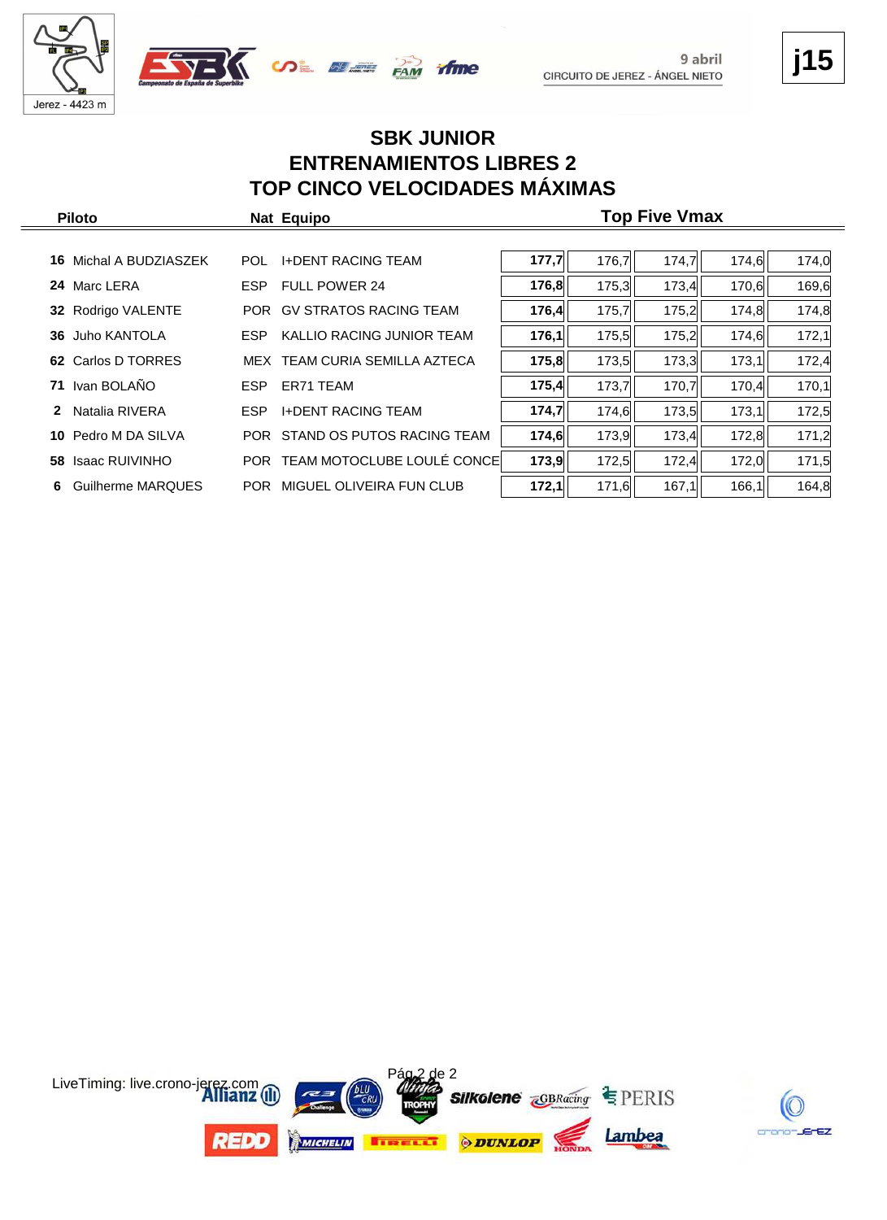Jerez - 4423 m

9 abril
CIRCUITO DE JEREZ - ÁNGEL NIETO

**j15**

# SBK JUNIOR
## ENTRENAMIENTOS LIBRES 2
## TOP CINCO VELOCIDADES MÁXIMAS

| Piloto | | Nat | Equipo | Top Five Vmax | | | | |
|---|---|---|---|---|---|---|---|---|
| 16 | Michal A BUDZIASZEK | POL | I+DENT RACING TEAM | **177,7** | 176,7 | 174,7 | 174,6 | 174,0 |
| 24 | Marc LERA | ESP | FULL POWER 24 | **176,8** | 175,3 | 173,4 | 170,6 | 169,6 |
| 32 | Rodrigo VALENTE | POR | GV STRATOS RACING TEAM | **176,4** | 175,7 | 175,2 | 174,8 | 174,8 |
| 36 | Juho KANTOLA | ESP | KALLIO RACING JUNIOR TEAM | **176,1** | 175,5 | 175,2 | 174,6 | 172,1 |
| 62 | Carlos D TORRES | MEX | TEAM CURIA SEMILLA AZTECA | **175,8** | 173,5 | 173,3 | 173,1 | 172,4 |
| 71 | Ivan BOLAÑO | ESP | ER71 TEAM | **175,4** | 173,7 | 170,7 | 170,4 | 170,1 |
| 2 | Natalia RIVERA | ESP | I+DENT RACING TEAM | **174,7** | 174,6 | 173,5 | 173,1 | 172,5 |
| 10 | Pedro M DA SILVA | POR | STAND OS PUTOS RACING TEAM | **174,6** | 173,9 | 173,4 | 172,8 | 171,2 |
| 58 | Isaac RUIVINHO | POR | TEAM MOTOCLUBE LOULÉ CONCE | **173,9** | 172,5 | 172,4 | 172,0 | 171,5 |
| 6 | Guilherme MARQUES | POR | MIGUEL OLIVEIRA FUN CLUB | **172,1** | 171,6 | 167,1 | 166,1 | 164,8 |

LiveTiming: live.crono-jerez.com